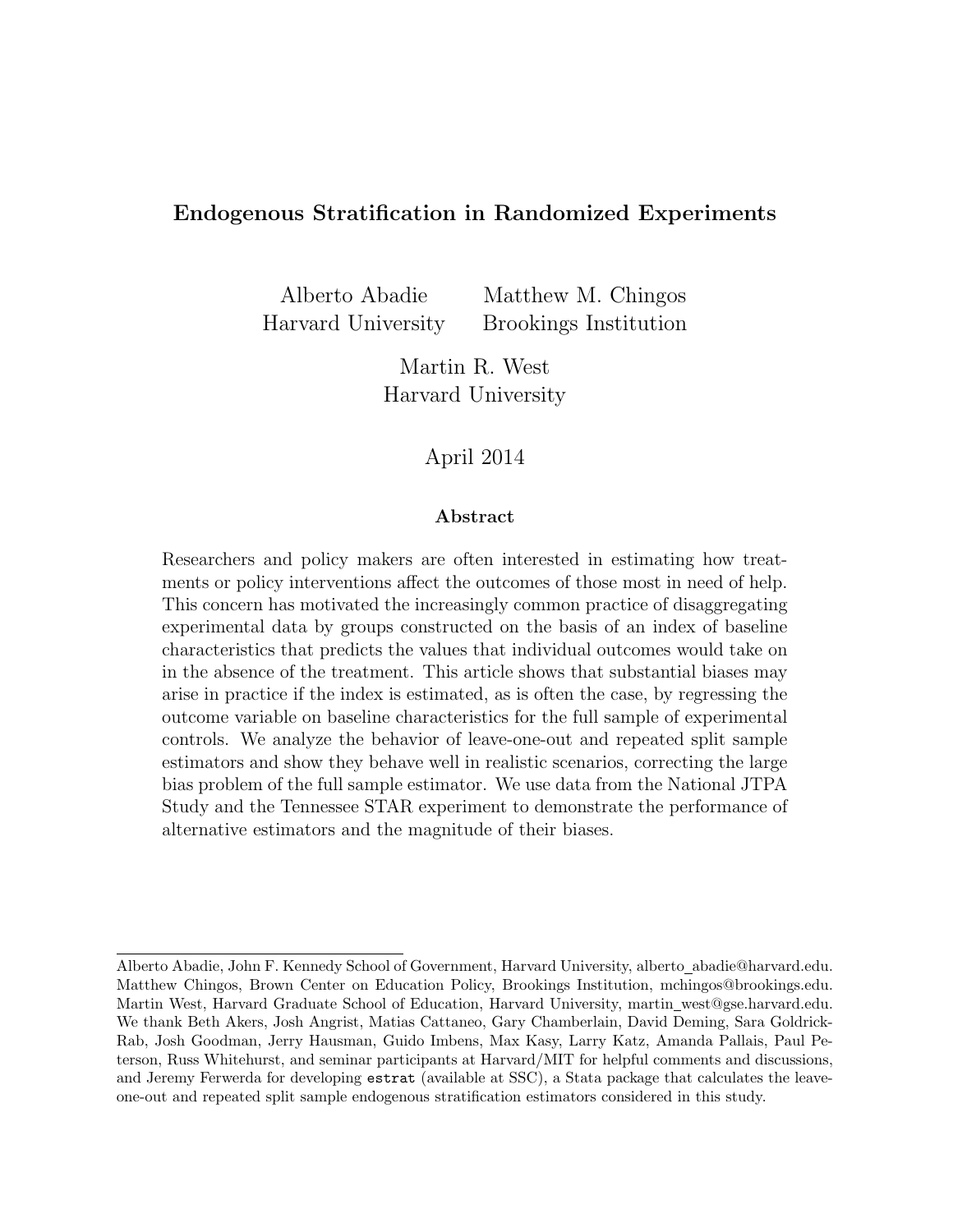# Endogenous Stratification in Randomized Experiments

Alberto Abadie
Harvard University

Matthew M. Chingos
Brookings Institution

Martin R. West
Harvard University

April 2014

## Abstract

Researchers and policy makers are often interested in estimating how treatments or policy interventions affect the outcomes of those most in need of help. This concern has motivated the increasingly common practice of disaggregating experimental data by groups constructed on the basis of an index of baseline characteristics that predicts the values that individual outcomes would take on in the absence of the treatment. This article shows that substantial biases may arise in practice if the index is estimated, as is often the case, by regressing the outcome variable on baseline characteristics for the full sample of experimental controls. We analyze the behavior of leave-one-out and repeated split sample estimators and show they behave well in realistic scenarios, correcting the large bias problem of the full sample estimator. We use data from the National JTPA Study and the Tennessee STAR experiment to demonstrate the performance of alternative estimators and the magnitude of their biases.

---

Alberto Abadie, John F. Kennedy School of Government, Harvard University, alberto_abadie@harvard.edu. Matthew Chingos, Brown Center on Education Policy, Brookings Institution, mchingos@brookings.edu. Martin West, Harvard Graduate School of Education, Harvard University, martin_west@gse.harvard.edu. We thank Beth Akers, Josh Angrist, Matias Cattaneo, Gary Chamberlain, David Deming, Sara Goldrick-Rab, Josh Goodman, Jerry Hausman, Guido Imbens, Max Kasy, Larry Katz, Amanda Pallais, Paul Peterson, Russ Whitehurst, and seminar participants at Harvard/MIT for helpful comments and discussions, and Jeremy Ferwerda for developing `estrat` (available at SSC), a Stata package that calculates the leave-one-out and repeated split sample endogenous stratification estimators considered in this study.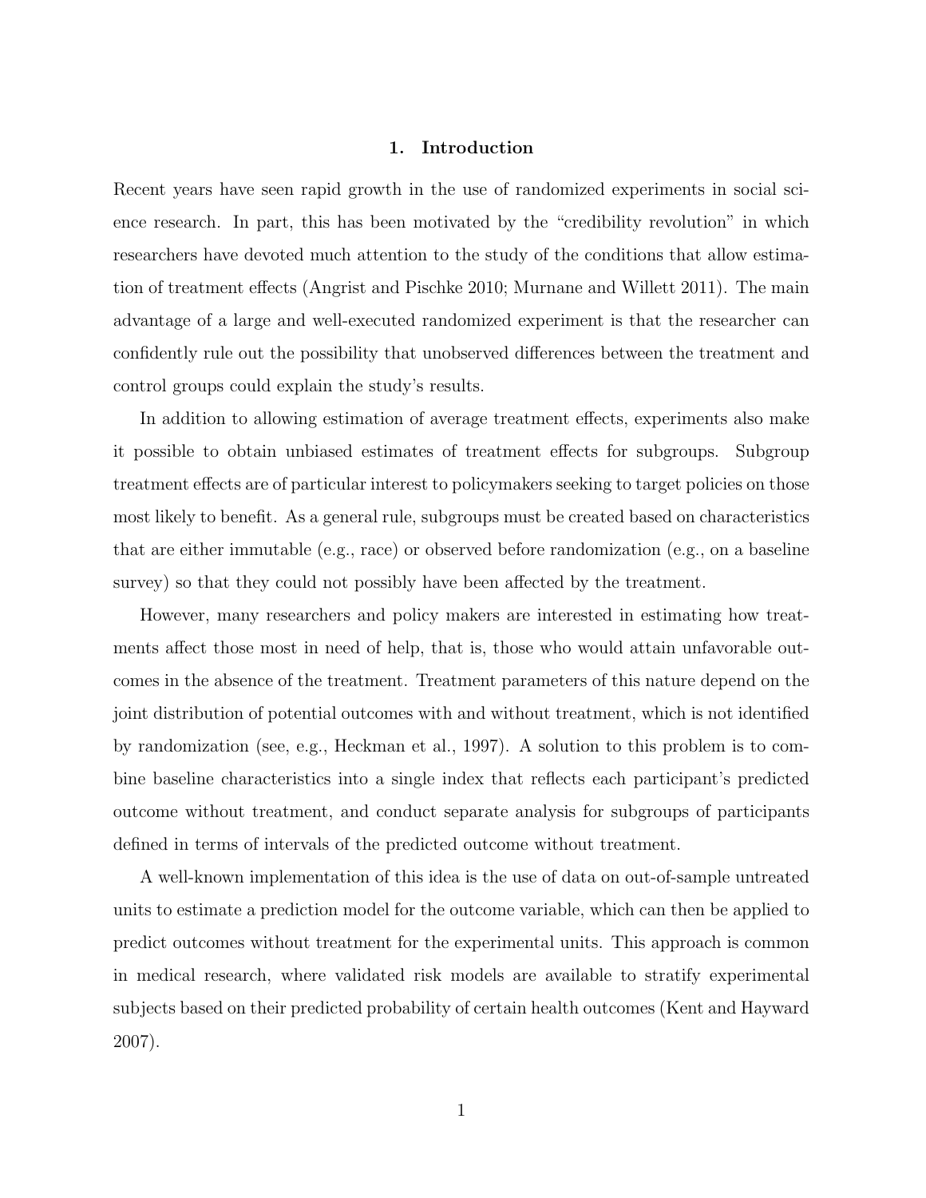# 1. Introduction

Recent years have seen rapid growth in the use of randomized experiments in social science research. In part, this has been motivated by the "credibility revolution" in which researchers have devoted much attention to the study of the conditions that allow estimation of treatment effects (Angrist and Pischke 2010; Murnane and Willett 2011). The main advantage of a large and well-executed randomized experiment is that the researcher can confidently rule out the possibility that unobserved differences between the treatment and control groups could explain the study's results.

In addition to allowing estimation of average treatment effects, experiments also make it possible to obtain unbiased estimates of treatment effects for subgroups. Subgroup treatment effects are of particular interest to policymakers seeking to target policies on those most likely to benefit. As a general rule, subgroups must be created based on characteristics that are either immutable (e.g., race) or observed before randomization (e.g., on a baseline survey) so that they could not possibly have been affected by the treatment.

However, many researchers and policy makers are interested in estimating how treatments affect those most in need of help, that is, those who would attain unfavorable outcomes in the absence of the treatment. Treatment parameters of this nature depend on the joint distribution of potential outcomes with and without treatment, which is not identified by randomization (see, e.g., Heckman et al., 1997). A solution to this problem is to combine baseline characteristics into a single index that reflects each participant's predicted outcome without treatment, and conduct separate analysis for subgroups of participants defined in terms of intervals of the predicted outcome without treatment.

A well-known implementation of this idea is the use of data on out-of-sample untreated units to estimate a prediction model for the outcome variable, which can then be applied to predict outcomes without treatment for the experimental units. This approach is common in medical research, where validated risk models are available to stratify experimental subjects based on their predicted probability of certain health outcomes (Kent and Hayward 2007).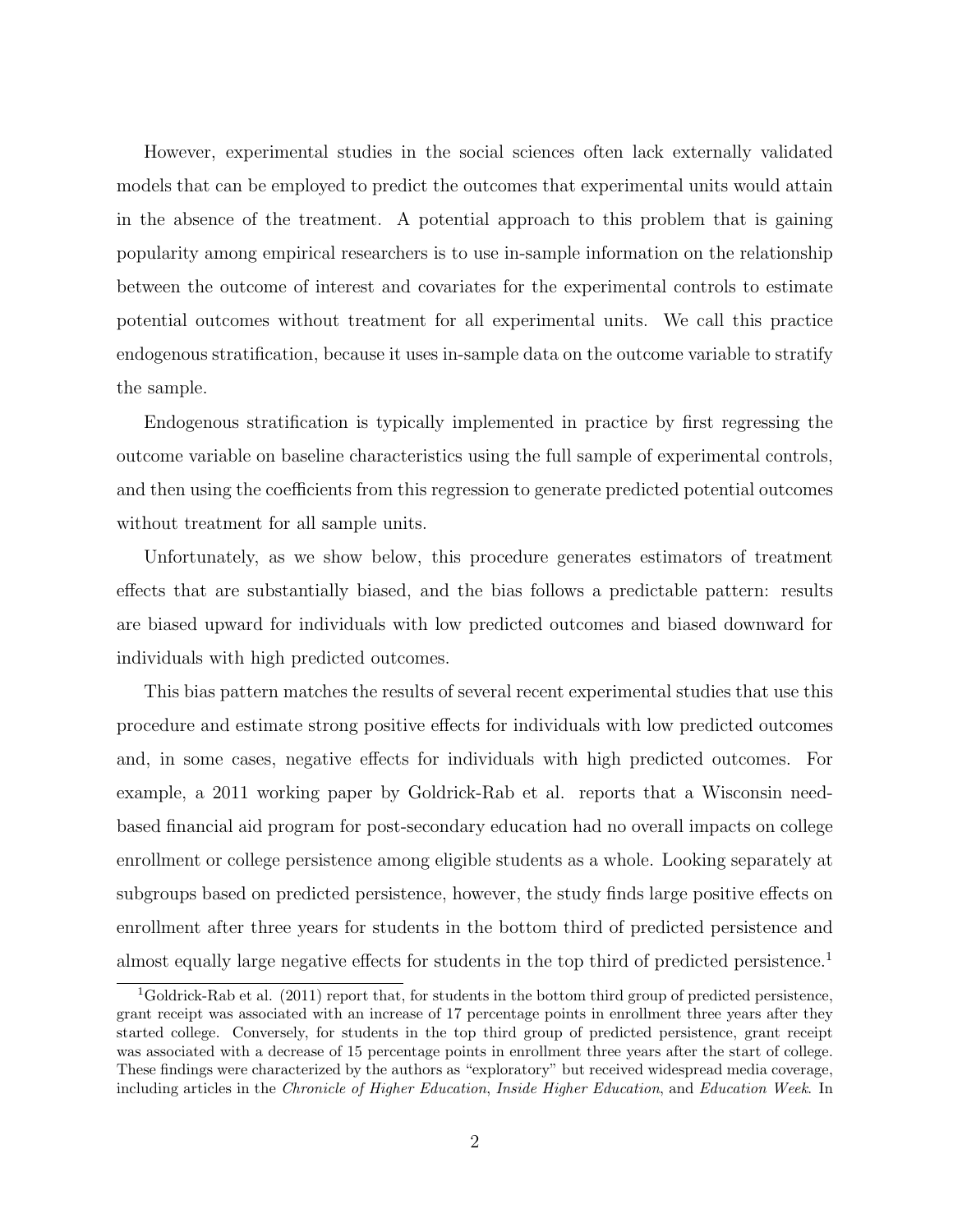However, experimental studies in the social sciences often lack externally validated models that can be employed to predict the outcomes that experimental units would attain in the absence of the treatment. A potential approach to this problem that is gaining popularity among empirical researchers is to use in-sample information on the relationship between the outcome of interest and covariates for the experimental controls to estimate potential outcomes without treatment for all experimental units. We call this practice endogenous stratification, because it uses in-sample data on the outcome variable to stratify the sample.

Endogenous stratification is typically implemented in practice by first regressing the outcome variable on baseline characteristics using the full sample of experimental controls, and then using the coefficients from this regression to generate predicted potential outcomes without treatment for all sample units.

Unfortunately, as we show below, this procedure generates estimators of treatment effects that are substantially biased, and the bias follows a predictable pattern: results are biased upward for individuals with low predicted outcomes and biased downward for individuals with high predicted outcomes.

This bias pattern matches the results of several recent experimental studies that use this procedure and estimate strong positive effects for individuals with low predicted outcomes and, in some cases, negative effects for individuals with high predicted outcomes. For example, a 2011 working paper by Goldrick-Rab et al. reports that a Wisconsin need-based financial aid program for post-secondary education had no overall impacts on college enrollment or college persistence among eligible students as a whole. Looking separately at subgroups based on predicted persistence, however, the study finds large positive effects on enrollment after three years for students in the bottom third of predicted persistence and almost equally large negative effects for students in the top third of predicted persistence.[1]

[1] Goldrick-Rab et al. (2011) report that, for students in the bottom third group of predicted persistence, grant receipt was associated with an increase of 17 percentage points in enrollment three years after they started college. Conversely, for students in the top third group of predicted persistence, grant receipt was associated with a decrease of 15 percentage points in enrollment three years after the start of college. These findings were characterized by the authors as "exploratory" but received widespread media coverage, including articles in the *Chronicle of Higher Education*, *Inside Higher Education*, and *Education Week*. In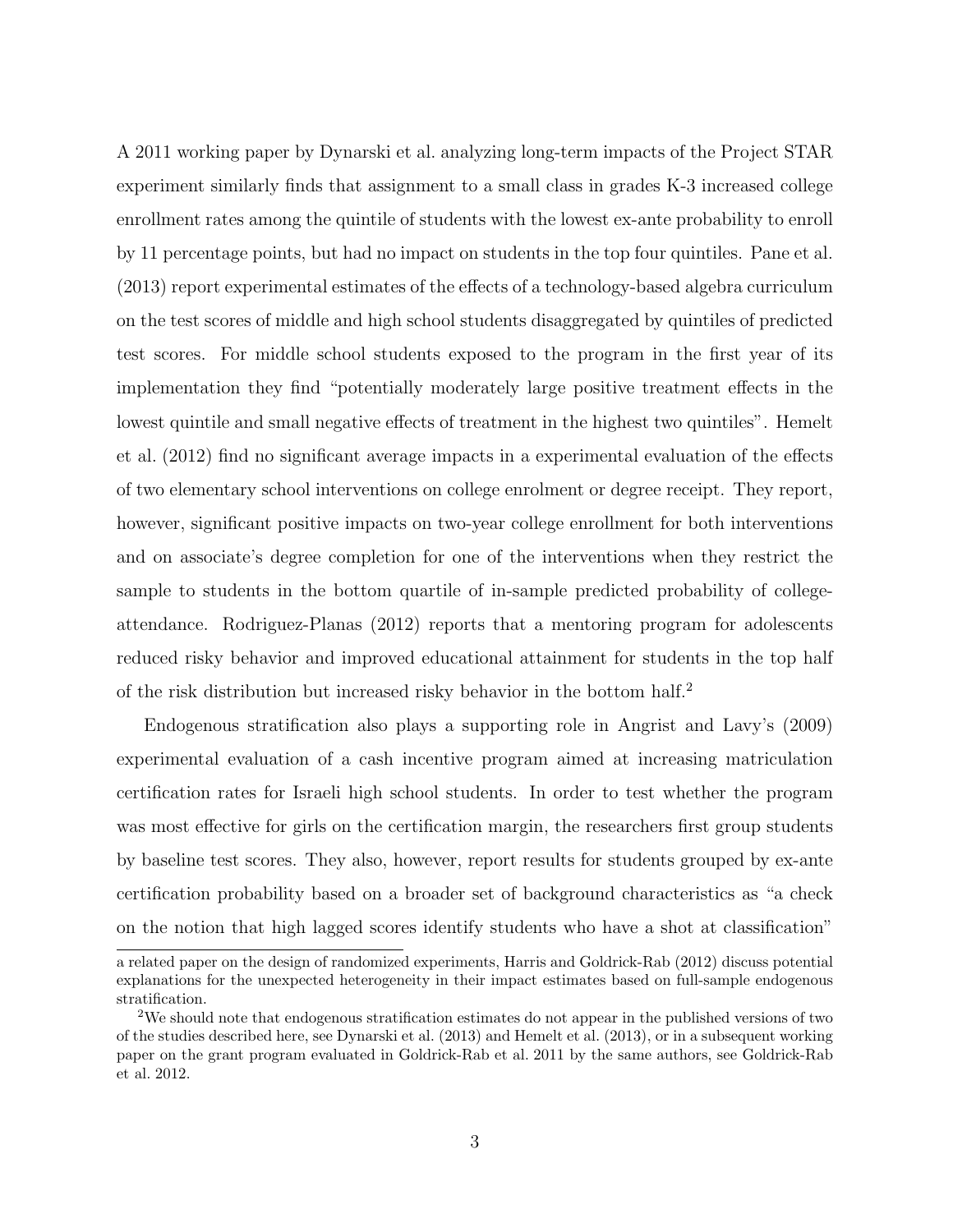A 2011 working paper by Dynarski et al. analyzing long-term impacts of the Project STAR experiment similarly finds that assignment to a small class in grades K-3 increased college enrollment rates among the quintile of students with the lowest ex-ante probability to enroll by 11 percentage points, but had no impact on students in the top four quintiles. Pane et al. (2013) report experimental estimates of the effects of a technology-based algebra curriculum on the test scores of middle and high school students disaggregated by quintiles of predicted test scores. For middle school students exposed to the program in the first year of its implementation they find "potentially moderately large positive treatment effects in the lowest quintile and small negative effects of treatment in the highest two quintiles". Hemelt et al. (2012) find no significant average impacts in a experimental evaluation of the effects of two elementary school interventions on college enrolment or degree receipt. They report, however, significant positive impacts on two-year college enrollment for both interventions and on associate's degree completion for one of the interventions when they restrict the sample to students in the bottom quartile of in-sample predicted probability of college-attendance. Rodriguez-Planas (2012) reports that a mentoring program for adolescents reduced risky behavior and improved educational attainment for students in the top half of the risk distribution but increased risky behavior in the bottom half.[2]

Endogenous stratification also plays a supporting role in Angrist and Lavy's (2009) experimental evaluation of a cash incentive program aimed at increasing matriculation certification rates for Israeli high school students. In order to test whether the program was most effective for girls on the certification margin, the researchers first group students by baseline test scores. They also, however, report results for students grouped by ex-ante certification probability based on a broader set of background characteristics as "a check on the notion that high lagged scores identify students who have a shot at classification"

a related paper on the design of randomized experiments, Harris and Goldrick-Rab (2012) discuss potential explanations for the unexpected heterogeneity in their impact estimates based on full-sample endogenous stratification.

[2]We should note that endogenous stratification estimates do not appear in the published versions of two of the studies described here, see Dynarski et al. (2013) and Hemelt et al. (2013), or in a subsequent working paper on the grant program evaluated in Goldrick-Rab et al. 2011 by the same authors, see Goldrick-Rab et al. 2012.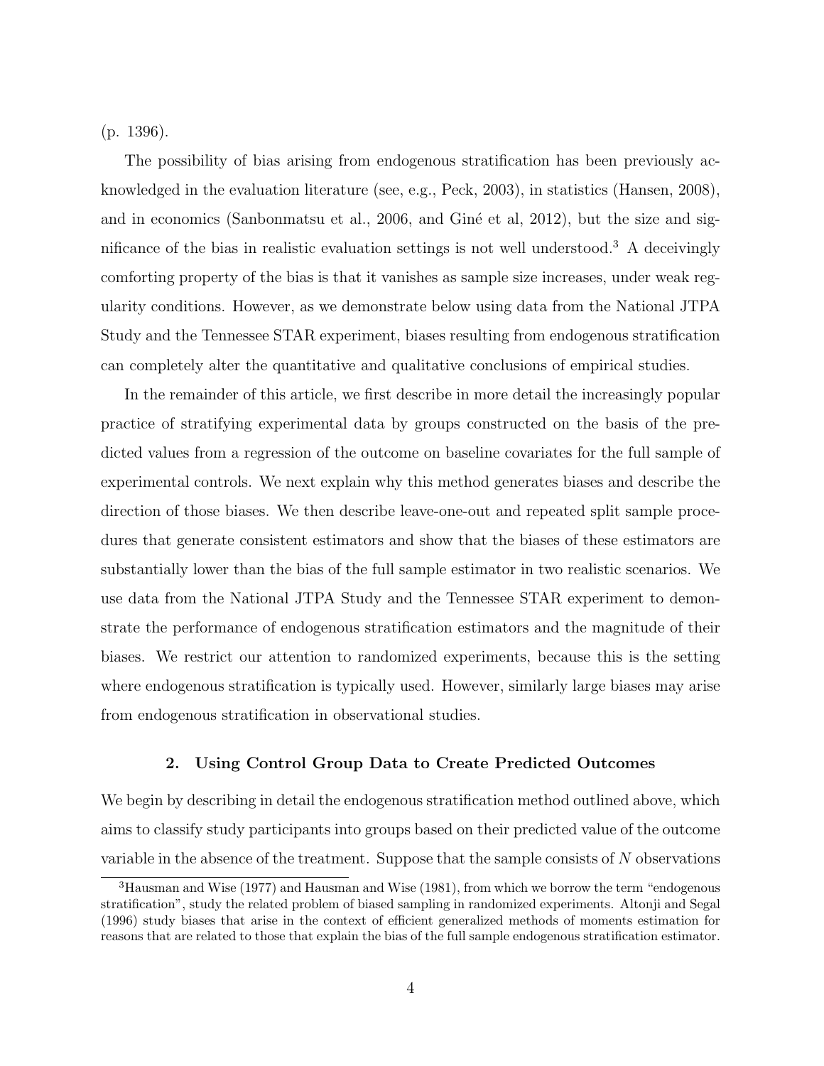(p. 1396).

The possibility of bias arising from endogenous stratification has been previously acknowledged in the evaluation literature (see, e.g., Peck, 2003), in statistics (Hansen, 2008), and in economics (Sanbonmatsu et al., 2006, and Giné et al, 2012), but the size and significance of the bias in realistic evaluation settings is not well understood.[3] A deceivingly comforting property of the bias is that it vanishes as sample size increases, under weak regularity conditions. However, as we demonstrate below using data from the National JTPA Study and the Tennessee STAR experiment, biases resulting from endogenous stratification can completely alter the quantitative and qualitative conclusions of empirical studies.

In the remainder of this article, we first describe in more detail the increasingly popular practice of stratifying experimental data by groups constructed on the basis of the predicted values from a regression of the outcome on baseline covariates for the full sample of experimental controls. We next explain why this method generates biases and describe the direction of those biases. We then describe leave-one-out and repeated split sample procedures that generate consistent estimators and show that the biases of these estimators are substantially lower than the bias of the full sample estimator in two realistic scenarios. We use data from the National JTPA Study and the Tennessee STAR experiment to demonstrate the performance of endogenous stratification estimators and the magnitude of their biases. We restrict our attention to randomized experiments, because this is the setting where endogenous stratification is typically used. However, similarly large biases may arise from endogenous stratification in observational studies.

## 2. Using Control Group Data to Create Predicted Outcomes

We begin by describing in detail the endogenous stratification method outlined above, which aims to classify study participants into groups based on their predicted value of the outcome variable in the absence of the treatment. Suppose that the sample consists of $N$ observations

[3] Hausman and Wise (1977) and Hausman and Wise (1981), from which we borrow the term "endogenous stratification", study the related problem of biased sampling in randomized experiments. Altonji and Segal (1996) study biases that arise in the context of efficient generalized methods of moments estimation for reasons that are related to those that explain the bias of the full sample endogenous stratification estimator.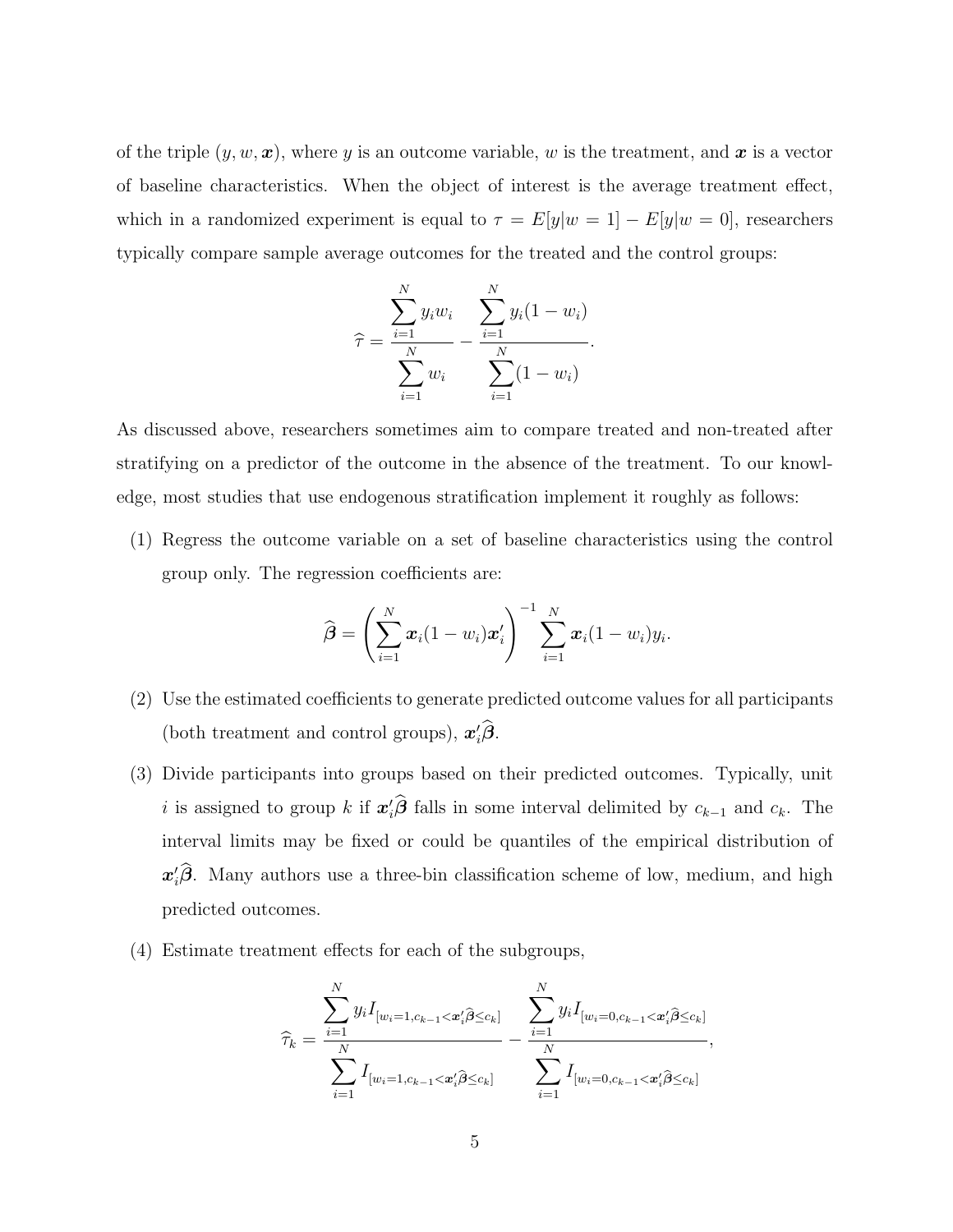of the triple $(y, w, \boldsymbol{x})$, where $y$ is an outcome variable, $w$ is the treatment, and $\boldsymbol{x}$ is a vector of baseline characteristics. When the object of interest is the average treatment effect, which in a randomized experiment is equal to $\tau = E[y|w = 1] - E[y|w = 0]$, researchers typically compare sample average outcomes for the treated and the control groups:

$$\widehat{\tau} = \frac{\sum_{i=1}^{N} y_i w_i}{\sum_{i=1}^{N} w_i} - \frac{\sum_{i=1}^{N} y_i(1 - w_i)}{\sum_{i=1}^{N}(1 - w_i)}.$$

As discussed above, researchers sometimes aim to compare treated and non-treated after stratifying on a predictor of the outcome in the absence of the treatment. To our knowledge, most studies that use endogenous stratification implement it roughly as follows:

(1) Regress the outcome variable on a set of baseline characteristics using the control group only. The regression coefficients are:

$$\widehat{\boldsymbol{\beta}} = \left(\sum_{i=1}^{N} \boldsymbol{x}_i(1 - w_i)\boldsymbol{x}_i'\right)^{-1} \sum_{i=1}^{N} \boldsymbol{x}_i(1 - w_i)y_i.$$

(2) Use the estimated coefficients to generate predicted outcome values for all participants (both treatment and control groups), $\boldsymbol{x}_i'\widehat{\boldsymbol{\beta}}$.

(3) Divide participants into groups based on their predicted outcomes. Typically, unit $i$ is assigned to group $k$ if $\boldsymbol{x}_i'\widehat{\boldsymbol{\beta}}$ falls in some interval delimited by $c_{k-1}$ and $c_k$. The interval limits may be fixed or could be quantiles of the empirical distribution of $\boldsymbol{x}_i'\widehat{\boldsymbol{\beta}}$. Many authors use a three-bin classification scheme of low, medium, and high predicted outcomes.

(4) Estimate treatment effects for each of the subgroups,

$$\widehat{\tau}_k = \frac{\sum_{i=1}^{N} y_i I_{[w_i=1, c_{k-1} < \boldsymbol{x}_i'\widehat{\boldsymbol{\beta}} \leq c_k]}}{\sum_{i=1}^{N} I_{[w_i=1, c_{k-1} < \boldsymbol{x}_i'\widehat{\boldsymbol{\beta}} \leq c_k]}} - \frac{\sum_{i=1}^{N} y_i I_{[w_i=0, c_{k-1} < \boldsymbol{x}_i'\widehat{\boldsymbol{\beta}} \leq c_k]}}{\sum_{i=1}^{N} I_{[w_i=0, c_{k-1} < \boldsymbol{x}_i'\widehat{\boldsymbol{\beta}} \leq c_k]}},$$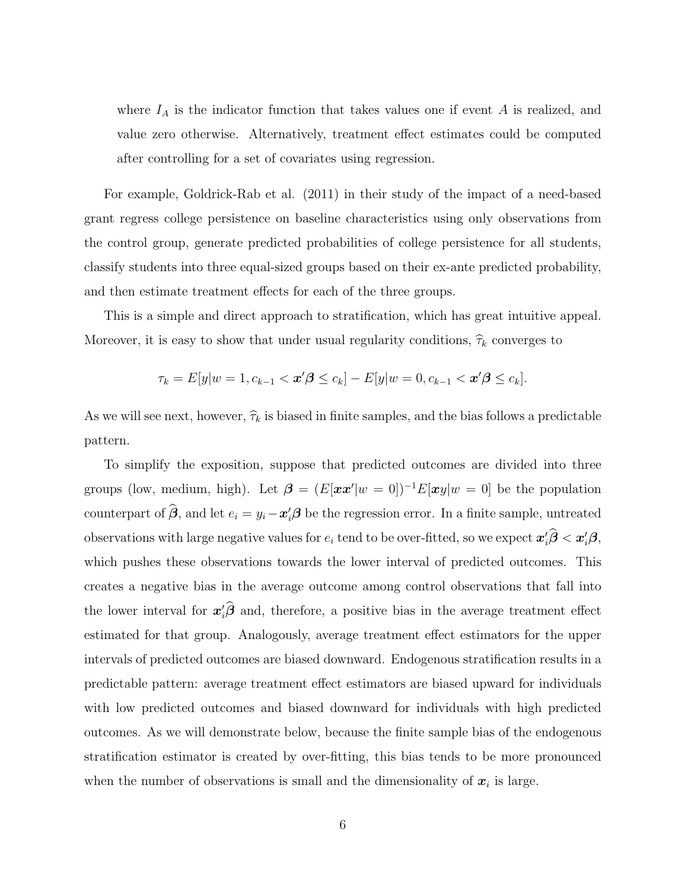where $I_A$ is the indicator function that takes values one if event $A$ is realized, and value zero otherwise. Alternatively, treatment effect estimates could be computed after controlling for a set of covariates using regression.

For example, Goldrick-Rab et al. (2011) in their study of the impact of a need-based grant regress college persistence on baseline characteristics using only observations from the control group, generate predicted probabilities of college persistence for all students, classify students into three equal-sized groups based on their ex-ante predicted probability, and then estimate treatment effects for each of the three groups.

This is a simple and direct approach to stratification, which has great intuitive appeal. Moreover, it is easy to show that under usual regularity conditions, $\widehat{\tau}_k$ converges to

$$\tau_k = E[y|w = 1, c_{k-1} < \boldsymbol{x}'\boldsymbol{\beta} \leq c_k] - E[y|w = 0, c_{k-1} < \boldsymbol{x}'\boldsymbol{\beta} \leq c_k].$$

As we will see next, however, $\widehat{\tau}_k$ is biased in finite samples, and the bias follows a predictable pattern.

To simplify the exposition, suppose that predicted outcomes are divided into three groups (low, medium, high). Let $\boldsymbol{\beta} = (E[\boldsymbol{x}\boldsymbol{x}'|w = 0])^{-1}E[\boldsymbol{x}y|w = 0]$ be the population counterpart of $\widehat{\boldsymbol{\beta}}$, and let $e_i = y_i - \boldsymbol{x}_i'\boldsymbol{\beta}$ be the regression error. In a finite sample, untreated observations with large negative values for $e_i$ tend to be over-fitted, so we expect $\boldsymbol{x}_i'\widehat{\boldsymbol{\beta}} < \boldsymbol{x}_i'\boldsymbol{\beta}$, which pushes these observations towards the lower interval of predicted outcomes. This creates a negative bias in the average outcome among control observations that fall into the lower interval for $\boldsymbol{x}_i'\widehat{\boldsymbol{\beta}}$ and, therefore, a positive bias in the average treatment effect estimated for that group. Analogously, average treatment effect estimators for the upper intervals of predicted outcomes are biased downward. Endogenous stratification results in a predictable pattern: average treatment effect estimators are biased upward for individuals with low predicted outcomes and biased downward for individuals with high predicted outcomes. As we will demonstrate below, because the finite sample bias of the endogenous stratification estimator is created by over-fitting, this bias tends to be more pronounced when the number of observations is small and the dimensionality of $\boldsymbol{x}_i$ is large.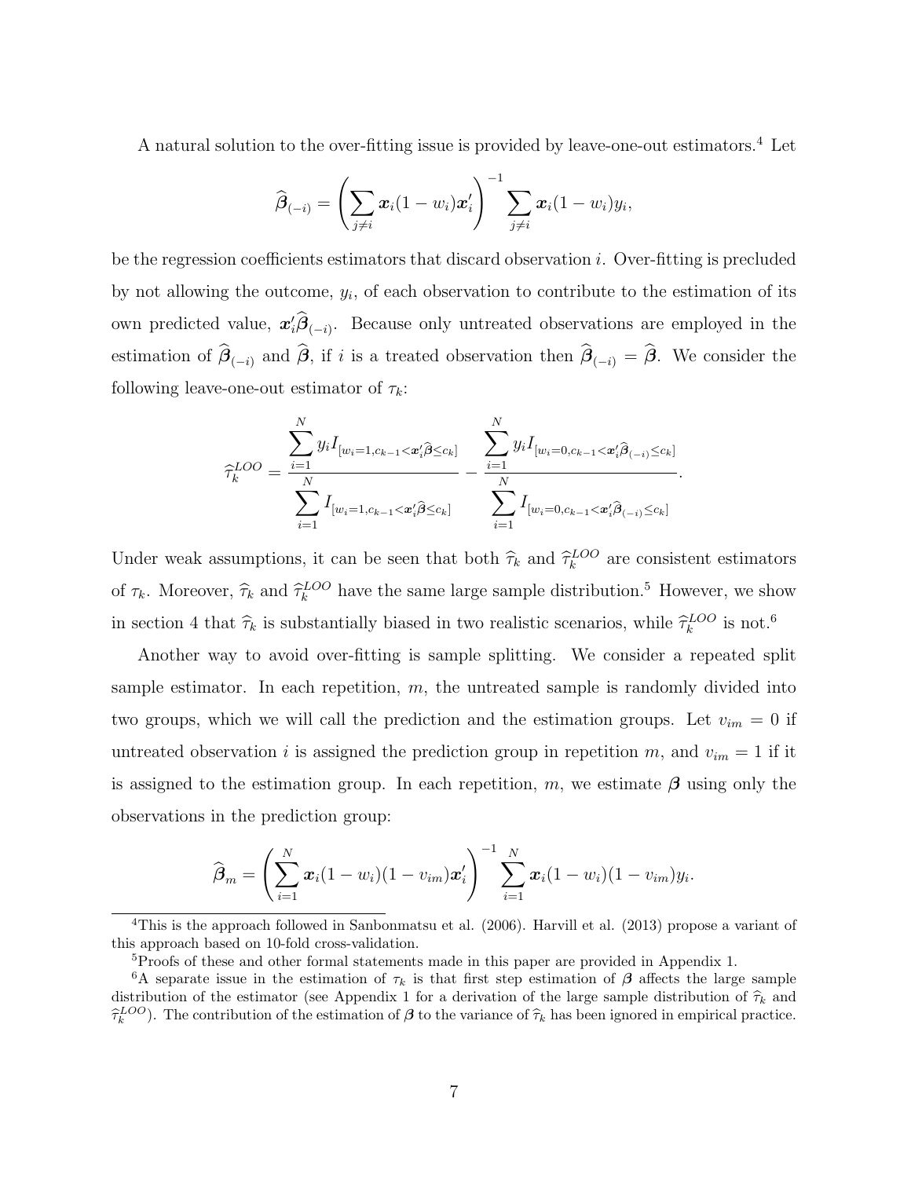A natural solution to the over-fitting issue is provided by leave-one-out estimators.[4] Let

$$\widehat{\boldsymbol{\beta}}_{(-i)} = \left( \sum_{j \neq i} \boldsymbol{x}_i (1 - w_i) \boldsymbol{x}_i' \right)^{-1} \sum_{j \neq i} \boldsymbol{x}_i (1 - w_i) y_i,$$

be the regression coefficients estimators that discard observation $i$. Over-fitting is precluded by not allowing the outcome, $y_i$, of each observation to contribute to the estimation of its own predicted value, $\boldsymbol{x}_i' \widehat{\boldsymbol{\beta}}_{(-i)}$. Because only untreated observations are employed in the estimation of $\widehat{\boldsymbol{\beta}}_{(-i)}$ and $\widehat{\boldsymbol{\beta}}$, if $i$ is a treated observation then $\widehat{\boldsymbol{\beta}}_{(-i)} = \widehat{\boldsymbol{\beta}}$. We consider the following leave-one-out estimator of $\tau_k$:

$$\widehat{\tau}_k^{LOO} = \frac{\sum_{i=1}^{N} y_i I_{[w_i=1, c_{k-1} < \boldsymbol{x}_i' \widehat{\boldsymbol{\beta}} \leq c_k]}}{\sum_{i=1}^{N} I_{[w_i=1, c_{k-1} < \boldsymbol{x}_i' \widehat{\boldsymbol{\beta}} \leq c_k]}} - \frac{\sum_{i=1}^{N} y_i I_{[w_i=0, c_{k-1} < \boldsymbol{x}_i' \widehat{\boldsymbol{\beta}}_{(-i)} \leq c_k]}}{\sum_{i=1}^{N} I_{[w_i=0, c_{k-1} < \boldsymbol{x}_i' \widehat{\boldsymbol{\beta}}_{(-i)} \leq c_k]}}.$$

Under weak assumptions, it can be seen that both $\widehat{\tau}_k$ and $\widehat{\tau}_k^{LOO}$ are consistent estimators of $\tau_k$. Moreover, $\widehat{\tau}_k$ and $\widehat{\tau}_k^{LOO}$ have the same large sample distribution.[5] However, we show in section 4 that $\widehat{\tau}_k$ is substantially biased in two realistic scenarios, while $\widehat{\tau}_k^{LOO}$ is not.[6]

Another way to avoid over-fitting is sample splitting. We consider a repeated split sample estimator. In each repetition, $m$, the untreated sample is randomly divided into two groups, which we will call the prediction and the estimation groups. Let $v_{im} = 0$ if untreated observation $i$ is assigned the prediction group in repetition $m$, and $v_{im} = 1$ if it is assigned to the estimation group. In each repetition, $m$, we estimate $\boldsymbol{\beta}$ using only the observations in the prediction group:

$$\widehat{\boldsymbol{\beta}}_m = \left( \sum_{i=1}^{N} \boldsymbol{x}_i (1 - w_i)(1 - v_{im}) \boldsymbol{x}_i' \right)^{-1} \sum_{i=1}^{N} \boldsymbol{x}_i (1 - w_i)(1 - v_{im}) y_i.$$

---

[4] This is the approach followed in Sanbonmatsu et al. (2006). Harvill et al. (2013) propose a variant of this approach based on 10-fold cross-validation.

[5] Proofs of these and other formal statements made in this paper are provided in Appendix 1.

[6] A separate issue in the estimation of $\tau_k$ is that first step estimation of $\boldsymbol{\beta}$ affects the large sample distribution of the estimator (see Appendix 1 for a derivation of the large sample distribution of $\widehat{\tau}_k$ and $\widehat{\tau}_k^{LOO}$). The contribution of the estimation of $\boldsymbol{\beta}$ to the variance of $\widehat{\tau}_k$ has been ignored in empirical practice.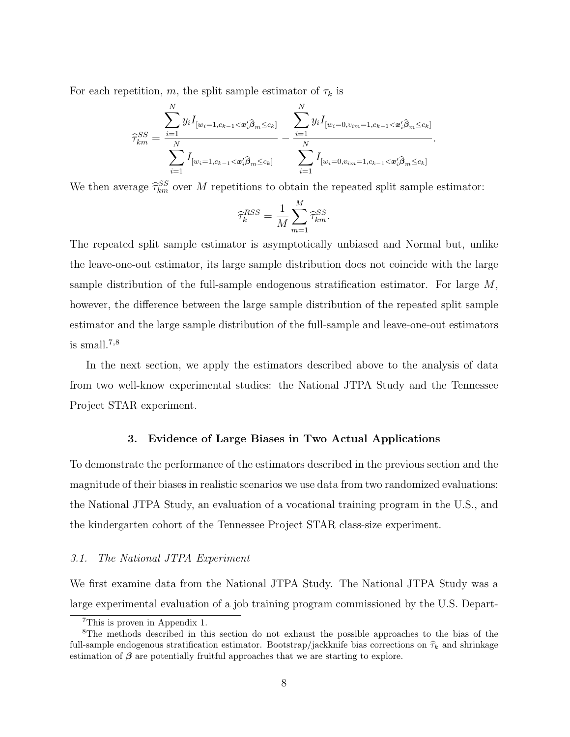For each repetition, $m$, the split sample estimator of $\tau_k$ is

$$\widehat{\tau}^{SS}_{km} = \frac{\displaystyle\sum_{i=1}^{N} y_i I_{[w_i=1, c_{k-1} < \boldsymbol{x}_i'\widehat{\boldsymbol{\beta}}_m \leq c_k]}}{\displaystyle\sum_{i=1}^{N} I_{[w_i=1, c_{k-1} < \boldsymbol{x}_i'\widehat{\boldsymbol{\beta}}_m \leq c_k]}} - \frac{\displaystyle\sum_{i=1}^{N} y_i I_{[w_i=0, v_{im}=1, c_{k-1} < \boldsymbol{x}_i'\widehat{\boldsymbol{\beta}}_m \leq c_k]}}{\displaystyle\sum_{i=1}^{N} I_{[w_i=0, v_{im}=1, c_{k-1} < \boldsymbol{x}_i'\widehat{\boldsymbol{\beta}}_m \leq c_k]}}.$$

We then average $\widehat{\tau}^{SS}_{km}$ over $M$ repetitions to obtain the repeated split sample estimator:

$$\widehat{\tau}^{RSS}_{k} = \frac{1}{M}\sum_{m=1}^{M} \widehat{\tau}^{SS}_{km}.$$

The repeated split sample estimator is asymptotically unbiased and Normal but, unlike the leave-one-out estimator, its large sample distribution does not coincide with the large sample distribution of the full-sample endogenous stratification estimator. For large $M$, however, the difference between the large sample distribution of the repeated split sample estimator and the large sample distribution of the full-sample and leave-one-out estimators is small.[7,8]

In the next section, we apply the estimators described above to the analysis of data from two well-know experimental studies: the National JTPA Study and the Tennessee Project STAR experiment.

## 3. Evidence of Large Biases in Two Actual Applications

To demonstrate the performance of the estimators described in the previous section and the magnitude of their biases in realistic scenarios we use data from two randomized evaluations: the National JTPA Study, an evaluation of a vocational training program in the U.S., and the kindergarten cohort of the Tennessee Project STAR class-size experiment.

### *3.1. The National JTPA Experiment*

We first examine data from the National JTPA Study. The National JTPA Study was a large experimental evaluation of a job training program commissioned by the U.S. Depart-

---

[7] This is proven in Appendix 1.

[8] The methods described in this section do not exhaust the possible approaches to the bias of the full-sample endogenous stratification estimator. Bootstrap/jackknife bias corrections on $\widehat{\tau}_k$ and shrinkage estimation of $\boldsymbol{\beta}$ are potentially fruitful approaches that we are starting to explore.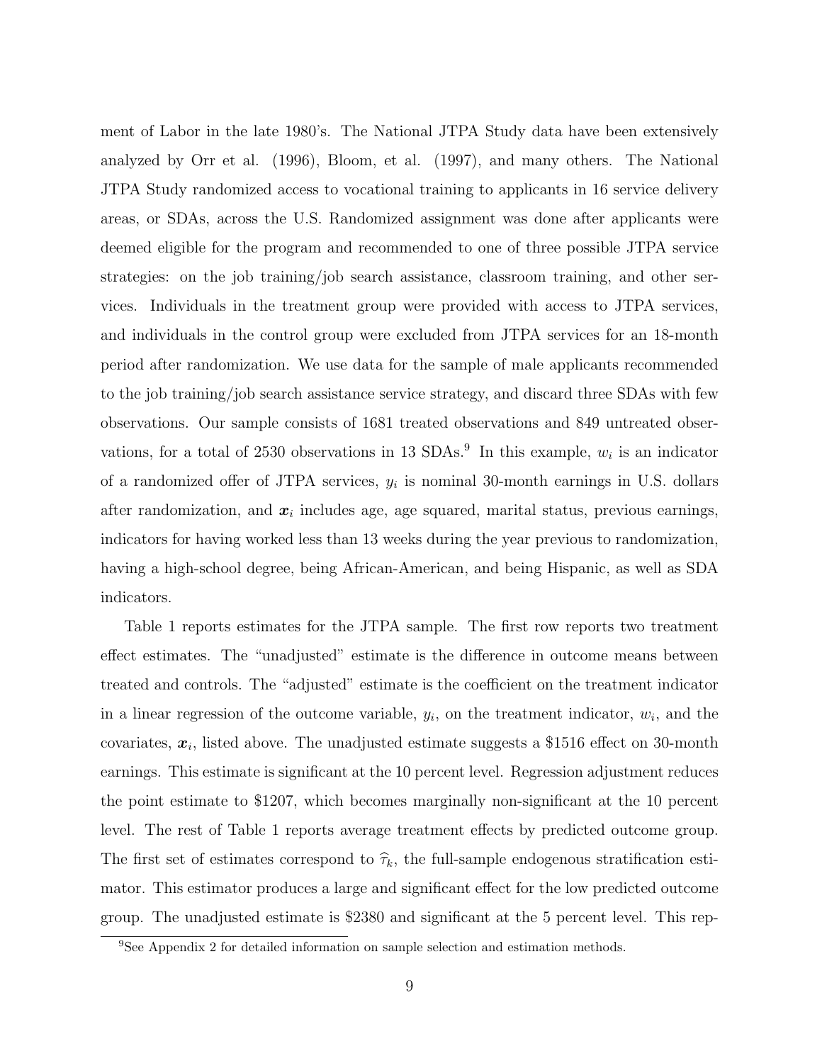ment of Labor in the late 1980's. The National JTPA Study data have been extensively analyzed by Orr et al. (1996), Bloom, et al. (1997), and many others. The National JTPA Study randomized access to vocational training to applicants in 16 service delivery areas, or SDAs, across the U.S. Randomized assignment was done after applicants were deemed eligible for the program and recommended to one of three possible JTPA service strategies: on the job training/job search assistance, classroom training, and other services. Individuals in the treatment group were provided with access to JTPA services, and individuals in the control group were excluded from JTPA services for an 18-month period after randomization. We use data for the sample of male applicants recommended to the job training/job search assistance service strategy, and discard three SDAs with few observations. Our sample consists of 1681 treated observations and 849 untreated observations, for a total of 2530 observations in 13 SDAs.[9] In this example, $w_i$ is an indicator of a randomized offer of JTPA services, $y_i$ is nominal 30-month earnings in U.S. dollars after randomization, and $\boldsymbol{x}_i$ includes age, age squared, marital status, previous earnings, indicators for having worked less than 13 weeks during the year previous to randomization, having a high-school degree, being African-American, and being Hispanic, as well as SDA indicators.

Table 1 reports estimates for the JTPA sample. The first row reports two treatment effect estimates. The "unadjusted" estimate is the difference in outcome means between treated and controls. The "adjusted" estimate is the coefficient on the treatment indicator in a linear regression of the outcome variable, $y_i$, on the treatment indicator, $w_i$, and the covariates, $\boldsymbol{x}_i$, listed above. The unadjusted estimate suggests a \$1516 effect on 30-month earnings. This estimate is significant at the 10 percent level. Regression adjustment reduces the point estimate to \$1207, which becomes marginally non-significant at the 10 percent level. The rest of Table 1 reports average treatment effects by predicted outcome group. The first set of estimates correspond to $\widehat{\tau}_k$, the full-sample endogenous stratification estimator. This estimator produces a large and significant effect for the low predicted outcome group. The unadjusted estimate is \$2380 and significant at the 5 percent level. This rep-

[9] See Appendix 2 for detailed information on sample selection and estimation methods.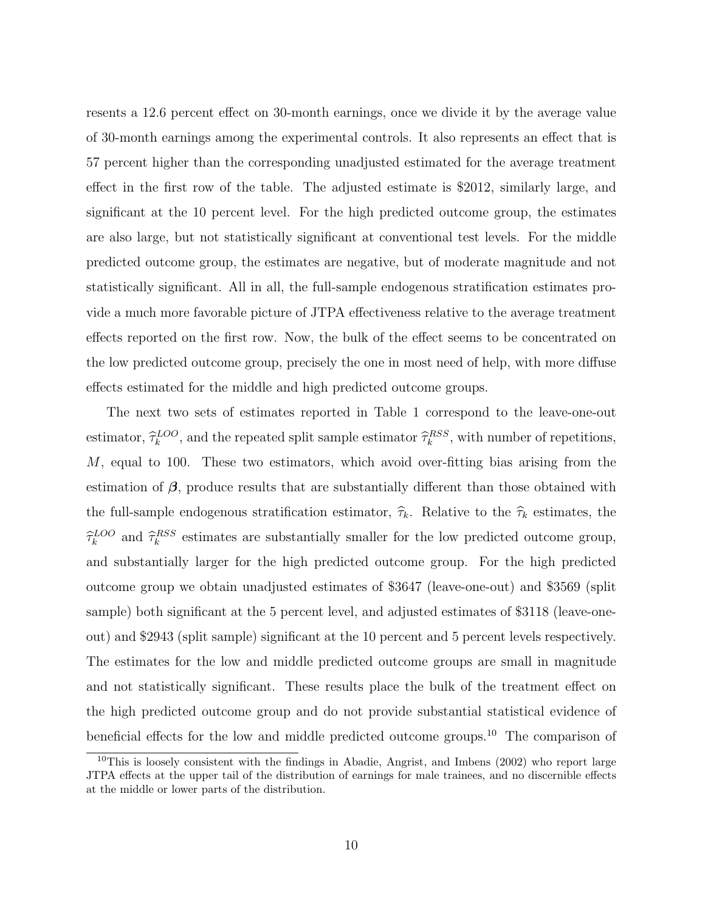resents a 12.6 percent effect on 30-month earnings, once we divide it by the average value of 30-month earnings among the experimental controls. It also represents an effect that is 57 percent higher than the corresponding unadjusted estimated for the average treatment effect in the first row of the table. The adjusted estimate is \$2012, similarly large, and significant at the 10 percent level. For the high predicted outcome group, the estimates are also large, but not statistically significant at conventional test levels. For the middle predicted outcome group, the estimates are negative, but of moderate magnitude and not statistically significant. All in all, the full-sample endogenous stratification estimates provide a much more favorable picture of JTPA effectiveness relative to the average treatment effects reported on the first row. Now, the bulk of the effect seems to be concentrated on the low predicted outcome group, precisely the one in most need of help, with more diffuse effects estimated for the middle and high predicted outcome groups.

The next two sets of estimates reported in Table 1 correspond to the leave-one-out estimator, $\widehat{\tau}_k^{LOO}$, and the repeated split sample estimator $\widehat{\tau}_k^{RSS}$, with number of repetitions, $M$, equal to 100. These two estimators, which avoid over-fitting bias arising from the estimation of $\boldsymbol{\beta}$, produce results that are substantially different than those obtained with the full-sample endogenous stratification estimator, $\widehat{\tau}_k$. Relative to the $\widehat{\tau}_k$ estimates, the $\widehat{\tau}_k^{LOO}$ and $\widehat{\tau}_k^{RSS}$ estimates are substantially smaller for the low predicted outcome group, and substantially larger for the high predicted outcome group. For the high predicted outcome group we obtain unadjusted estimates of \$3647 (leave-one-out) and \$3569 (split sample) both significant at the 5 percent level, and adjusted estimates of \$3118 (leave-one-out) and \$2943 (split sample) significant at the 10 percent and 5 percent levels respectively. The estimates for the low and middle predicted outcome groups are small in magnitude and not statistically significant. These results place the bulk of the treatment effect on the high predicted outcome group and do not provide substantial statistical evidence of beneficial effects for the low and middle predicted outcome groups.[10] The comparison of

[10]This is loosely consistent with the findings in Abadie, Angrist, and Imbens (2002) who report large JTPA effects at the upper tail of the distribution of earnings for male trainees, and no discernible effects at the middle or lower parts of the distribution.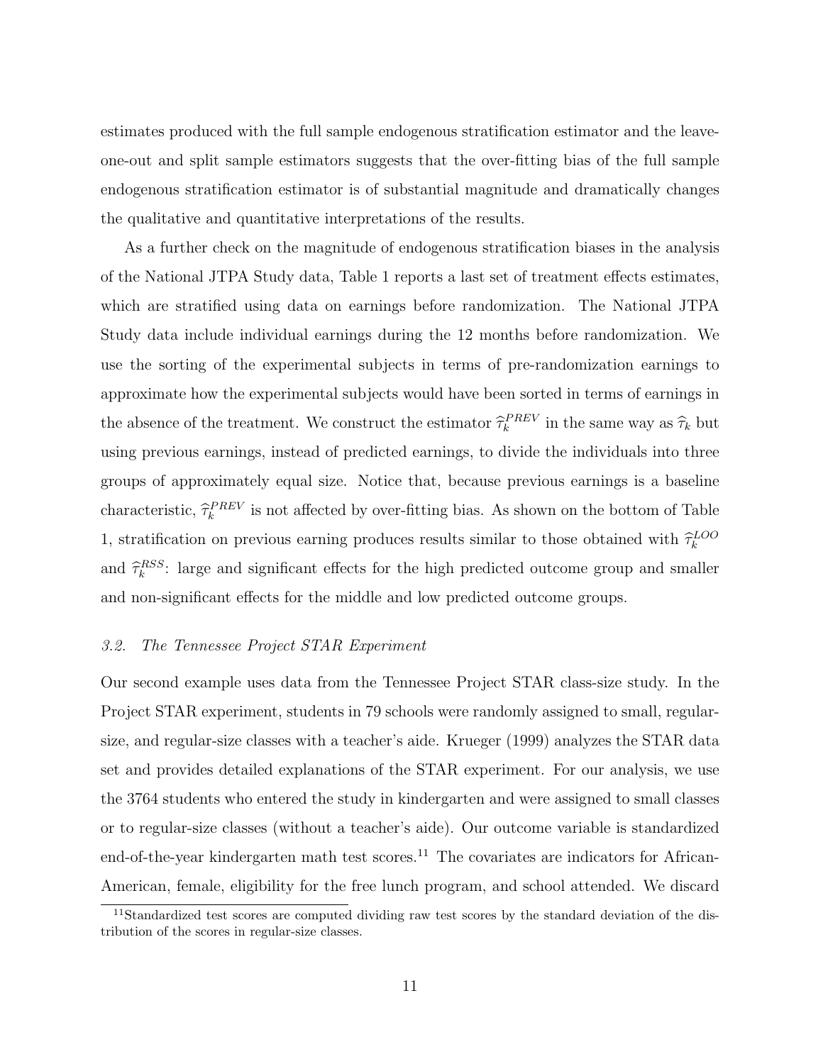estimates produced with the full sample endogenous stratification estimator and the leave-one-out and split sample estimators suggests that the over-fitting bias of the full sample endogenous stratification estimator is of substantial magnitude and dramatically changes the qualitative and quantitative interpretations of the results.

As a further check on the magnitude of endogenous stratification biases in the analysis of the National JTPA Study data, Table 1 reports a last set of treatment effects estimates, which are stratified using data on earnings before randomization. The National JTPA Study data include individual earnings during the 12 months before randomization. We use the sorting of the experimental subjects in terms of pre-randomization earnings to approximate how the experimental subjects would have been sorted in terms of earnings in the absence of the treatment. We construct the estimator $\widehat{\tau}_k^{PREV}$ in the same way as $\widehat{\tau}_k$ but using previous earnings, instead of predicted earnings, to divide the individuals into three groups of approximately equal size. Notice that, because previous earnings is a baseline characteristic, $\widehat{\tau}_k^{PREV}$ is not affected by over-fitting bias. As shown on the bottom of Table 1, stratification on previous earning produces results similar to those obtained with $\widehat{\tau}_k^{LOO}$ and $\widehat{\tau}_k^{RSS}$: large and significant effects for the high predicted outcome group and smaller and non-significant effects for the middle and low predicted outcome groups.

### *3.2. The Tennessee Project STAR Experiment*

Our second example uses data from the Tennessee Project STAR class-size study. In the Project STAR experiment, students in 79 schools were randomly assigned to small, regular-size, and regular-size classes with a teacher's aide. Krueger (1999) analyzes the STAR data set and provides detailed explanations of the STAR experiment. For our analysis, we use the 3764 students who entered the study in kindergarten and were assigned to small classes or to regular-size classes (without a teacher's aide). Our outcome variable is standardized end-of-the-year kindergarten math test scores.[11] The covariates are indicators for African-American, female, eligibility for the free lunch program, and school attended. We discard

[11] Standardized test scores are computed dividing raw test scores by the standard deviation of the distribution of the scores in regular-size classes.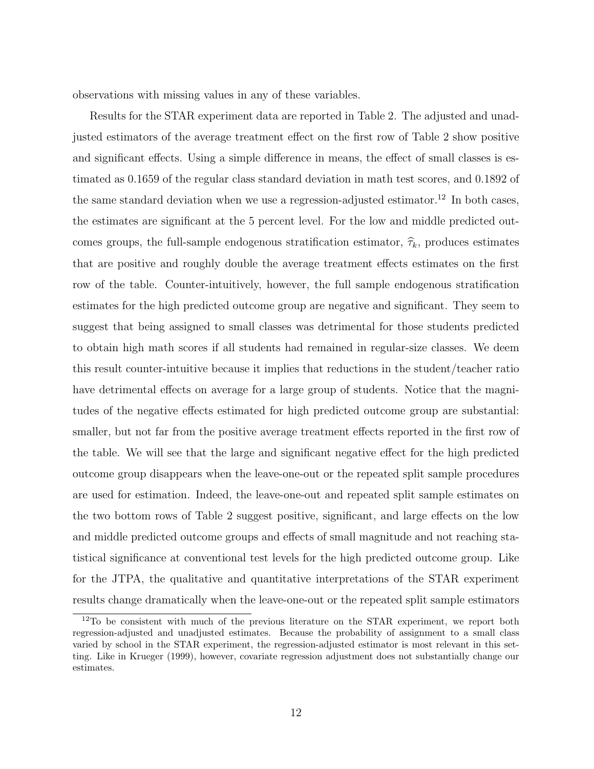observations with missing values in any of these variables.

Results for the STAR experiment data are reported in Table 2. The adjusted and unadjusted estimators of the average treatment effect on the first row of Table 2 show positive and significant effects. Using a simple difference in means, the effect of small classes is estimated as 0.1659 of the regular class standard deviation in math test scores, and 0.1892 of the same standard deviation when we use a regression-adjusted estimator.[12] In both cases, the estimates are significant at the 5 percent level. For the low and middle predicted outcomes groups, the full-sample endogenous stratification estimator, $\widehat{\tau}_k$, produces estimates that are positive and roughly double the average treatment effects estimates on the first row of the table. Counter-intuitively, however, the full sample endogenous stratification estimates for the high predicted outcome group are negative and significant. They seem to suggest that being assigned to small classes was detrimental for those students predicted to obtain high math scores if all students had remained in regular-size classes. We deem this result counter-intuitive because it implies that reductions in the student/teacher ratio have detrimental effects on average for a large group of students. Notice that the magnitudes of the negative effects estimated for high predicted outcome group are substantial: smaller, but not far from the positive average treatment effects reported in the first row of the table. We will see that the large and significant negative effect for the high predicted outcome group disappears when the leave-one-out or the repeated split sample procedures are used for estimation. Indeed, the leave-one-out and repeated split sample estimates on the two bottom rows of Table 2 suggest positive, significant, and large effects on the low and middle predicted outcome groups and effects of small magnitude and not reaching statistical significance at conventional test levels for the high predicted outcome group. Like for the JTPA, the qualitative and quantitative interpretations of the STAR experiment results change dramatically when the leave-one-out or the repeated split sample estimators

[12] To be consistent with much of the previous literature on the STAR experiment, we report both regression-adjusted and unadjusted estimates. Because the probability of assignment to a small class varied by school in the STAR experiment, the regression-adjusted estimator is most relevant in this setting. Like in Krueger (1999), however, covariate regression adjustment does not substantially change our estimates.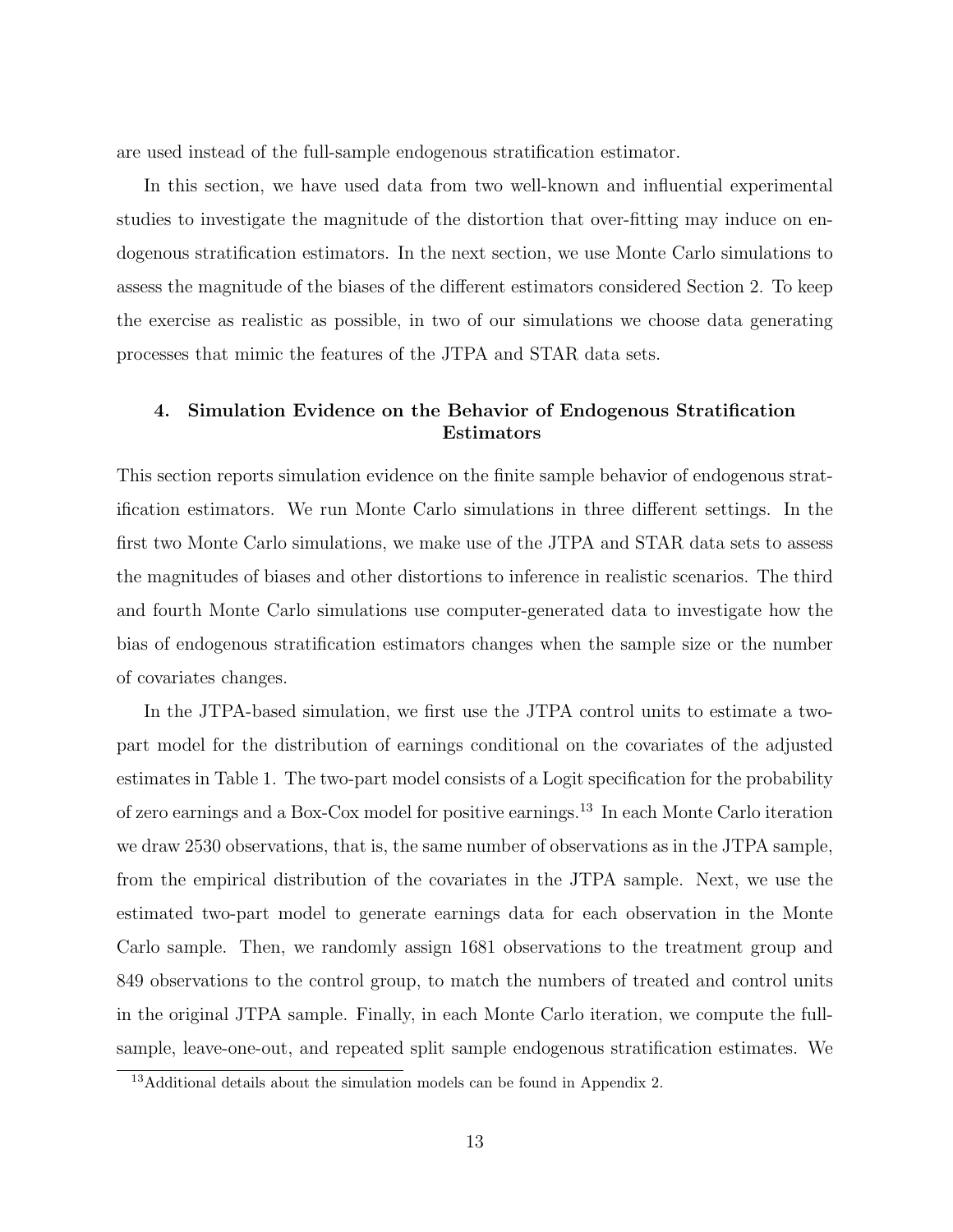are used instead of the full-sample endogenous stratification estimator.

In this section, we have used data from two well-known and influential experimental studies to investigate the magnitude of the distortion that over-fitting may induce on endogenous stratification estimators. In the next section, we use Monte Carlo simulations to assess the magnitude of the biases of the different estimators considered Section 2. To keep the exercise as realistic as possible, in two of our simulations we choose data generating processes that mimic the features of the JTPA and STAR data sets.

## 4. Simulation Evidence on the Behavior of Endogenous Stratification Estimators

This section reports simulation evidence on the finite sample behavior of endogenous stratification estimators. We run Monte Carlo simulations in three different settings. In the first two Monte Carlo simulations, we make use of the JTPA and STAR data sets to assess the magnitudes of biases and other distortions to inference in realistic scenarios. The third and fourth Monte Carlo simulations use computer-generated data to investigate how the bias of endogenous stratification estimators changes when the sample size or the number of covariates changes.

In the JTPA-based simulation, we first use the JTPA control units to estimate a two-part model for the distribution of earnings conditional on the covariates of the adjusted estimates in Table 1. The two-part model consists of a Logit specification for the probability of zero earnings and a Box-Cox model for positive earnings.[13] In each Monte Carlo iteration we draw 2530 observations, that is, the same number of observations as in the JTPA sample, from the empirical distribution of the covariates in the JTPA sample. Next, we use the estimated two-part model to generate earnings data for each observation in the Monte Carlo sample. Then, we randomly assign 1681 observations to the treatment group and 849 observations to the control group, to match the numbers of treated and control units in the original JTPA sample. Finally, in each Monte Carlo iteration, we compute the full-sample, leave-one-out, and repeated split sample endogenous stratification estimates. We

[13]Additional details about the simulation models can be found in Appendix 2.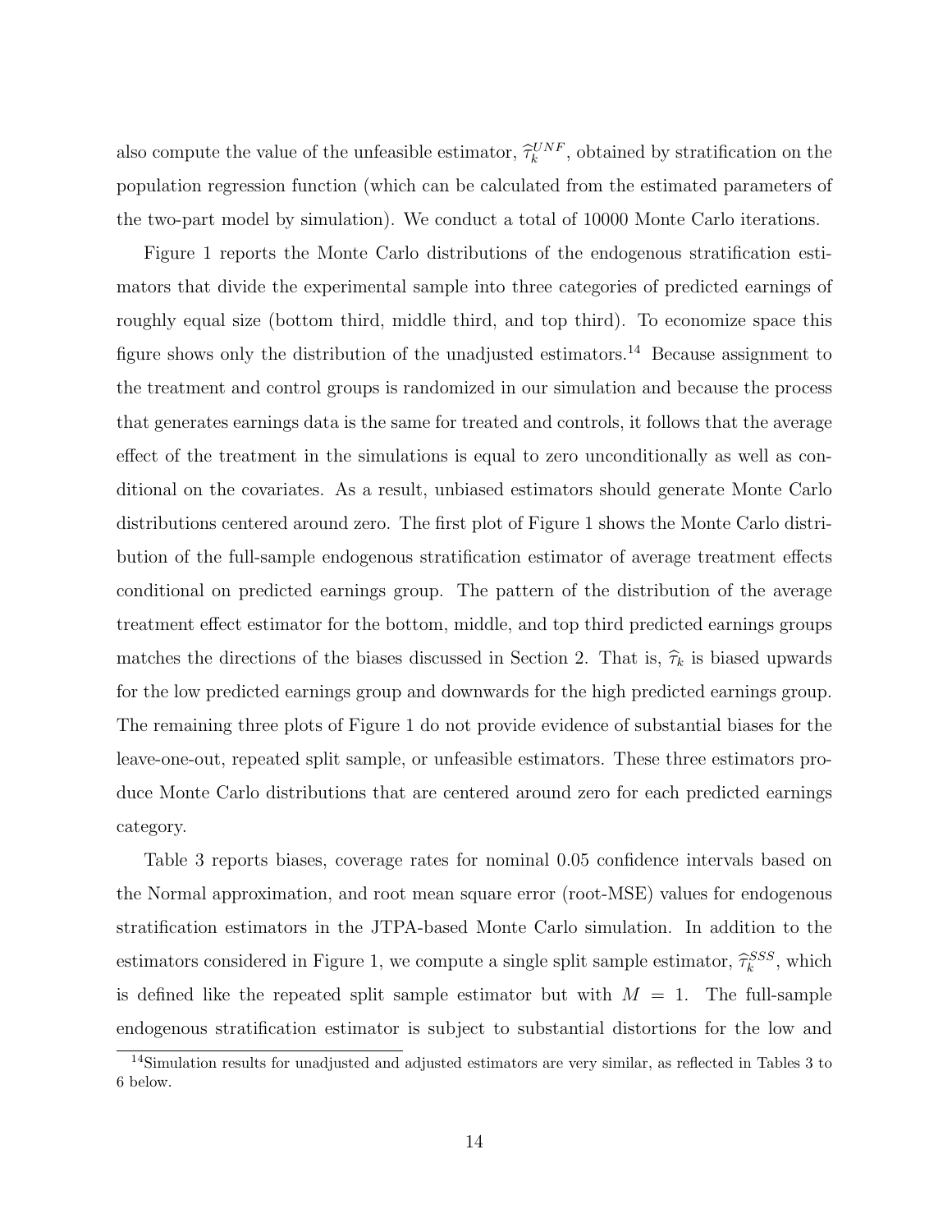also compute the value of the unfeasible estimator, $\widehat{\tau}_k^{UNF}$, obtained by stratification on the population regression function (which can be calculated from the estimated parameters of the two-part model by simulation). We conduct a total of 10000 Monte Carlo iterations.

Figure 1 reports the Monte Carlo distributions of the endogenous stratification estimators that divide the experimental sample into three categories of predicted earnings of roughly equal size (bottom third, middle third, and top third). To economize space this figure shows only the distribution of the unadjusted estimators.[14] Because assignment to the treatment and control groups is randomized in our simulation and because the process that generates earnings data is the same for treated and controls, it follows that the average effect of the treatment in the simulations is equal to zero unconditionally as well as conditional on the covariates. As a result, unbiased estimators should generate Monte Carlo distributions centered around zero. The first plot of Figure 1 shows the Monte Carlo distribution of the full-sample endogenous stratification estimator of average treatment effects conditional on predicted earnings group. The pattern of the distribution of the average treatment effect estimator for the bottom, middle, and top third predicted earnings groups matches the directions of the biases discussed in Section 2. That is, $\widehat{\tau}_k$ is biased upwards for the low predicted earnings group and downwards for the high predicted earnings group. The remaining three plots of Figure 1 do not provide evidence of substantial biases for the leave-one-out, repeated split sample, or unfeasible estimators. These three estimators produce Monte Carlo distributions that are centered around zero for each predicted earnings category.

Table 3 reports biases, coverage rates for nominal 0.05 confidence intervals based on the Normal approximation, and root mean square error (root-MSE) values for endogenous stratification estimators in the JTPA-based Monte Carlo simulation. In addition to the estimators considered in Figure 1, we compute a single split sample estimator, $\widehat{\tau}_k^{SSS}$, which is defined like the repeated split sample estimator but with $M = 1$. The full-sample endogenous stratification estimator is subject to substantial distortions for the low and

[14] Simulation results for unadjusted and adjusted estimators are very similar, as reflected in Tables 3 to 6 below.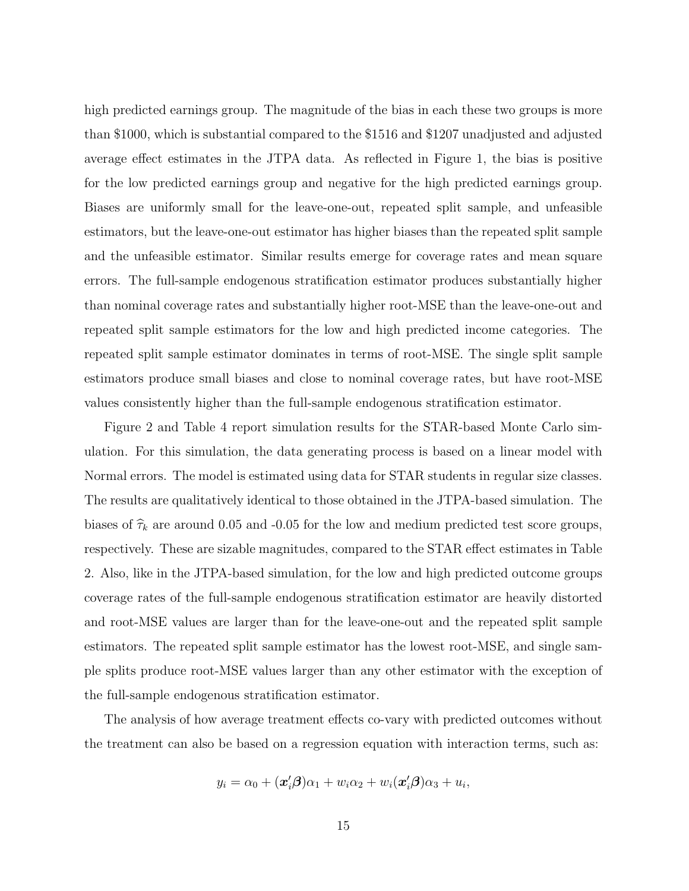high predicted earnings group. The magnitude of the bias in each these two groups is more than \$1000, which is substantial compared to the \$1516 and \$1207 unadjusted and adjusted average effect estimates in the JTPA data. As reflected in Figure 1, the bias is positive for the low predicted earnings group and negative for the high predicted earnings group. Biases are uniformly small for the leave-one-out, repeated split sample, and unfeasible estimators, but the leave-one-out estimator has higher biases than the repeated split sample and the unfeasible estimator. Similar results emerge for coverage rates and mean square errors. The full-sample endogenous stratification estimator produces substantially higher than nominal coverage rates and substantially higher root-MSE than the leave-one-out and repeated split sample estimators for the low and high predicted income categories. The repeated split sample estimator dominates in terms of root-MSE. The single split sample estimators produce small biases and close to nominal coverage rates, but have root-MSE values consistently higher than the full-sample endogenous stratification estimator.

Figure 2 and Table 4 report simulation results for the STAR-based Monte Carlo simulation. For this simulation, the data generating process is based on a linear model with Normal errors. The model is estimated using data for STAR students in regular size classes. The results are qualitatively identical to those obtained in the JTPA-based simulation. The biases of $\widehat{\tau}_k$ are around 0.05 and -0.05 for the low and medium predicted test score groups, respectively. These are sizable magnitudes, compared to the STAR effect estimates in Table 2. Also, like in the JTPA-based simulation, for the low and high predicted outcome groups coverage rates of the full-sample endogenous stratification estimator are heavily distorted and root-MSE values are larger than for the leave-one-out and the repeated split sample estimators. The repeated split sample estimator has the lowest root-MSE, and single sample splits produce root-MSE values larger than any other estimator with the exception of the full-sample endogenous stratification estimator.

The analysis of how average treatment effects co-vary with predicted outcomes without the treatment can also be based on a regression equation with interaction terms, such as:

$$y_i = \alpha_0 + (\boldsymbol{x}_i'\boldsymbol{\beta})\alpha_1 + w_i\alpha_2 + w_i(\boldsymbol{x}_i'\boldsymbol{\beta})\alpha_3 + u_i,$$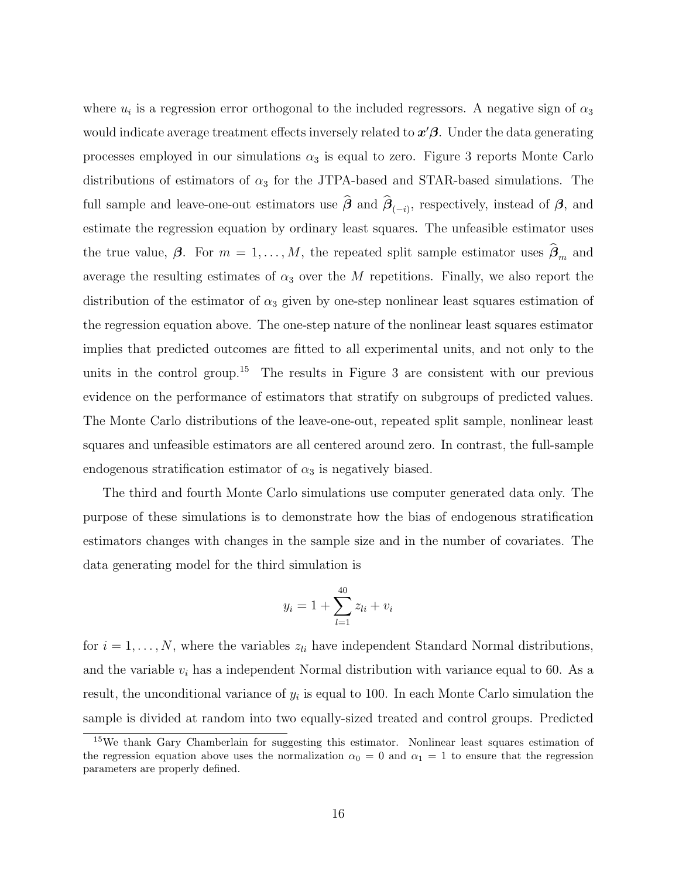where $u_i$ is a regression error orthogonal to the included regressors. A negative sign of $\alpha_3$ would indicate average treatment effects inversely related to $\boldsymbol{x}'\boldsymbol{\beta}$. Under the data generating processes employed in our simulations $\alpha_3$ is equal to zero. Figure 3 reports Monte Carlo distributions of estimators of $\alpha_3$ for the JTPA-based and STAR-based simulations. The full sample and leave-one-out estimators use $\widehat{\boldsymbol{\beta}}$ and $\widehat{\boldsymbol{\beta}}_{(-i)}$, respectively, instead of $\boldsymbol{\beta}$, and estimate the regression equation by ordinary least squares. The unfeasible estimator uses the true value, $\boldsymbol{\beta}$. For $m = 1, \ldots, M$, the repeated split sample estimator uses $\widehat{\boldsymbol{\beta}}_m$ and average the resulting estimates of $\alpha_3$ over the $M$ repetitions. Finally, we also report the distribution of the estimator of $\alpha_3$ given by one-step nonlinear least squares estimation of the regression equation above. The one-step nature of the nonlinear least squares estimator implies that predicted outcomes are fitted to all experimental units, and not only to the units in the control group.[15] The results in Figure 3 are consistent with our previous evidence on the performance of estimators that stratify on subgroups of predicted values. The Monte Carlo distributions of the leave-one-out, repeated split sample, nonlinear least squares and unfeasible estimators are all centered around zero. In contrast, the full-sample endogenous stratification estimator of $\alpha_3$ is negatively biased.

The third and fourth Monte Carlo simulations use computer generated data only. The purpose of these simulations is to demonstrate how the bias of endogenous stratification estimators changes with changes in the sample size and in the number of covariates. The data generating model for the third simulation is

$$y_i = 1 + \sum_{l=1}^{40} z_{li} + v_i$$

for $i = 1, \ldots, N$, where the variables $z_{li}$ have independent Standard Normal distributions, and the variable $v_i$ has a independent Normal distribution with variance equal to 60. As a result, the unconditional variance of $y_i$ is equal to 100. In each Monte Carlo simulation the sample is divided at random into two equally-sized treated and control groups. Predicted

[15] We thank Gary Chamberlain for suggesting this estimator. Nonlinear least squares estimation of the regression equation above uses the normalization $\alpha_0 = 0$ and $\alpha_1 = 1$ to ensure that the regression parameters are properly defined.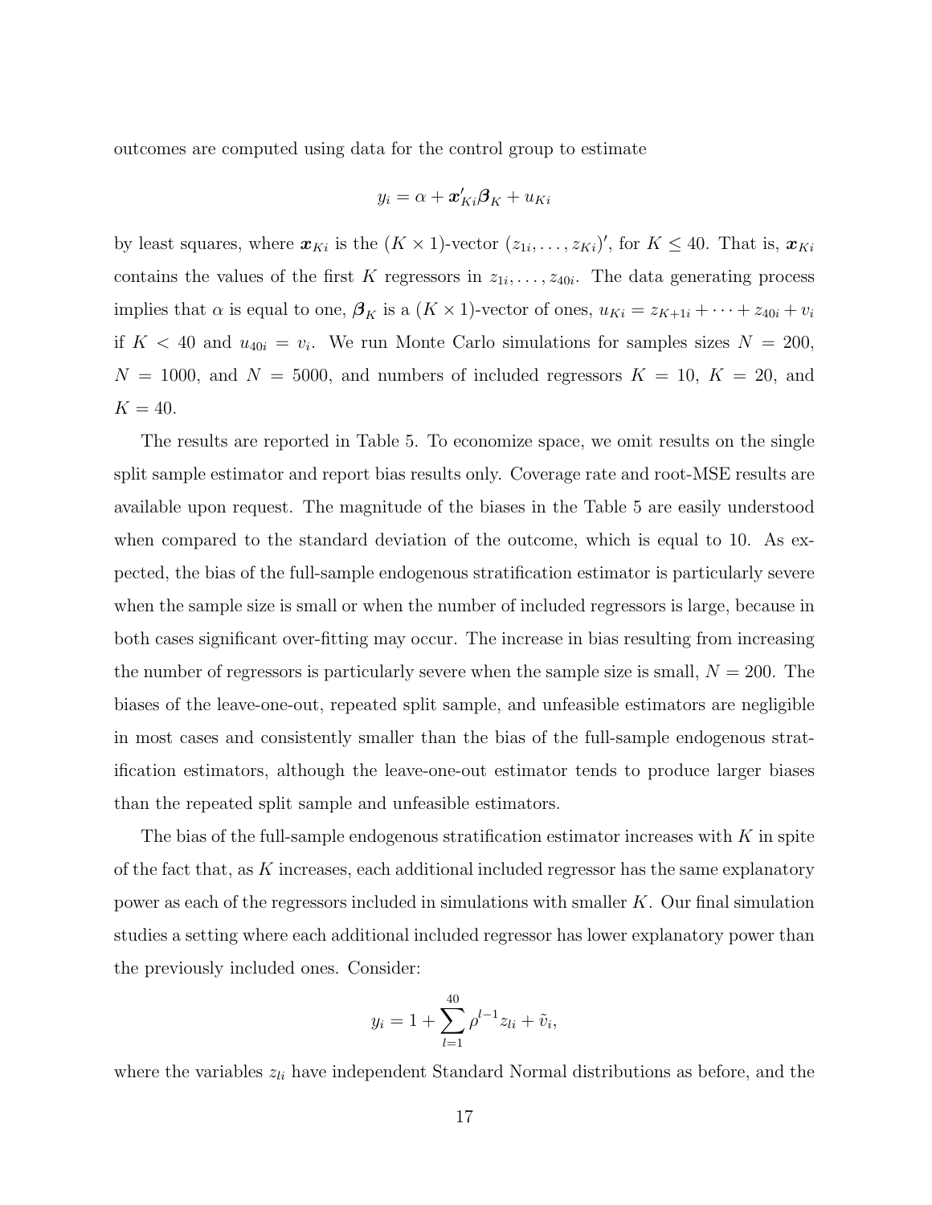outcomes are computed using data for the control group to estimate

$$y_i = \alpha + \boldsymbol{x}'_{Ki}\boldsymbol{\beta}_K + u_{Ki}$$

by least squares, where $\boldsymbol{x}_{Ki}$ is the $(K \times 1)$-vector $(z_{1i}, \ldots, z_{Ki})'$, for $K \leq 40$. That is, $\boldsymbol{x}_{Ki}$ contains the values of the first $K$ regressors in $z_{1i}, \ldots, z_{40i}$. The data generating process implies that $\alpha$ is equal to one, $\boldsymbol{\beta}_K$ is a $(K \times 1)$-vector of ones, $u_{Ki} = z_{K+1i} + \cdots + z_{40i} + v_i$ if $K < 40$ and $u_{40i} = v_i$. We run Monte Carlo simulations for samples sizes $N = 200$, $N = 1000$, and $N = 5000$, and numbers of included regressors $K = 10$, $K = 20$, and $K = 40$.

The results are reported in Table 5. To economize space, we omit results on the single split sample estimator and report bias results only. Coverage rate and root-MSE results are available upon request. The magnitude of the biases in the Table 5 are easily understood when compared to the standard deviation of the outcome, which is equal to 10. As expected, the bias of the full-sample endogenous stratification estimator is particularly severe when the sample size is small or when the number of included regressors is large, because in both cases significant over-fitting may occur. The increase in bias resulting from increasing the number of regressors is particularly severe when the sample size is small, $N = 200$. The biases of the leave-one-out, repeated split sample, and unfeasible estimators are negligible in most cases and consistently smaller than the bias of the full-sample endogenous stratification estimators, although the leave-one-out estimator tends to produce larger biases than the repeated split sample and unfeasible estimators.

The bias of the full-sample endogenous stratification estimator increases with $K$ in spite of the fact that, as $K$ increases, each additional included regressor has the same explanatory power as each of the regressors included in simulations with smaller $K$. Our final simulation studies a setting where each additional included regressor has lower explanatory power than the previously included ones. Consider:

$$y_i = 1 + \sum_{l=1}^{40} \rho^{l-1} z_{li} + \tilde{v}_i,$$

where the variables $z_{li}$ have independent Standard Normal distributions as before, and the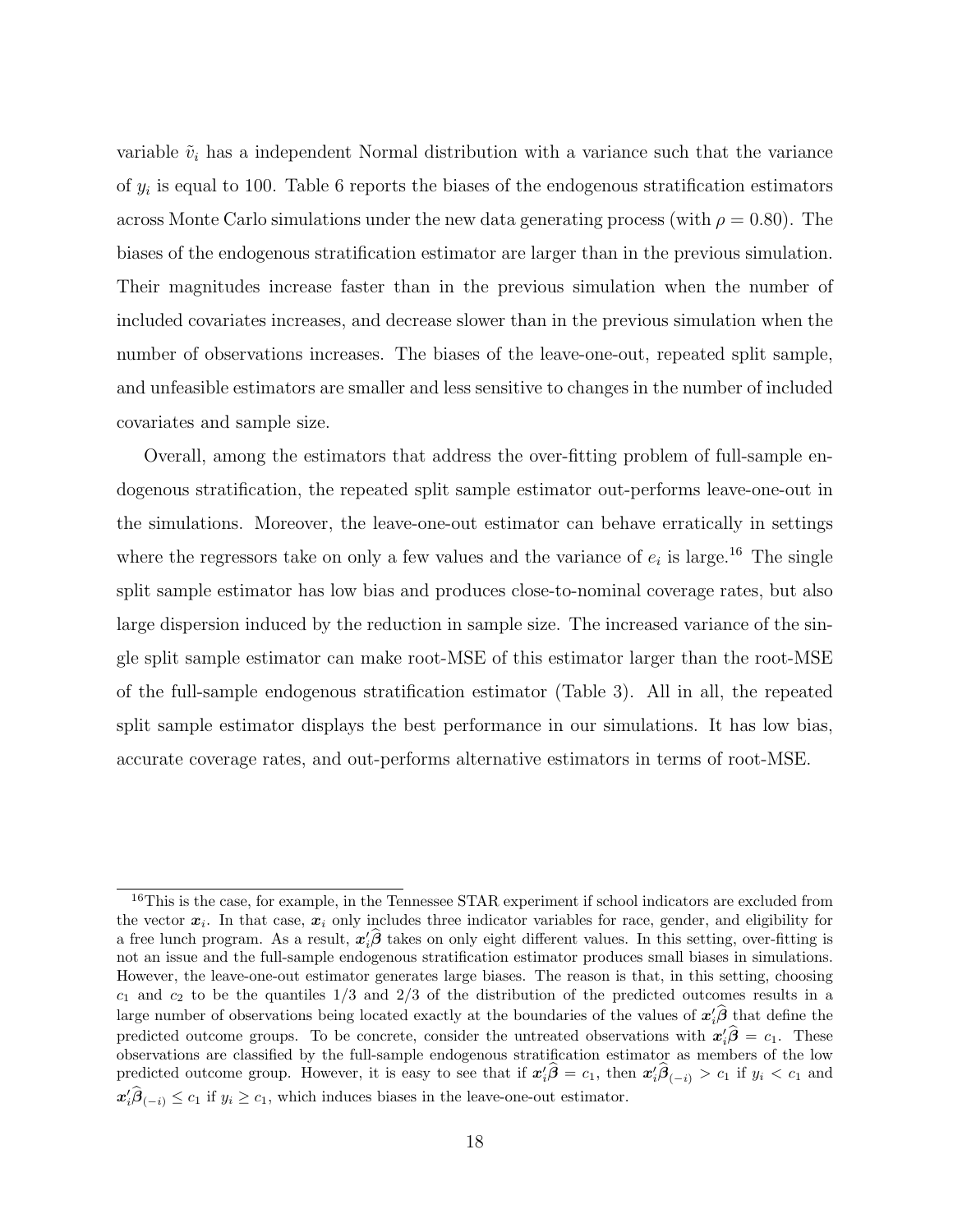variable $\tilde{v}_i$ has a independent Normal distribution with a variance such that the variance of $y_i$ is equal to 100. Table 6 reports the biases of the endogenous stratification estimators across Monte Carlo simulations under the new data generating process (with $\rho = 0.80$). The biases of the endogenous stratification estimator are larger than in the previous simulation. Their magnitudes increase faster than in the previous simulation when the number of included covariates increases, and decrease slower than in the previous simulation when the number of observations increases. The biases of the leave-one-out, repeated split sample, and unfeasible estimators are smaller and less sensitive to changes in the number of included covariates and sample size.

Overall, among the estimators that address the over-fitting problem of full-sample endogenous stratification, the repeated split sample estimator out-performs leave-one-out in the simulations. Moreover, the leave-one-out estimator can behave erratically in settings where the regressors take on only a few values and the variance of $e_i$ is large.[16] The single split sample estimator has low bias and produces close-to-nominal coverage rates, but also large dispersion induced by the reduction in sample size. The increased variance of the single split sample estimator can make root-MSE of this estimator larger than the root-MSE of the full-sample endogenous stratification estimator (Table 3). All in all, the repeated split sample estimator displays the best performance in our simulations. It has low bias, accurate coverage rates, and out-performs alternative estimators in terms of root-MSE.

[16]This is the case, for example, in the Tennessee STAR experiment if school indicators are excluded from the vector $\boldsymbol{x}_i$. In that case, $\boldsymbol{x}_i$ only includes three indicator variables for race, gender, and eligibility for a free lunch program. As a result, $\boldsymbol{x}_i'\widehat{\boldsymbol{\beta}}$ takes on only eight different values. In this setting, over-fitting is not an issue and the full-sample endogenous stratification estimator produces small biases in simulations. However, the leave-one-out estimator generates large biases. The reason is that, in this setting, choosing $c_1$ and $c_2$ to be the quantiles 1/3 and 2/3 of the distribution of the predicted outcomes results in a large number of observations being located exactly at the boundaries of the values of $\boldsymbol{x}_i'\widehat{\boldsymbol{\beta}}$ that define the predicted outcome groups. To be concrete, consider the untreated observations with $\boldsymbol{x}_i'\widehat{\boldsymbol{\beta}} = c_1$. These observations are classified by the full-sample endogenous stratification estimator as members of the low predicted outcome group. However, it is easy to see that if $\boldsymbol{x}_i'\widehat{\boldsymbol{\beta}} = c_1$, then $\boldsymbol{x}_i'\widehat{\boldsymbol{\beta}}_{(-i)} > c_1$ if $y_i < c_1$ and $\boldsymbol{x}_i'\widehat{\boldsymbol{\beta}}_{(-i)} \leq c_1$ if $y_i \geq c_1$, which induces biases in the leave-one-out estimator.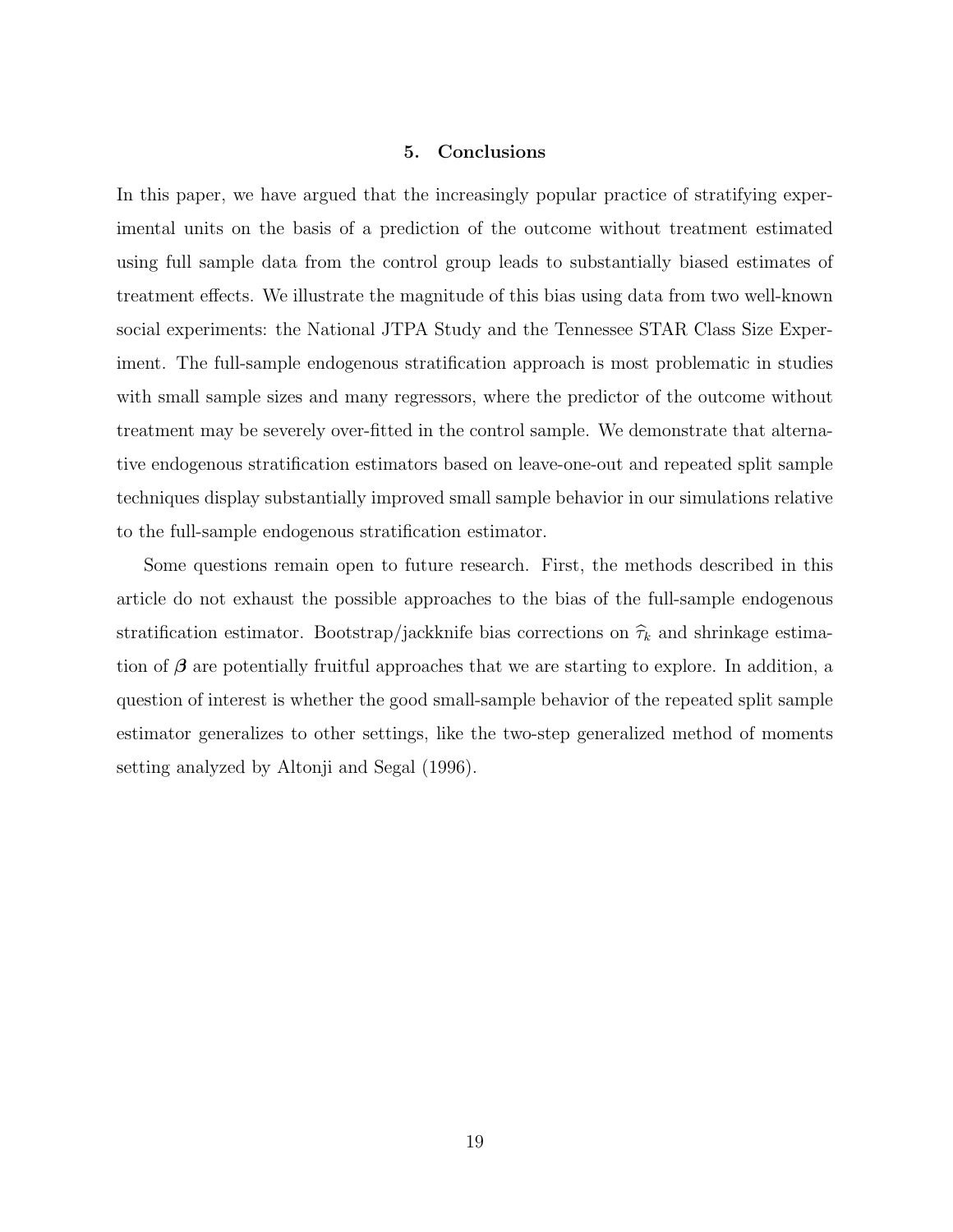## 5. Conclusions

In this paper, we have argued that the increasingly popular practice of stratifying experimental units on the basis of a prediction of the outcome without treatment estimated using full sample data from the control group leads to substantially biased estimates of treatment effects. We illustrate the magnitude of this bias using data from two well-known social experiments: the National JTPA Study and the Tennessee STAR Class Size Experiment. The full-sample endogenous stratification approach is most problematic in studies with small sample sizes and many regressors, where the predictor of the outcome without treatment may be severely over-fitted in the control sample. We demonstrate that alternative endogenous stratification estimators based on leave-one-out and repeated split sample techniques display substantially improved small sample behavior in our simulations relative to the full-sample endogenous stratification estimator.

Some questions remain open to future research. First, the methods described in this article do not exhaust the possible approaches to the bias of the full-sample endogenous stratification estimator. Bootstrap/jackknife bias corrections on $\widehat{\tau}_k$ and shrinkage estimation of $\boldsymbol{\beta}$ are potentially fruitful approaches that we are starting to explore. In addition, a question of interest is whether the good small-sample behavior of the repeated split sample estimator generalizes to other settings, like the two-step generalized method of moments setting analyzed by Altonji and Segal (1996).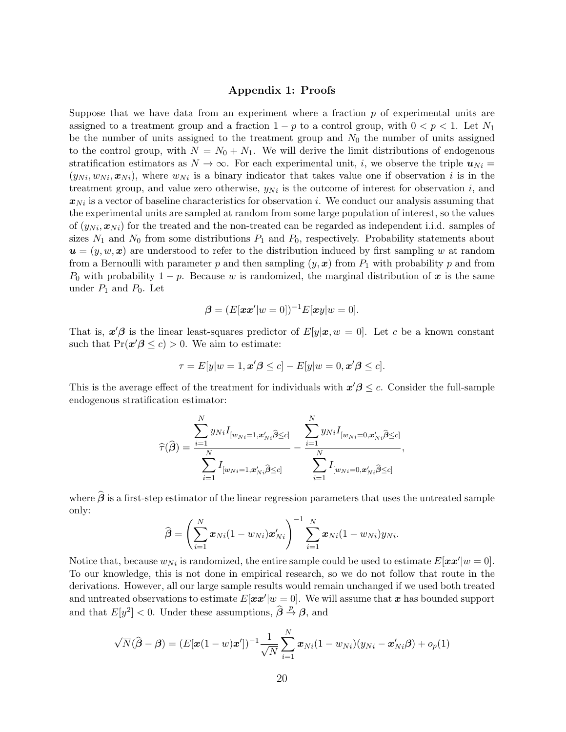## Appendix 1: Proofs

Suppose that we have data from an experiment where a fraction $p$ of experimental units are assigned to a treatment group and a fraction $1-p$ to a control group, with $0 < p < 1$. Let $N_1$ be the number of units assigned to the treatment group and $N_0$ the number of units assigned to the control group, with $N = N_0 + N_1$. We will derive the limit distributions of endogenous stratification estimators as $N \to \infty$. For each experimental unit, $i$, we observe the triple $\boldsymbol{u}_{Ni} = (y_{Ni}, w_{Ni}, \boldsymbol{x}_{Ni})$, where $w_{Ni}$ is a binary indicator that takes value one if observation $i$ is in the treatment group, and value zero otherwise, $y_{Ni}$ is the outcome of interest for observation $i$, and $\boldsymbol{x}_{Ni}$ is a vector of baseline characteristics for observation $i$. We conduct our analysis assuming that the experimental units are sampled at random from some large population of interest, so the values of $(y_{Ni}, \boldsymbol{x}_{Ni})$ for the treated and the non-treated can be regarded as independent i.i.d. samples of sizes $N_1$ and $N_0$ from some distributions $P_1$ and $P_0$, respectively. Probability statements about $\boldsymbol{u} = (y, w, \boldsymbol{x})$ are understood to refer to the distribution induced by first sampling $w$ at random from a Bernoulli with parameter $p$ and then sampling $(y, \boldsymbol{x})$ from $P_1$ with probability $p$ and from $P_0$ with probability $1-p$. Because $w$ is randomized, the marginal distribution of $\boldsymbol{x}$ is the same under $P_1$ and $P_0$. Let

$$\boldsymbol{\beta} = (E[\boldsymbol{x}\boldsymbol{x}'|w=0])^{-1}E[\boldsymbol{x}y|w=0].$$

That is, $\boldsymbol{x}'\boldsymbol{\beta}$ is the linear least-squares predictor of $E[y|\boldsymbol{x}, w=0]$. Let $c$ be a known constant such that $\Pr(\boldsymbol{x}'\boldsymbol{\beta} \leq c) > 0$. We aim to estimate:

$$\tau = E[y|w=1, \boldsymbol{x}'\boldsymbol{\beta} \leq c] - E[y|w=0, \boldsymbol{x}'\boldsymbol{\beta} \leq c].$$

This is the average effect of the treatment for individuals with $\boldsymbol{x}'\boldsymbol{\beta} \leq c$. Consider the full-sample endogenous stratification estimator:

$$\widehat{\tau}(\widehat{\boldsymbol{\beta}}) = \frac{\sum_{i=1}^{N} y_{Ni} I_{[w_{Ni}=1, \boldsymbol{x}'_{Ni}\widehat{\boldsymbol{\beta}} \leq c]}}{\sum_{i=1}^{N} I_{[w_{Ni}=1, \boldsymbol{x}'_{Ni}\widehat{\boldsymbol{\beta}} \leq c]}} - \frac{\sum_{i=1}^{N} y_{Ni} I_{[w_{Ni}=0, \boldsymbol{x}'_{Ni}\widehat{\boldsymbol{\beta}} \leq c]}}{\sum_{i=1}^{N} I_{[w_{Ni}=0, \boldsymbol{x}'_{Ni}\widehat{\boldsymbol{\beta}} \leq c]}},$$

where $\widehat{\boldsymbol{\beta}}$ is a first-step estimator of the linear regression parameters that uses the untreated sample only:

$$\widehat{\boldsymbol{\beta}} = \left(\sum_{i=1}^{N} \boldsymbol{x}_{Ni}(1-w_{Ni})\boldsymbol{x}'_{Ni}\right)^{-1} \sum_{i=1}^{N} \boldsymbol{x}_{Ni}(1-w_{Ni})y_{Ni}.$$

Notice that, because $w_{Ni}$ is randomized, the entire sample could be used to estimate $E[\boldsymbol{x}\boldsymbol{x}'|w=0]$. To our knowledge, this is not done in empirical research, so we do not follow that route in the derivations. However, all our large sample results would remain unchanged if we used both treated and untreated observations to estimate $E[\boldsymbol{x}\boldsymbol{x}'|w=0]$. We will assume that $\boldsymbol{x}$ has bounded support and that $E[y^2] < 0$. Under these assumptions, $\widehat{\boldsymbol{\beta}} \xrightarrow{p} \boldsymbol{\beta}$, and

$$\sqrt{N}(\widehat{\boldsymbol{\beta}} - \boldsymbol{\beta}) = (E[\boldsymbol{x}(1-w)\boldsymbol{x}'])^{-1} \frac{1}{\sqrt{N}} \sum_{i=1}^{N} \boldsymbol{x}_{Ni}(1-w_{Ni})(y_{Ni} - \boldsymbol{x}'_{Ni}\boldsymbol{\beta}) + o_p(1)$$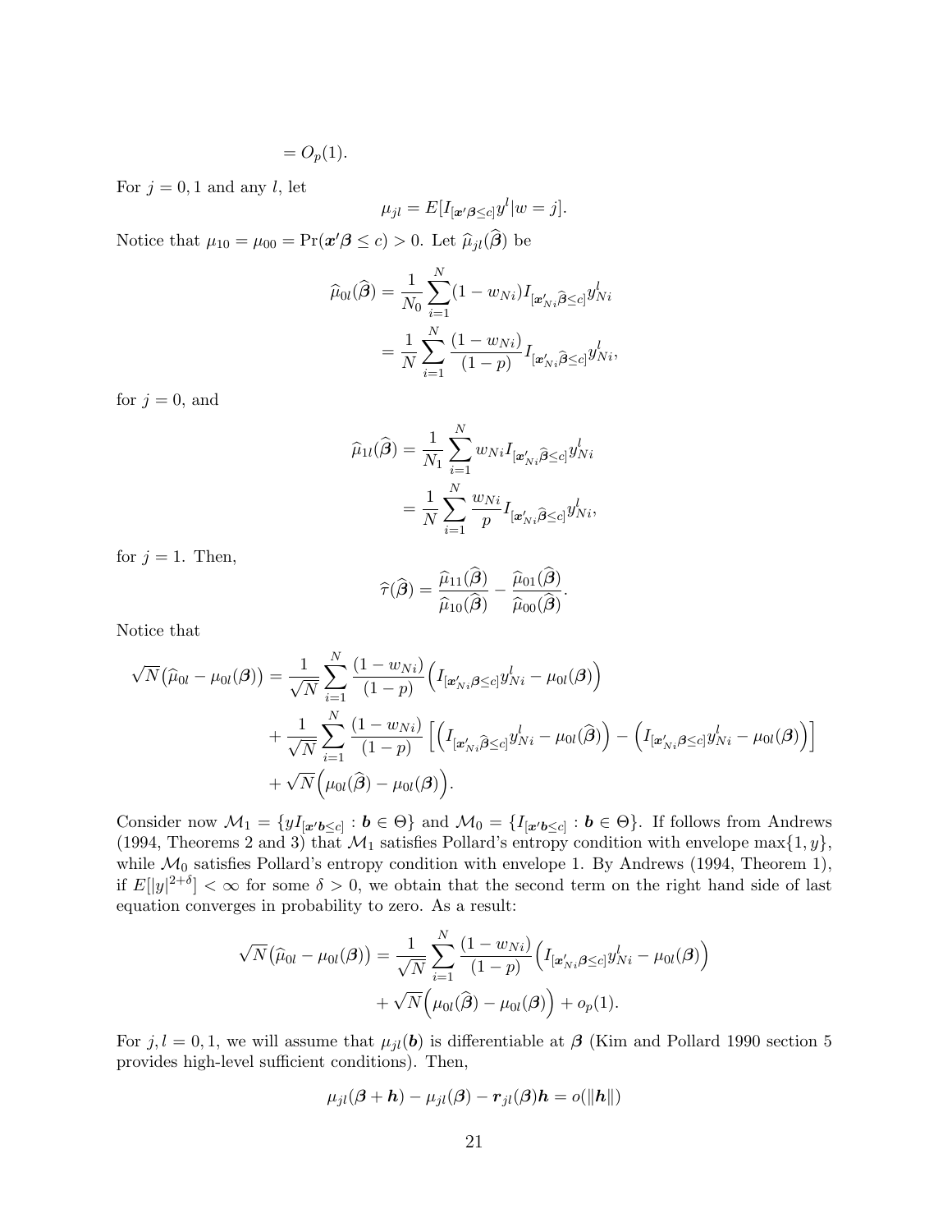$$= O_p(1).$$

For $j = 0, 1$ and any $l$, let

$$\mu_{jl} = E[I_{[\boldsymbol{x}'\boldsymbol{\beta} \leq c]} y^l | w = j].$$

Notice that $\mu_{10} = \mu_{00} = \Pr(\boldsymbol{x}'\boldsymbol{\beta} \leq c) > 0$. Let $\widehat{\mu}_{jl}(\widehat{\boldsymbol{\beta}})$ be

$$\begin{aligned}
\widehat{\mu}_{0l}(\widehat{\boldsymbol{\beta}}) &= \frac{1}{N_0} \sum_{i=1}^{N} (1 - w_{Ni}) I_{[\boldsymbol{x}'_{Ni}\widehat{\boldsymbol{\beta}} \leq c]} y^l_{Ni} \\
&= \frac{1}{N} \sum_{i=1}^{N} \frac{(1 - w_{Ni})}{(1 - p)} I_{[\boldsymbol{x}'_{Ni}\widehat{\boldsymbol{\beta}} \leq c]} y^l_{Ni},
\end{aligned}$$

for $j = 0$, and

$$\begin{aligned}
\widehat{\mu}_{1l}(\widehat{\boldsymbol{\beta}}) &= \frac{1}{N_1} \sum_{i=1}^{N} w_{Ni} I_{[\boldsymbol{x}'_{Ni}\widehat{\boldsymbol{\beta}} \leq c]} y^l_{Ni} \\
&= \frac{1}{N} \sum_{i=1}^{N} \frac{w_{Ni}}{p} I_{[\boldsymbol{x}'_{Ni}\widehat{\boldsymbol{\beta}} \leq c]} y^l_{Ni},
\end{aligned}$$

for $j = 1$. Then,

$$\widehat{\tau}(\widehat{\boldsymbol{\beta}}) = \frac{\widehat{\mu}_{11}(\widehat{\boldsymbol{\beta}})}{\widehat{\mu}_{10}(\widehat{\boldsymbol{\beta}})} - \frac{\widehat{\mu}_{01}(\widehat{\boldsymbol{\beta}})}{\widehat{\mu}_{00}(\widehat{\boldsymbol{\beta}})}.$$

Notice that

$$\begin{aligned}
\sqrt{N}\big(\widehat{\mu}_{0l} - \mu_{0l}(\boldsymbol{\beta})\big) &= \frac{1}{\sqrt{N}} \sum_{i=1}^{N} \frac{(1 - w_{Ni})}{(1 - p)} \Big( I_{[\boldsymbol{x}'_{Ni}\boldsymbol{\beta} \leq c]} y^l_{Ni} - \mu_{0l}(\boldsymbol{\beta}) \Big) \\
&+ \frac{1}{\sqrt{N}} \sum_{i=1}^{N} \frac{(1 - w_{Ni})}{(1 - p)} \Big[ \Big( I_{[\boldsymbol{x}'_{Ni}\widehat{\boldsymbol{\beta}} \leq c]} y^l_{Ni} - \mu_{0l}(\widehat{\boldsymbol{\beta}}) \Big) - \Big( I_{[\boldsymbol{x}'_{Ni}\boldsymbol{\beta} \leq c]} y^l_{Ni} - \mu_{0l}(\boldsymbol{\beta}) \Big) \Big] \\
&+ \sqrt{N} \Big( \mu_{0l}(\widehat{\boldsymbol{\beta}}) - \mu_{0l}(\boldsymbol{\beta}) \Big).
\end{aligned}$$

Consider now $\mathcal{M}_1 = \{y I_{[\boldsymbol{x}'\boldsymbol{b} \leq c]} : \boldsymbol{b} \in \Theta\}$ and $\mathcal{M}_0 = \{I_{[\boldsymbol{x}'\boldsymbol{b} \leq c]} : \boldsymbol{b} \in \Theta\}$. If follows from Andrews (1994, Theorems 2 and 3) that $\mathcal{M}_1$ satisfies Pollard's entropy condition with envelope $\max\{1, y\}$, while $\mathcal{M}_0$ satisfies Pollard's entropy condition with envelope 1. By Andrews (1994, Theorem 1), if $E[|y|^{2+\delta}] < \infty$ for some $\delta > 0$, we obtain that the second term on the right hand side of last equation converges in probability to zero. As a result:

$$\begin{aligned}
\sqrt{N}\big(\widehat{\mu}_{0l} - \mu_{0l}(\boldsymbol{\beta})\big) &= \frac{1}{\sqrt{N}} \sum_{i=1}^{N} \frac{(1 - w_{Ni})}{(1 - p)} \Big( I_{[\boldsymbol{x}'_{Ni}\boldsymbol{\beta} \leq c]} y^l_{Ni} - \mu_{0l}(\boldsymbol{\beta}) \Big) \\
&+ \sqrt{N} \Big( \mu_{0l}(\widehat{\boldsymbol{\beta}}) - \mu_{0l}(\boldsymbol{\beta}) \Big) + o_p(1).
\end{aligned}$$

For $j, l = 0, 1$, we will assume that $\mu_{jl}(\boldsymbol{b})$ is differentiable at $\boldsymbol{\beta}$ (Kim and Pollard 1990 section 5 provides high-level sufficient conditions). Then,

$$\mu_{jl}(\boldsymbol{\beta} + \boldsymbol{h}) - \mu_{jl}(\boldsymbol{\beta}) - \boldsymbol{r}_{jl}(\boldsymbol{\beta})\boldsymbol{h} = o(\|\boldsymbol{h}\|)$$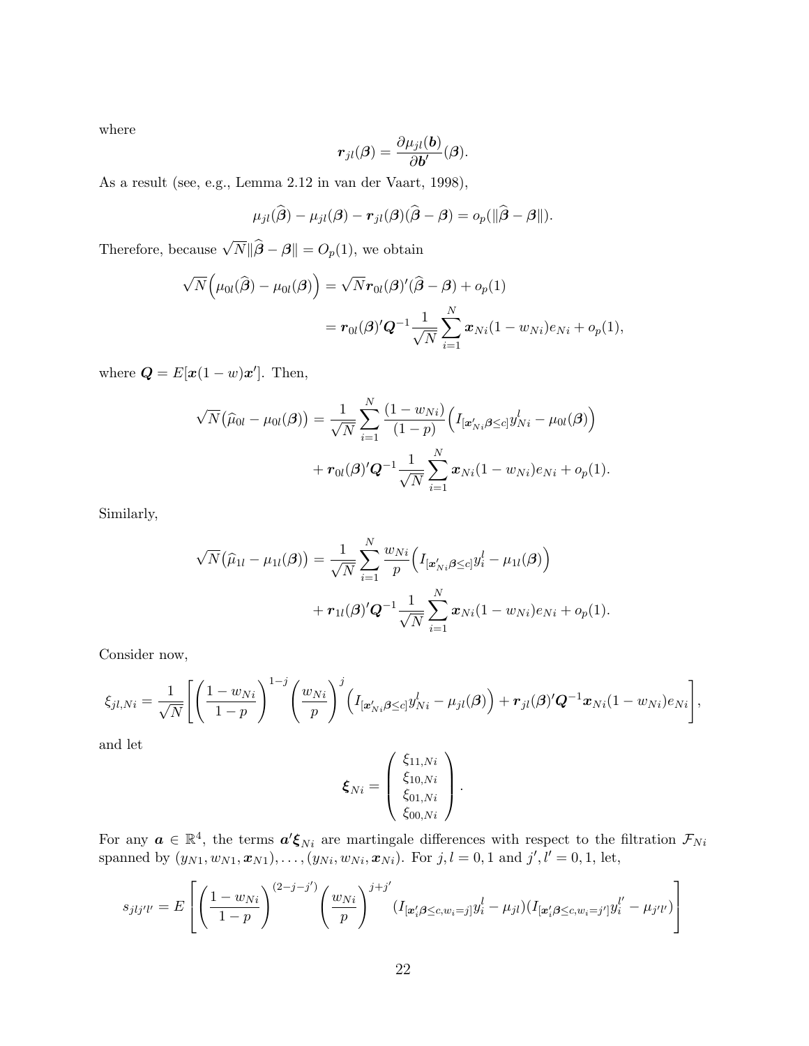where

$$\boldsymbol{r}_{jl}(\boldsymbol{\beta}) = \frac{\partial \mu_{jl}(\boldsymbol{b})}{\partial \boldsymbol{b}'}(\boldsymbol{\beta}).$$

As a result (see, e.g., Lemma 2.12 in van der Vaart, 1998),

$$\mu_{jl}(\widehat{\boldsymbol{\beta}}) - \mu_{jl}(\boldsymbol{\beta}) - \boldsymbol{r}_{jl}(\boldsymbol{\beta})(\widehat{\boldsymbol{\beta}} - \boldsymbol{\beta}) = o_p(\|\widehat{\boldsymbol{\beta}} - \boldsymbol{\beta}\|).$$

Therefore, because $\sqrt{N}\|\widehat{\boldsymbol{\beta}} - \boldsymbol{\beta}\| = O_p(1)$, we obtain

$$\begin{aligned}
\sqrt{N}\Big(\mu_{0l}(\widehat{\boldsymbol{\beta}}) - \mu_{0l}(\boldsymbol{\beta})\Big) &= \sqrt{N}\boldsymbol{r}_{0l}(\boldsymbol{\beta})'(\widehat{\boldsymbol{\beta}} - \boldsymbol{\beta}) + o_p(1) \\
&= \boldsymbol{r}_{0l}(\boldsymbol{\beta})'\boldsymbol{Q}^{-1}\frac{1}{\sqrt{N}}\sum_{i=1}^{N}\boldsymbol{x}_{Ni}(1 - w_{Ni})e_{Ni} + o_p(1),
\end{aligned}$$

where $\boldsymbol{Q} = E[\boldsymbol{x}(1-w)\boldsymbol{x}']$. Then,

$$\begin{aligned}
\sqrt{N}\big(\widehat{\mu}_{0l} - \mu_{0l}(\boldsymbol{\beta})\big) &= \frac{1}{\sqrt{N}}\sum_{i=1}^{N}\frac{(1 - w_{Ni})}{(1-p)}\Big(I_{[\boldsymbol{x}_{Ni}'\boldsymbol{\beta} \le c]}y_{Ni}^{l} - \mu_{0l}(\boldsymbol{\beta})\Big) \\
&\quad + \boldsymbol{r}_{0l}(\boldsymbol{\beta})'\boldsymbol{Q}^{-1}\frac{1}{\sqrt{N}}\sum_{i=1}^{N}\boldsymbol{x}_{Ni}(1 - w_{Ni})e_{Ni} + o_p(1).
\end{aligned}$$

Similarly,

$$\begin{aligned}
\sqrt{N}\big(\widehat{\mu}_{1l} - \mu_{1l}(\boldsymbol{\beta})\big) &= \frac{1}{\sqrt{N}}\sum_{i=1}^{N}\frac{w_{Ni}}{p}\Big(I_{[\boldsymbol{x}_{Ni}'\boldsymbol{\beta} \le c]}y_{i}^{l} - \mu_{1l}(\boldsymbol{\beta})\Big) \\
&\quad + \boldsymbol{r}_{1l}(\boldsymbol{\beta})'\boldsymbol{Q}^{-1}\frac{1}{\sqrt{N}}\sum_{i=1}^{N}\boldsymbol{x}_{Ni}(1 - w_{Ni})e_{Ni} + o_p(1).
\end{aligned}$$

Consider now,

$$\xi_{jl,Ni} = \frac{1}{\sqrt{N}}\left[\left(\frac{1 - w_{Ni}}{1-p}\right)^{1-j}\left(\frac{w_{Ni}}{p}\right)^{j}\Big(I_{[\boldsymbol{x}_{Ni}'\boldsymbol{\beta} \le c]}y_{Ni}^{l} - \mu_{jl}(\boldsymbol{\beta})\Big) + \boldsymbol{r}_{jl}(\boldsymbol{\beta})'\boldsymbol{Q}^{-1}\boldsymbol{x}_{Ni}(1 - w_{Ni})e_{Ni}\right],$$

and let

$$\boldsymbol{\xi}_{Ni} = \begin{pmatrix} \xi_{11,Ni} \\ \xi_{10,Ni} \\ \xi_{01,Ni} \\ \xi_{00,Ni} \end{pmatrix}.$$

For any $\boldsymbol{a} \in \mathbb{R}^4$, the terms $\boldsymbol{a}'\boldsymbol{\xi}_{Ni}$ are martingale differences with respect to the filtration $\mathcal{F}_{Ni}$ spanned by $(y_{N1}, w_{N1}, \boldsymbol{x}_{N1}), \ldots, (y_{Ni}, w_{Ni}, \boldsymbol{x}_{Ni})$. For $j, l = 0, 1$ and $j', l' = 0, 1$, let,

$$s_{jlj'l'} = E\left[\left(\frac{1 - w_{Ni}}{1-p}\right)^{(2-j-j')}\left(\frac{w_{Ni}}{p}\right)^{j+j'}(I_{[\boldsymbol{x}_i'\boldsymbol{\beta} \le c, w_i = j]}y_i^{l} - \mu_{jl})(I_{[\boldsymbol{x}_i'\boldsymbol{\beta} \le c, w_i = j']}y_i^{l'} - \mu_{j'l'})\right]$$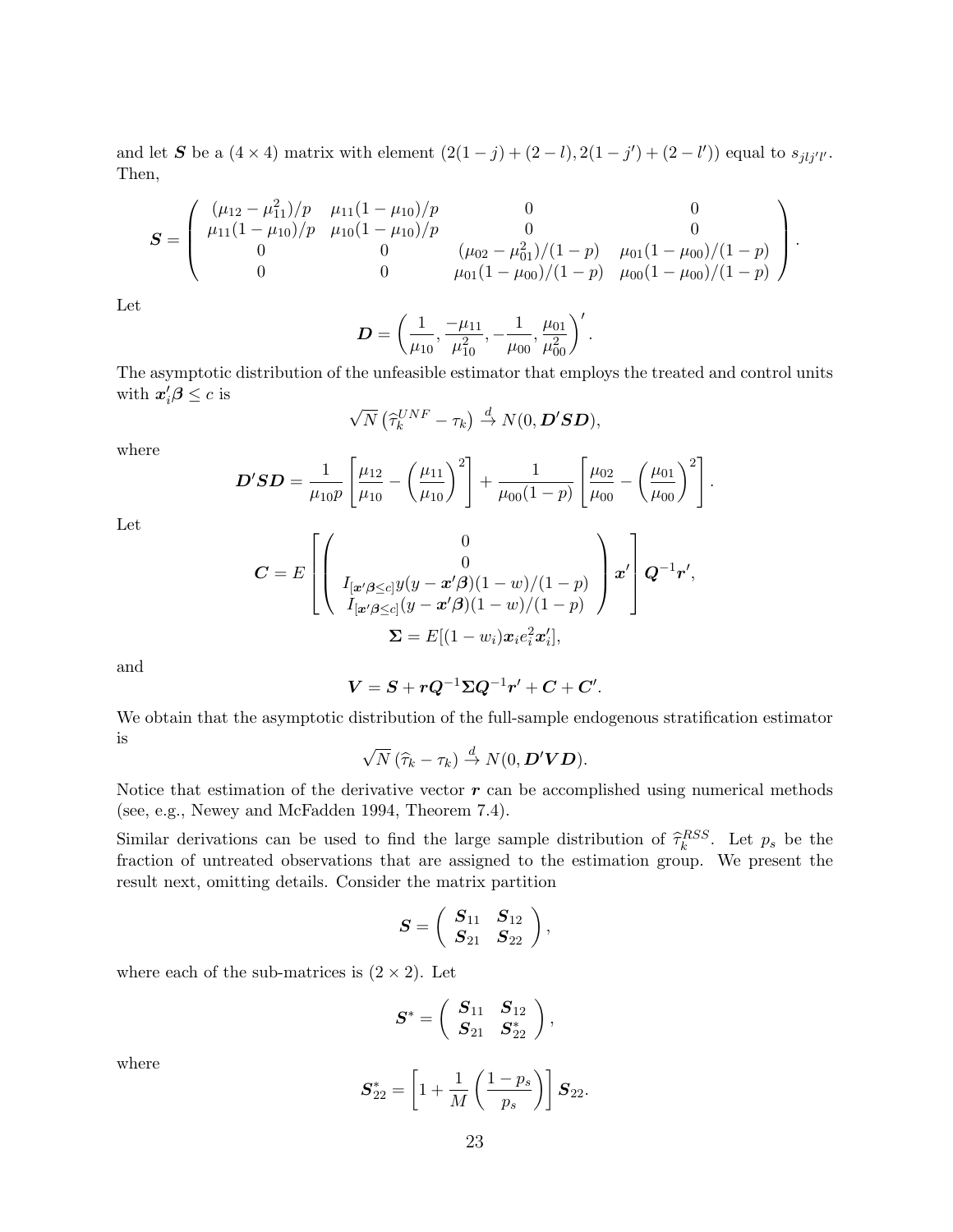and let $\boldsymbol{S}$ be a $(4 \times 4)$ matrix with element $(2(1-j)+(2-l), 2(1-j')+(2-l'))$ equal to $s_{jlj'l'}$. Then,

$$
\boldsymbol{S} = \left( \begin{array}{cccc} (\mu_{12} - \mu_{11}^2)/p & \mu_{11}(1-\mu_{10})/p & 0 & 0 \\ \mu_{11}(1-\mu_{10})/p & \mu_{10}(1-\mu_{10})/p & 0 & 0 \\ 0 & 0 & (\mu_{02} - \mu_{01}^2)/(1-p) & \mu_{01}(1-\mu_{00})/(1-p) \\ 0 & 0 & \mu_{01}(1-\mu_{00})/(1-p) & \mu_{00}(1-\mu_{00})/(1-p) \end{array} \right).
$$

Let

$$
\boldsymbol{D} = \left( \frac{1}{\mu_{10}}, \frac{-\mu_{11}}{\mu_{10}^2}, -\frac{1}{\mu_{00}}, \frac{\mu_{01}}{\mu_{00}^2} \right)'.
$$

The asymptotic distribution of the unfeasible estimator that employs the treated and control units with $\boldsymbol{x}_i'\boldsymbol{\beta} \leq c$ is

$$
\sqrt{N}\left(\widehat{\tau}_k^{UNF} - \tau_k\right) \xrightarrow{d} N(0, \boldsymbol{D}'\boldsymbol{S}\boldsymbol{D}),
$$

where

$$
\boldsymbol{D}'\boldsymbol{S}\boldsymbol{D} = \frac{1}{\mu_{10}p}\left[\frac{\mu_{12}}{\mu_{10}} - \left(\frac{\mu_{11}}{\mu_{10}}\right)^2\right] + \frac{1}{\mu_{00}(1-p)}\left[\frac{\mu_{02}}{\mu_{00}} - \left(\frac{\mu_{01}}{\mu_{00}}\right)^2\right].
$$

Let

$$
\boldsymbol{C} = E\left[\left( \begin{array}{c} 0 \\ 0 \\ I_{[\boldsymbol{x}'\boldsymbol{\beta} \leq c]}y(y - \boldsymbol{x}'\boldsymbol{\beta})(1-w)/(1-p) \\ I_{[\boldsymbol{x}'\boldsymbol{\beta} \leq c]}(y - \boldsymbol{x}'\boldsymbol{\beta})(1-w)/(1-p) \end{array} \right)\boldsymbol{x}'\right]\boldsymbol{Q}^{-1}\boldsymbol{r}',
$$

$$
\boldsymbol{\Sigma} = E[(1-w_i)\boldsymbol{x}_i e_i^2 \boldsymbol{x}_i'],
$$

and

$$
\boldsymbol{V} = \boldsymbol{S} + \boldsymbol{r}\boldsymbol{Q}^{-1}\boldsymbol{\Sigma}\boldsymbol{Q}^{-1}\boldsymbol{r}' + \boldsymbol{C} + \boldsymbol{C}'.
$$

We obtain that the asymptotic distribution of the full-sample endogenous stratification estimator is

$$
\sqrt{N}\left(\widehat{\tau}_k - \tau_k\right) \xrightarrow{d} N(0, \boldsymbol{D}'\boldsymbol{V}\boldsymbol{D}).
$$

Notice that estimation of the derivative vector $\boldsymbol{r}$ can be accomplished using numerical methods (see, e.g., Newey and McFadden 1994, Theorem 7.4).

Similar derivations can be used to find the large sample distribution of $\widehat{\tau}_k^{RSS}$. Let $p_s$ be the fraction of untreated observations that are assigned to the estimation group. We present the result next, omitting details. Consider the matrix partition

$$
\boldsymbol{S} = \left( \begin{array}{cc} \boldsymbol{S}_{11} & \boldsymbol{S}_{12} \\ \boldsymbol{S}_{21} & \boldsymbol{S}_{22} \end{array} \right),
$$

where each of the sub-matrices is $(2 \times 2)$. Let

$$
\boldsymbol{S}^* = \left( \begin{array}{cc} \boldsymbol{S}_{11} & \boldsymbol{S}_{12} \\ \boldsymbol{S}_{21} & \boldsymbol{S}_{22}^* \end{array} \right),
$$

where

$$
\boldsymbol{S}_{22}^* = \left[1 + \frac{1}{M}\left(\frac{1-p_s}{p_s}\right)\right]\boldsymbol{S}_{22}.
$$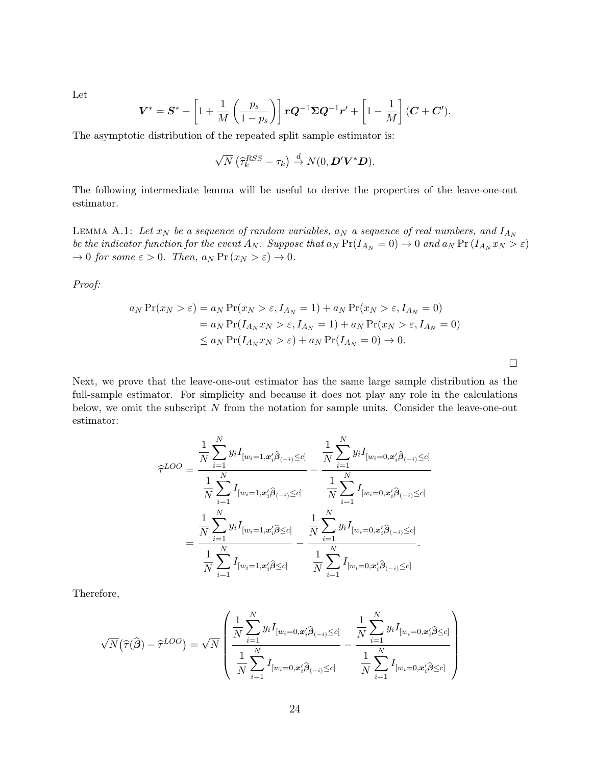Let

$$\boldsymbol{V}^* = \boldsymbol{S}^* + \left[1 + \frac{1}{M}\left(\frac{p_s}{1-p_s}\right)\right] \boldsymbol{r}\boldsymbol{Q}^{-1}\boldsymbol{\Sigma}\boldsymbol{Q}^{-1}\boldsymbol{r}' + \left[1 - \frac{1}{M}\right](\boldsymbol{C} + \boldsymbol{C}').$$

The asymptotic distribution of the repeated split sample estimator is:

$$\sqrt{N}\left(\widehat{\tau}_k^{RSS} - \tau_k\right) \xrightarrow{d} N(0, \boldsymbol{D}'\boldsymbol{V}^*\boldsymbol{D}).$$

The following intermediate lemma will be useful to derive the properties of the leave-one-out estimator.

LEMMA A.1: *Let $x_N$ be a sequence of random variables, $a_N$ a sequence of real numbers, and $I_{A_N}$ be the indicator function for the event $A_N$. Suppose that $a_N \Pr(I_{A_N} = 0) \to 0$ and $a_N \Pr(I_{A_N} x_N > \varepsilon) \to 0$ for some $\varepsilon > 0$. Then, $a_N \Pr(x_N > \varepsilon) \to 0$.*

*Proof:*

$$\begin{aligned}
a_N \Pr(x_N > \varepsilon) &= a_N \Pr(x_N > \varepsilon, I_{A_N} = 1) + a_N \Pr(x_N > \varepsilon, I_{A_N} = 0) \\
&= a_N \Pr(I_{A_N} x_N > \varepsilon, I_{A_N} = 1) + a_N \Pr(x_N > \varepsilon, I_{A_N} = 0) \\
&\leq a_N \Pr(I_{A_N} x_N > \varepsilon) + a_N \Pr(I_{A_N} = 0) \to 0.
\end{aligned}$$

□

Next, we prove that the leave-one-out estimator has the same large sample distribution as the full-sample estimator. For simplicity and because it does not play any role in the calculations below, we omit the subscript $N$ from the notation for sample units. Consider the leave-one-out estimator:

$$\begin{aligned}
\widehat{\tau}^{LOO} &= \frac{\dfrac{1}{N}\displaystyle\sum_{i=1}^{N} y_i I_{[w_i=1, \boldsymbol{x}_i'\widehat{\boldsymbol{\beta}}_{(-i)} \leq c]}}{\dfrac{1}{N}\displaystyle\sum_{i=1}^{N} I_{[w_i=1, \boldsymbol{x}_i'\widehat{\boldsymbol{\beta}}_{(-i)} \leq c]}} - \frac{\dfrac{1}{N}\displaystyle\sum_{i=1}^{N} y_i I_{[w_i=0, \boldsymbol{x}_i'\widehat{\boldsymbol{\beta}}_{(-i)} \leq c]}}{\dfrac{1}{N}\displaystyle\sum_{i=1}^{N} I_{[w_i=0, \boldsymbol{x}_i'\widehat{\boldsymbol{\beta}}_{(-i)} \leq c]}} \\
&= \frac{\dfrac{1}{N}\displaystyle\sum_{i=1}^{N} y_i I_{[w_i=1, \boldsymbol{x}_i'\widehat{\boldsymbol{\beta}} \leq c]}}{\dfrac{1}{N}\displaystyle\sum_{i=1}^{N} I_{[w_i=1, \boldsymbol{x}_i'\widehat{\boldsymbol{\beta}} \leq c]}} - \frac{\dfrac{1}{N}\displaystyle\sum_{i=1}^{N} y_i I_{[w_i=0, \boldsymbol{x}_i'\widehat{\boldsymbol{\beta}}_{(-i)} \leq c]}}{\dfrac{1}{N}\displaystyle\sum_{i=1}^{N} I_{[w_i=0, \boldsymbol{x}_i'\widehat{\boldsymbol{\beta}}_{(-i)} \leq c]}}.
\end{aligned}$$

Therefore,

$$\sqrt{N}\big(\widehat{\tau}(\widehat{\boldsymbol{\beta}}) - \widehat{\tau}^{LOO}\big) = \sqrt{N}\left(\frac{\dfrac{1}{N}\displaystyle\sum_{i=1}^{N} y_i I_{[w_i=0, \boldsymbol{x}_i'\widehat{\boldsymbol{\beta}}_{(-i)} \leq c]}}{\dfrac{1}{N}\displaystyle\sum_{i=1}^{N} I_{[w_i=0, \boldsymbol{x}_i'\widehat{\boldsymbol{\beta}}_{(-i)} \leq c]}} - \frac{\dfrac{1}{N}\displaystyle\sum_{i=1}^{N} y_i I_{[w_i=0, \boldsymbol{x}_i'\widehat{\boldsymbol{\beta}} \leq c]}}{\dfrac{1}{N}\displaystyle\sum_{i=1}^{N} I_{[w_i=0, \boldsymbol{x}_i'\widehat{\boldsymbol{\beta}} \leq c]}}\right)$$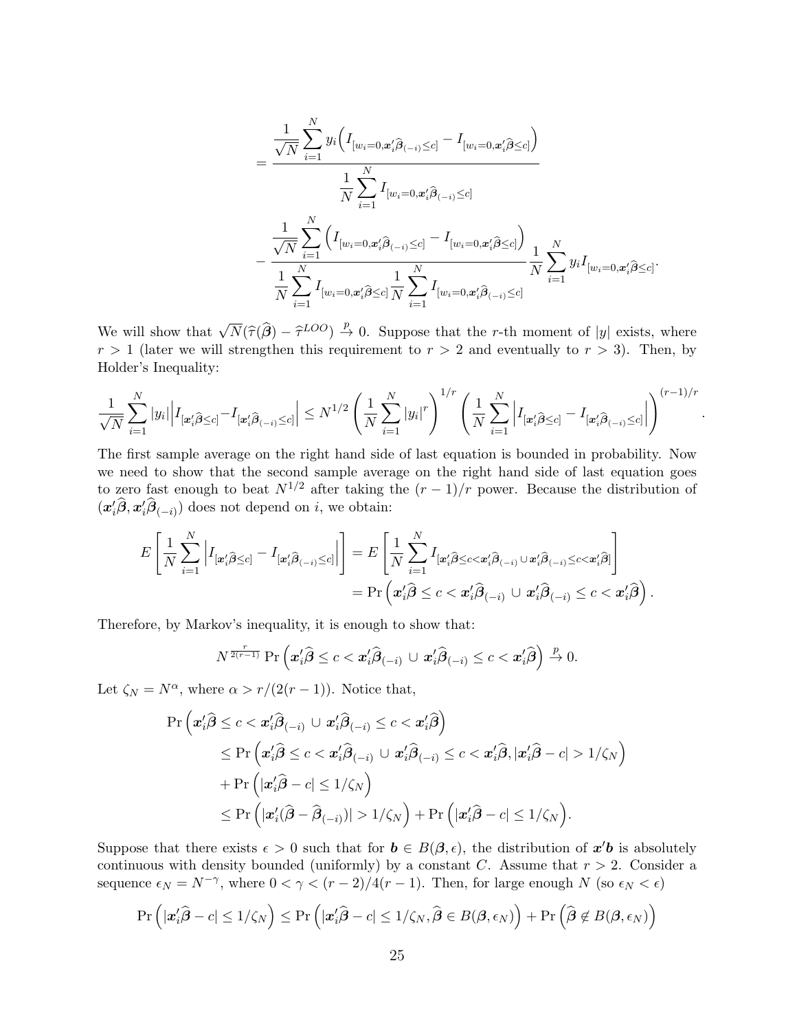$$
= \frac{\frac{1}{\sqrt{N}} \sum_{i=1}^{N} y_i \Big( I_{[w_i=0, \boldsymbol{x}_i' \widehat{\boldsymbol{\beta}}_{(-i)} \leq c]} - I_{[w_i=0, \boldsymbol{x}_i' \widehat{\boldsymbol{\beta}} \leq c]} \Big)}{\frac{1}{N} \sum_{i=1}^{N} I_{[w_i=0, \boldsymbol{x}_i' \widehat{\boldsymbol{\beta}}_{(-i)} \leq c]}}
$$

$$
- \frac{\frac{1}{\sqrt{N}} \sum_{i=1}^{N} \Big( I_{[w_i=0, \boldsymbol{x}_i' \widehat{\boldsymbol{\beta}}_{(-i)} \leq c]} - I_{[w_i=0, \boldsymbol{x}_i' \widehat{\boldsymbol{\beta}} \leq c]} \Big)}{\frac{1}{N} \sum_{i=1}^{N} I_{[w_i=0, \boldsymbol{x}_i' \widehat{\boldsymbol{\beta}} \leq c]} \frac{1}{N} \sum_{i=1}^{N} I_{[w_i=0, \boldsymbol{x}_i' \widehat{\boldsymbol{\beta}}_{(-i)} \leq c]}} \frac{1}{N} \sum_{i=1}^{N} y_i I_{[w_i=0, \boldsymbol{x}_i' \widehat{\boldsymbol{\beta}} \leq c]}.
$$

We will show that $\sqrt{N}(\widehat{\tau}(\widehat{\boldsymbol{\beta}}) - \widehat{\tau}^{LOO}) \xrightarrow{p} 0$. Suppose that the $r$-th moment of $|y|$ exists, where $r > 1$ (later we will strengthen this requirement to $r > 2$ and eventually to $r > 3$). Then, by Holder's Inequality:

$$
\frac{1}{\sqrt{N}} \sum_{i=1}^{N} |y_i| \Big| I_{[\boldsymbol{x}_i' \widehat{\boldsymbol{\beta}} \leq c]} - I_{[\boldsymbol{x}_i' \widehat{\boldsymbol{\beta}}_{(-i)} \leq c]} \Big| \leq N^{1/2} \left( \frac{1}{N} \sum_{i=1}^{N} |y_i|^r \right)^{1/r} \left( \frac{1}{N} \sum_{i=1}^{N} \Big| I_{[\boldsymbol{x}_i' \widehat{\boldsymbol{\beta}} \leq c]} - I_{[\boldsymbol{x}_i' \widehat{\boldsymbol{\beta}}_{(-i)} \leq c]} \Big| \right)^{(r-1)/r}.
$$

The first sample average on the right hand side of last equation is bounded in probability. Now we need to show that the second sample average on the right hand side of last equation goes to zero fast enough to beat $N^{1/2}$ after taking the $(r-1)/r$ power. Because the distribution of $(\boldsymbol{x}_i' \widehat{\boldsymbol{\beta}}, \boldsymbol{x}_i' \widehat{\boldsymbol{\beta}}_{(-i)})$ does not depend on $i$, we obtain:

$$
\begin{aligned}
E\left[ \frac{1}{N} \sum_{i=1}^{N} \Big| I_{[\boldsymbol{x}_i' \widehat{\boldsymbol{\beta}} \leq c]} - I_{[\boldsymbol{x}_i' \widehat{\boldsymbol{\beta}}_{(-i)} \leq c]} \Big| \right] &= E\left[ \frac{1}{N} \sum_{i=1}^{N} I_{[\boldsymbol{x}_i' \widehat{\boldsymbol{\beta}} \leq c < \boldsymbol{x}_i' \widehat{\boldsymbol{\beta}}_{(-i)} \cup \boldsymbol{x}_i' \widehat{\boldsymbol{\beta}}_{(-i)} \leq c < \boldsymbol{x}_i' \widehat{\boldsymbol{\beta}}]} \right] \\
&= \Pr\left( \boldsymbol{x}_i' \widehat{\boldsymbol{\beta}} \leq c < \boldsymbol{x}_i' \widehat{\boldsymbol{\beta}}_{(-i)} \cup \boldsymbol{x}_i' \widehat{\boldsymbol{\beta}}_{(-i)} \leq c < \boldsymbol{x}_i' \widehat{\boldsymbol{\beta}} \right).
\end{aligned}
$$

Therefore, by Markov's inequality, it is enough to show that:

$$
N^{\frac{r}{2(r-1)}} \Pr\left( \boldsymbol{x}_i' \widehat{\boldsymbol{\beta}} \leq c < \boldsymbol{x}_i' \widehat{\boldsymbol{\beta}}_{(-i)} \cup \boldsymbol{x}_i' \widehat{\boldsymbol{\beta}}_{(-i)} \leq c < \boldsymbol{x}_i' \widehat{\boldsymbol{\beta}} \right) \xrightarrow{p} 0.
$$

Let $\zeta_N = N^{\alpha}$, where $\alpha > r/(2(r-1))$. Notice that,

$$
\begin{aligned}
\Pr &\left( \boldsymbol{x}_i' \widehat{\boldsymbol{\beta}} \leq c < \boldsymbol{x}_i' \widehat{\boldsymbol{\beta}}_{(-i)} \cup \boldsymbol{x}_i' \widehat{\boldsymbol{\beta}}_{(-i)} \leq c < \boldsymbol{x}_i' \widehat{\boldsymbol{\beta}} \right) \\
&\leq \Pr\left( \boldsymbol{x}_i' \widehat{\boldsymbol{\beta}} \leq c < \boldsymbol{x}_i' \widehat{\boldsymbol{\beta}}_{(-i)} \cup \boldsymbol{x}_i' \widehat{\boldsymbol{\beta}}_{(-i)} \leq c < \boldsymbol{x}_i' \widehat{\boldsymbol{\beta}}, |\boldsymbol{x}_i' \widehat{\boldsymbol{\beta}} - c| > 1/\zeta_N \right) \\
&\quad + \Pr\left( |\boldsymbol{x}_i' \widehat{\boldsymbol{\beta}} - c| \leq 1/\zeta_N \right) \\
&\leq \Pr\left( |\boldsymbol{x}_i' (\widehat{\boldsymbol{\beta}} - \widehat{\boldsymbol{\beta}}_{(-i)})| > 1/\zeta_N \right) + \Pr\left( |\boldsymbol{x}_i' \widehat{\boldsymbol{\beta}} - c| \leq 1/\zeta_N \right).
\end{aligned}
$$

Suppose that there exists $\epsilon > 0$ such that for $\boldsymbol{b} \in B(\boldsymbol{\beta}, \epsilon)$, the distribution of $\boldsymbol{x}' \boldsymbol{b}$ is absolutely continuous with density bounded (uniformly) by a constant $C$. Assume that $r > 2$. Consider a sequence $\epsilon_N = N^{-\gamma}$, where $0 < \gamma < (r-2)/4(r-1)$. Then, for large enough $N$ (so $\epsilon_N < \epsilon$)

$$
\Pr\left( |\boldsymbol{x}_i' \widehat{\boldsymbol{\beta}} - c| \leq 1/\zeta_N \right) \leq \Pr\left( |\boldsymbol{x}_i' \widehat{\boldsymbol{\beta}} - c| \leq 1/\zeta_N, \widehat{\boldsymbol{\beta}} \in B(\boldsymbol{\beta}, \epsilon_N) \right) + \Pr\left( \widehat{\boldsymbol{\beta}} \notin B(\boldsymbol{\beta}, \epsilon_N) \right)
$$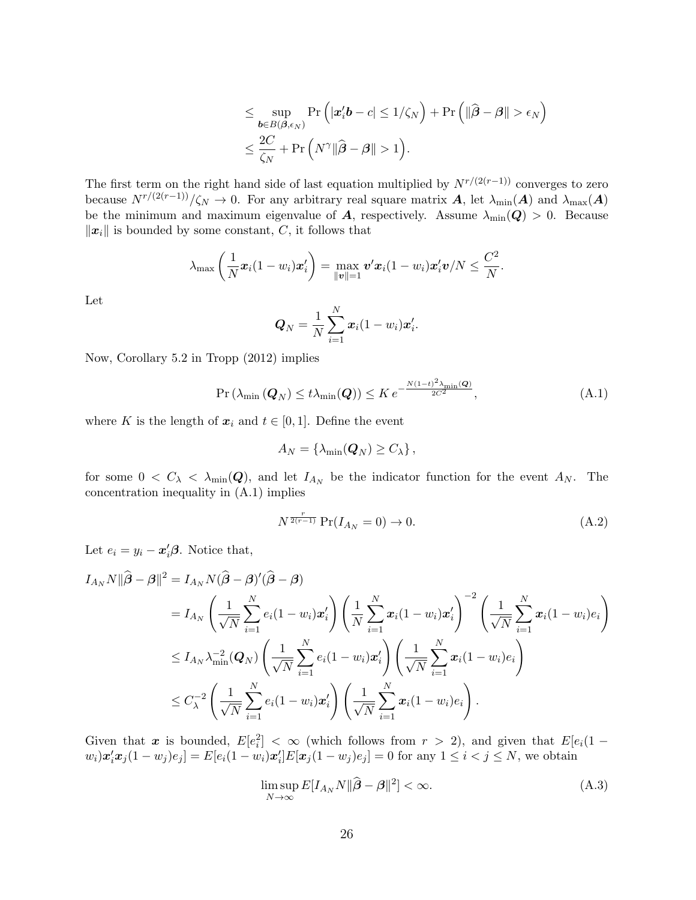$$
\begin{aligned}
&\leq \sup_{\boldsymbol{b} \in B(\boldsymbol{\beta}, \epsilon_N)} \Pr\left(|\boldsymbol{x}_i' \boldsymbol{b} - c| \leq 1/\zeta_N\right) + \Pr\left(\|\widehat{\boldsymbol{\beta}} - \boldsymbol{\beta}\| > \epsilon_N\right) \\
&\leq \frac{2C}{\zeta_N} + \Pr\left(N^{\gamma} \|\widehat{\boldsymbol{\beta}} - \boldsymbol{\beta}\| > 1\right).
\end{aligned}
$$

The first term on the right hand side of last equation multiplied by $N^{r/(2(r-1))}$ converges to zero because $N^{r/(2(r-1))}/\zeta_N \to 0$. For any arbitrary real square matrix $\boldsymbol{A}$, let $\lambda_{\min}(\boldsymbol{A})$ and $\lambda_{\max}(\boldsymbol{A})$ be the minimum and maximum eigenvalue of $\boldsymbol{A}$, respectively. Assume $\lambda_{\min}(\boldsymbol{Q}) > 0$. Because $\|\boldsymbol{x}_i\|$ is bounded by some constant, $C$, it follows that

$$
\lambda_{\max}\left(\frac{1}{N}\boldsymbol{x}_i(1-w_i)\boldsymbol{x}_i'\right) = \max_{\|\boldsymbol{v}\|=1} \boldsymbol{v}'\boldsymbol{x}_i(1-w_i)\boldsymbol{x}_i'\boldsymbol{v}/N \leq \frac{C^2}{N}.
$$

Let

$$
\boldsymbol{Q}_N = \frac{1}{N}\sum_{i=1}^{N} \boldsymbol{x}_i(1-w_i)\boldsymbol{x}_i'.
$$

Now, Corollary 5.2 in Tropp (2012) implies

$$
\Pr\left(\lambda_{\min}\left(\boldsymbol{Q}_N\right) \leq t\lambda_{\min}(\boldsymbol{Q})\right) \leq K\, e^{-\frac{N(1-t)^2\lambda_{\min}(\boldsymbol{Q})}{2C^2}}, \tag{A.1}
$$

where $K$ is the length of $\boldsymbol{x}_i$ and $t \in [0,1]$. Define the event

$$
A_N = \left\{\lambda_{\min}(\boldsymbol{Q}_N) \geq C_\lambda\right\},
$$

for some $0 < C_\lambda < \lambda_{\min}(\boldsymbol{Q})$, and let $I_{A_N}$ be the indicator function for the event $A_N$. The concentration inequality in (A.1) implies

$$
N^{\frac{r}{2(r-1)}} \Pr(I_{A_N} = 0) \to 0. \tag{A.2}
$$

Let $e_i = y_i - \boldsymbol{x}_i'\boldsymbol{\beta}$. Notice that,

$$
\begin{aligned}
I_{A_N} N \|\widehat{\boldsymbol{\beta}} - \boldsymbol{\beta}\|^2 &= I_{A_N} N (\widehat{\boldsymbol{\beta}} - \boldsymbol{\beta})'(\widehat{\boldsymbol{\beta}} - \boldsymbol{\beta}) \\
&= I_{A_N} \left(\frac{1}{\sqrt{N}}\sum_{i=1}^{N} e_i(1-w_i)\boldsymbol{x}_i'\right)\left(\frac{1}{N}\sum_{i=1}^{N} \boldsymbol{x}_i(1-w_i)\boldsymbol{x}_i'\right)^{-2}\left(\frac{1}{\sqrt{N}}\sum_{i=1}^{N} \boldsymbol{x}_i(1-w_i)e_i\right) \\
&\leq I_{A_N} \lambda_{\min}^{-2}(\boldsymbol{Q}_N)\left(\frac{1}{\sqrt{N}}\sum_{i=1}^{N} e_i(1-w_i)\boldsymbol{x}_i'\right)\left(\frac{1}{\sqrt{N}}\sum_{i=1}^{N} \boldsymbol{x}_i(1-w_i)e_i\right) \\
&\leq C_\lambda^{-2}\left(\frac{1}{\sqrt{N}}\sum_{i=1}^{N} e_i(1-w_i)\boldsymbol{x}_i'\right)\left(\frac{1}{\sqrt{N}}\sum_{i=1}^{N} \boldsymbol{x}_i(1-w_i)e_i\right).
\end{aligned}
$$

Given that $\boldsymbol{x}$ is bounded, $E[e_i^2] < \infty$ (which follows from $r > 2$), and given that $E[e_i(1-w_i)\boldsymbol{x}_i'\boldsymbol{x}_j(1-w_j)e_j] = E[e_i(1-w_i)\boldsymbol{x}_i']E[\boldsymbol{x}_j(1-w_j)e_j] = 0$ for any $1 \leq i < j \leq N$, we obtain

$$
\limsup_{N\to\infty} E[I_{A_N} N \|\widehat{\boldsymbol{\beta}} - \boldsymbol{\beta}\|^2] < \infty. \tag{A.3}
$$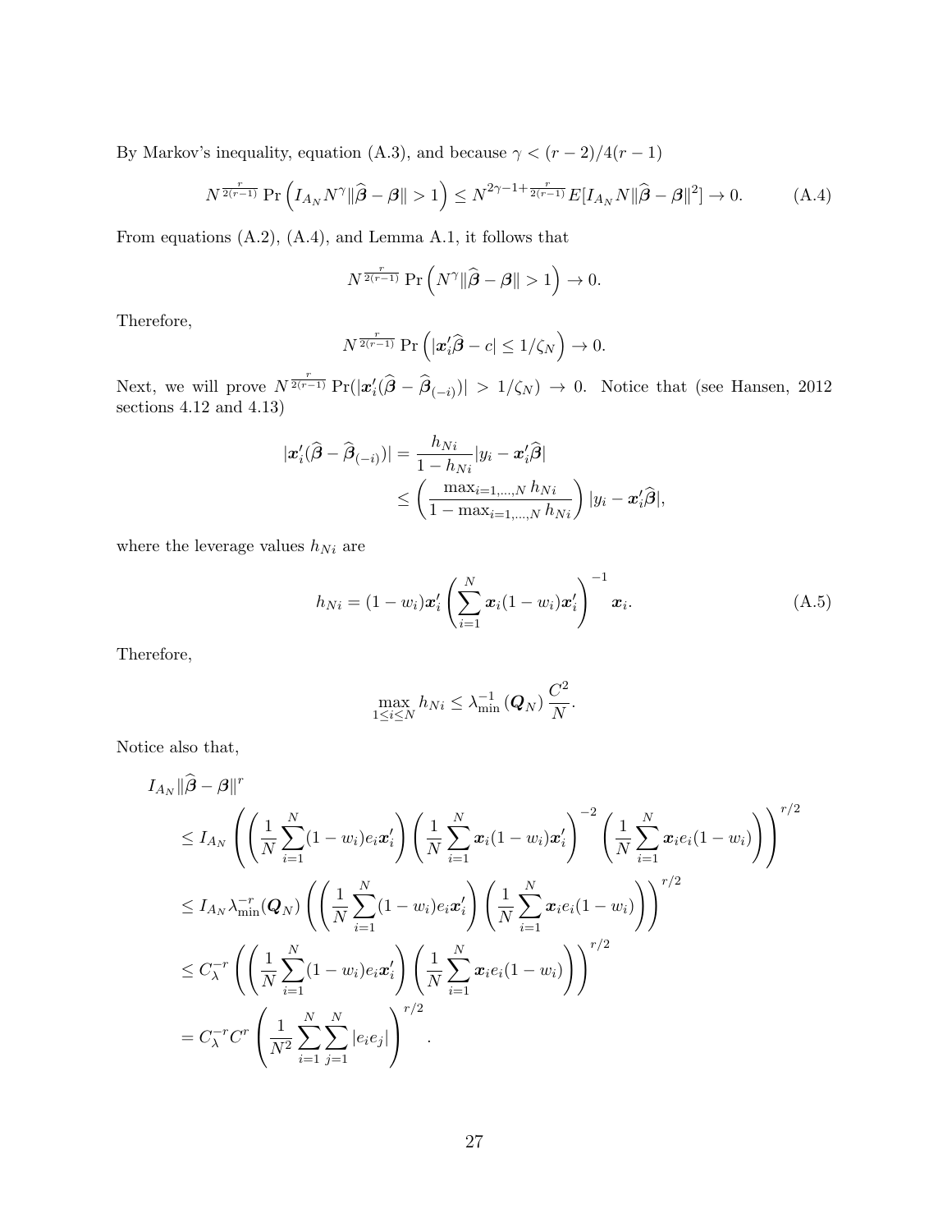By Markov's inequality, equation (A.3), and because $\gamma < (r-2)/4(r-1)$

$$N^{\frac{r}{2(r-1)}} \Pr\left(I_{A_N} N^{\gamma} \|\widehat{\boldsymbol{\beta}} - \boldsymbol{\beta}\| > 1\right) \leq N^{2\gamma - 1 + \frac{r}{2(r-1)}} E[I_{A_N} N \|\widehat{\boldsymbol{\beta}} - \boldsymbol{\beta}\|^2] \to 0. \tag{A.4}$$

From equations (A.2), (A.4), and Lemma A.1, it follows that

$$N^{\frac{r}{2(r-1)}} \Pr\left(N^{\gamma} \|\widehat{\boldsymbol{\beta}} - \boldsymbol{\beta}\| > 1\right) \to 0.$$

Therefore,

$$N^{\frac{r}{2(r-1)}} \Pr\left(|\boldsymbol{x}_i' \widehat{\boldsymbol{\beta}} - c| \leq 1/\zeta_N\right) \to 0.$$

Next, we will prove $N^{\frac{r}{2(r-1)}} \Pr(|\boldsymbol{x}_i'(\widehat{\boldsymbol{\beta}} - \widehat{\boldsymbol{\beta}}_{(-i)})| > 1/\zeta_N) \to 0$. Notice that (see Hansen, 2012 sections 4.12 and 4.13)

$$\begin{aligned}
|\boldsymbol{x}_i'(\widehat{\boldsymbol{\beta}} - \widehat{\boldsymbol{\beta}}_{(-i)})| &= \frac{h_{Ni}}{1 - h_{Ni}} |y_i - \boldsymbol{x}_i' \widehat{\boldsymbol{\beta}}| \\
&\leq \left(\frac{\max_{i=1,\ldots,N} h_{Ni}}{1 - \max_{i=1,\ldots,N} h_{Ni}}\right) |y_i - \boldsymbol{x}_i' \widehat{\boldsymbol{\beta}}|,
\end{aligned}$$

where the leverage values $h_{Ni}$ are

$$h_{Ni} = (1 - w_i) \boldsymbol{x}_i' \left(\sum_{i=1}^{N} \boldsymbol{x}_i (1 - w_i) \boldsymbol{x}_i'\right)^{-1} \boldsymbol{x}_i. \tag{A.5}$$

Therefore,

$$\max_{1 \leq i \leq N} h_{Ni} \leq \lambda_{\min}^{-1}(\boldsymbol{Q}_N) \frac{C^2}{N}.$$

Notice also that,

$$\begin{aligned}
&I_{A_N} \|\widehat{\boldsymbol{\beta}} - \boldsymbol{\beta}\|^r \\
&\leq I_{A_N} \left( \left(\frac{1}{N} \sum_{i=1}^{N} (1 - w_i) e_i \boldsymbol{x}_i'\right) \left(\frac{1}{N} \sum_{i=1}^{N} \boldsymbol{x}_i (1 - w_i) \boldsymbol{x}_i'\right)^{-2} \left(\frac{1}{N} \sum_{i=1}^{N} \boldsymbol{x}_i e_i (1 - w_i)\right) \right)^{r/2} \\
&\leq I_{A_N} \lambda_{\min}^{-r}(\boldsymbol{Q}_N) \left( \left(\frac{1}{N} \sum_{i=1}^{N} (1 - w_i) e_i \boldsymbol{x}_i'\right) \left(\frac{1}{N} \sum_{i=1}^{N} \boldsymbol{x}_i e_i (1 - w_i)\right) \right)^{r/2} \\
&\leq C_{\lambda}^{-r} \left( \left(\frac{1}{N} \sum_{i=1}^{N} (1 - w_i) e_i \boldsymbol{x}_i'\right) \left(\frac{1}{N} \sum_{i=1}^{N} \boldsymbol{x}_i e_i (1 - w_i)\right) \right)^{r/2} \\
&= C_{\lambda}^{-r} C^r \left(\frac{1}{N^2} \sum_{i=1}^{N} \sum_{j=1}^{N} |e_i e_j|\right)^{r/2}.
\end{aligned}$$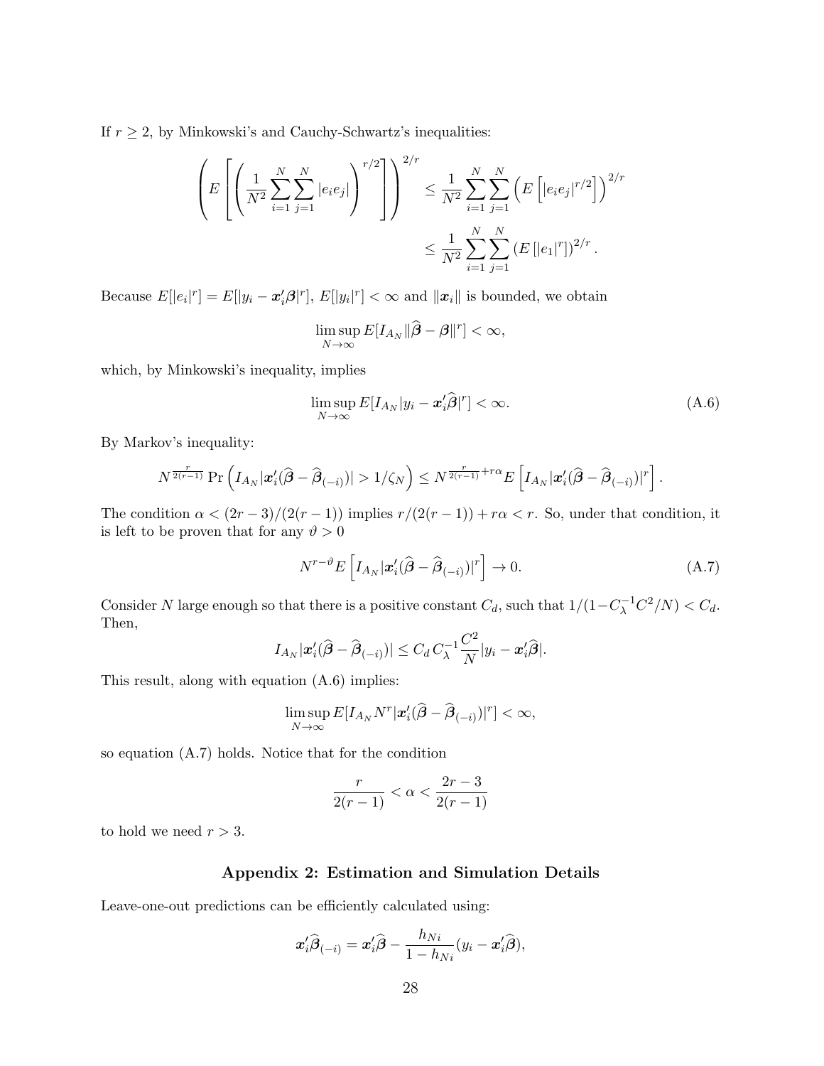If $r \geq 2$, by Minkowski's and Cauchy-Schwartz's inequalities:

$$\left( E\left[ \left( \frac{1}{N^2} \sum_{i=1}^{N} \sum_{j=1}^{N} |e_i e_j| \right)^{r/2} \right] \right)^{2/r} \leq \frac{1}{N^2} \sum_{i=1}^{N} \sum_{j=1}^{N} \left( E\left[ |e_i e_j|^{r/2} \right] \right)^{2/r}$$

$$\leq \frac{1}{N^2} \sum_{i=1}^{N} \sum_{j=1}^{N} \left( E\left[ |e_1|^r \right] \right)^{2/r}.$$

Because $E[|e_i|^r] = E[|y_i - \boldsymbol{x}_i'\boldsymbol{\beta}|^r]$, $E[|y_i|^r] < \infty$ and $\|\boldsymbol{x}_i\|$ is bounded, we obtain

$$\limsup_{N\to\infty} E[I_{A_N} \|\widehat{\boldsymbol{\beta}} - \boldsymbol{\beta}\|^r] < \infty,$$

which, by Minkowski's inequality, implies

$$\limsup_{N\to\infty} E[I_{A_N} |y_i - \boldsymbol{x}_i'\widehat{\boldsymbol{\beta}}|^r] < \infty. \tag{A.6}$$

By Markov's inequality:

$$N^{\frac{r}{2(r-1)}} \Pr\left( I_{A_N} |\boldsymbol{x}_i'(\widehat{\boldsymbol{\beta}} - \widehat{\boldsymbol{\beta}}_{(-i)})| > 1/\zeta_N \right) \leq N^{\frac{r}{2(r-1)} + r\alpha} E\left[ I_{A_N} |\boldsymbol{x}_i'(\widehat{\boldsymbol{\beta}} - \widehat{\boldsymbol{\beta}}_{(-i)})|^r \right].$$

The condition $\alpha < (2r-3)/(2(r-1))$ implies $r/(2(r-1)) + r\alpha < r$. So, under that condition, it is left to be proven that for any $\vartheta > 0$

$$N^{r-\vartheta} E\left[ I_{A_N} |\boldsymbol{x}_i'(\widehat{\boldsymbol{\beta}} - \widehat{\boldsymbol{\beta}}_{(-i)})|^r \right] \to 0. \tag{A.7}$$

Consider $N$ large enough so that there is a positive constant $C_d$, such that $1/(1 - C_\lambda^{-1} C^2/N) < C_d$. Then,

$$I_{A_N} |\boldsymbol{x}_i'(\widehat{\boldsymbol{\beta}} - \widehat{\boldsymbol{\beta}}_{(-i)})| \leq C_d \, C_\lambda^{-1} \frac{C^2}{N} |y_i - \boldsymbol{x}_i'\widehat{\boldsymbol{\beta}}|.$$

This result, along with equation (A.6) implies:

$$\limsup_{N\to\infty} E[I_{A_N} N^r |\boldsymbol{x}_i'(\widehat{\boldsymbol{\beta}} - \widehat{\boldsymbol{\beta}}_{(-i)})|^r] < \infty,$$

so equation (A.7) holds. Notice that for the condition

$$\frac{r}{2(r-1)} < \alpha < \frac{2r-3}{2(r-1)}$$

to hold we need $r > 3$.

## Appendix 2: Estimation and Simulation Details

Leave-one-out predictions can be efficiently calculated using:

$$\boldsymbol{x}_i'\widehat{\boldsymbol{\beta}}_{(-i)} = \boldsymbol{x}_i'\widehat{\boldsymbol{\beta}} - \frac{h_{Ni}}{1 - h_{Ni}} (y_i - \boldsymbol{x}_i'\widehat{\boldsymbol{\beta}}),$$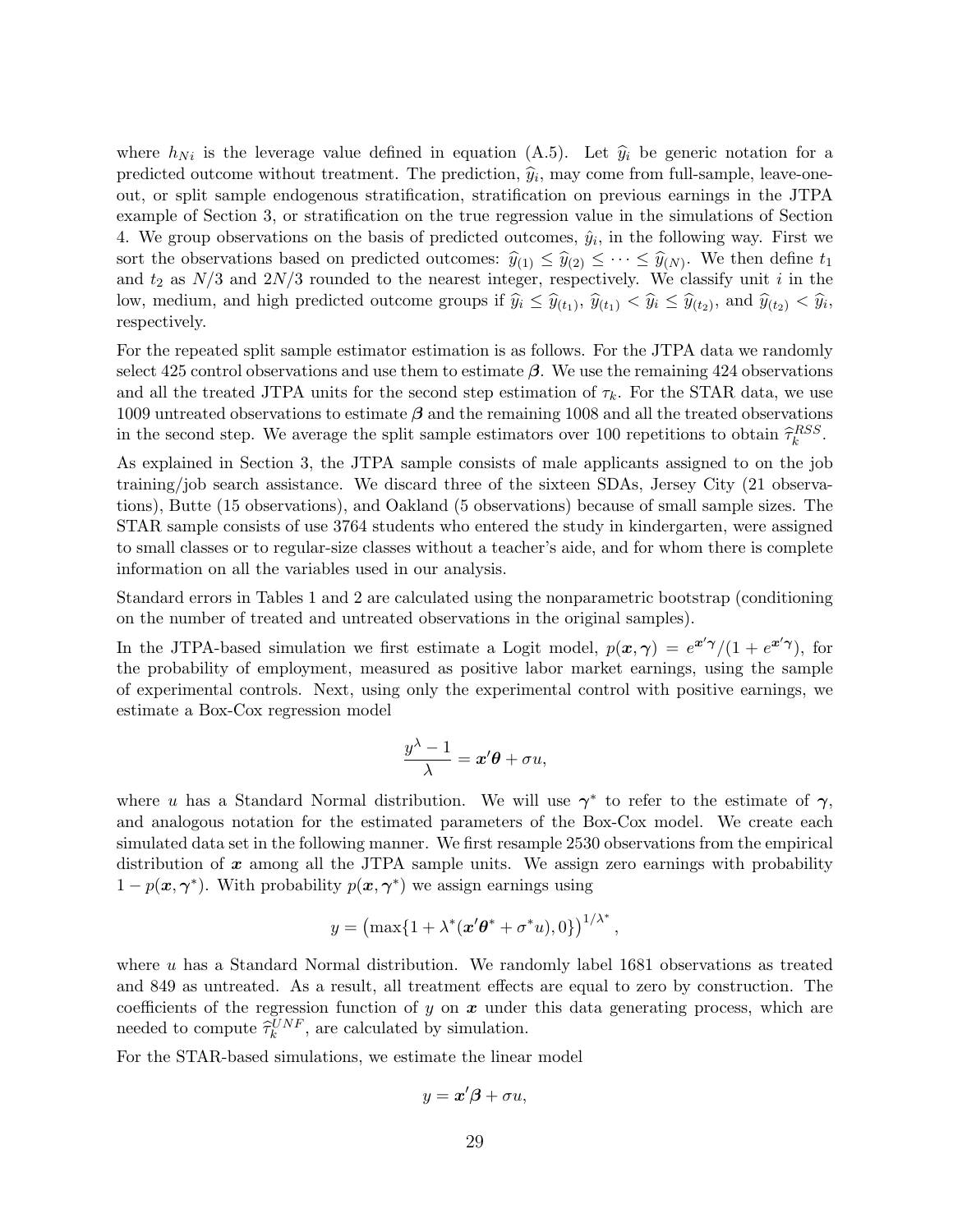where $h_{Ni}$ is the leverage value defined in equation (A.5). Let $\widehat{y}_i$ be generic notation for a predicted outcome without treatment. The prediction, $\widehat{y}_i$, may come from full-sample, leave-one-out, or split sample endogenous stratification, stratification on previous earnings in the JTPA example of Section 3, or stratification on the true regression value in the simulations of Section 4. We group observations on the basis of predicted outcomes, $\hat{y}_i$, in the following way. First we sort the observations based on predicted outcomes: $\widehat{y}_{(1)} \leq \widehat{y}_{(2)} \leq \cdots \leq \widehat{y}_{(N)}$. We then define $t_1$ and $t_2$ as $N/3$ and $2N/3$ rounded to the nearest integer, respectively. We classify unit $i$ in the low, medium, and high predicted outcome groups if $\widehat{y}_i \leq \widehat{y}_{(t_1)}$, $\widehat{y}_{(t_1)} < \widehat{y}_i \leq \widehat{y}_{(t_2)}$, and $\widehat{y}_{(t_2)} < \widehat{y}_i$, respectively.

For the repeated split sample estimator estimation is as follows. For the JTPA data we randomly select 425 control observations and use them to estimate $\boldsymbol{\beta}$. We use the remaining 424 observations and all the treated JTPA units for the second step estimation of $\tau_k$. For the STAR data, we use 1009 untreated observations to estimate $\boldsymbol{\beta}$ and the remaining 1008 and all the treated observations in the second step. We average the split sample estimators over 100 repetitions to obtain $\widehat{\tau}_k^{RSS}$.

As explained in Section 3, the JTPA sample consists of male applicants assigned to on the job training/job search assistance. We discard three of the sixteen SDAs, Jersey City (21 observations), Butte (15 observations), and Oakland (5 observations) because of small sample sizes. The STAR sample consists of use 3764 students who entered the study in kindergarten, were assigned to small classes or to regular-size classes without a teacher's aide, and for whom there is complete information on all the variables used in our analysis.

Standard errors in Tables 1 and 2 are calculated using the nonparametric bootstrap (conditioning on the number of treated and untreated observations in the original samples).

In the JTPA-based simulation we first estimate a Logit model, $p(\boldsymbol{x}, \boldsymbol{\gamma}) = e^{\boldsymbol{x}'\boldsymbol{\gamma}}/(1 + e^{\boldsymbol{x}'\boldsymbol{\gamma}})$, for the probability of employment, measured as positive labor market earnings, using the sample of experimental controls. Next, using only the experimental control with positive earnings, we estimate a Box-Cox regression model

$$\frac{y^{\lambda} - 1}{\lambda} = \boldsymbol{x}'\boldsymbol{\theta} + \sigma u,$$

where $u$ has a Standard Normal distribution. We will use $\boldsymbol{\gamma}^*$ to refer to the estimate of $\boldsymbol{\gamma}$, and analogous notation for the estimated parameters of the Box-Cox model. We create each simulated data set in the following manner. We first resample 2530 observations from the empirical distribution of $\boldsymbol{x}$ among all the JTPA sample units. We assign zero earnings with probability $1 - p(\boldsymbol{x}, \boldsymbol{\gamma}^*)$. With probability $p(\boldsymbol{x}, \boldsymbol{\gamma}^*)$ we assign earnings using

$$y = \left(\max\{1 + \lambda^*(\boldsymbol{x}'\boldsymbol{\theta}^* + \sigma^* u), 0\}\right)^{1/\lambda^*},$$

where $u$ has a Standard Normal distribution. We randomly label 1681 observations as treated and 849 as untreated. As a result, all treatment effects are equal to zero by construction. The coefficients of the regression function of $y$ on $\boldsymbol{x}$ under this data generating process, which are needed to compute $\widehat{\tau}_k^{UNF}$, are calculated by simulation.

For the STAR-based simulations, we estimate the linear model

$$y = \boldsymbol{x}'\boldsymbol{\beta} + \sigma u,$$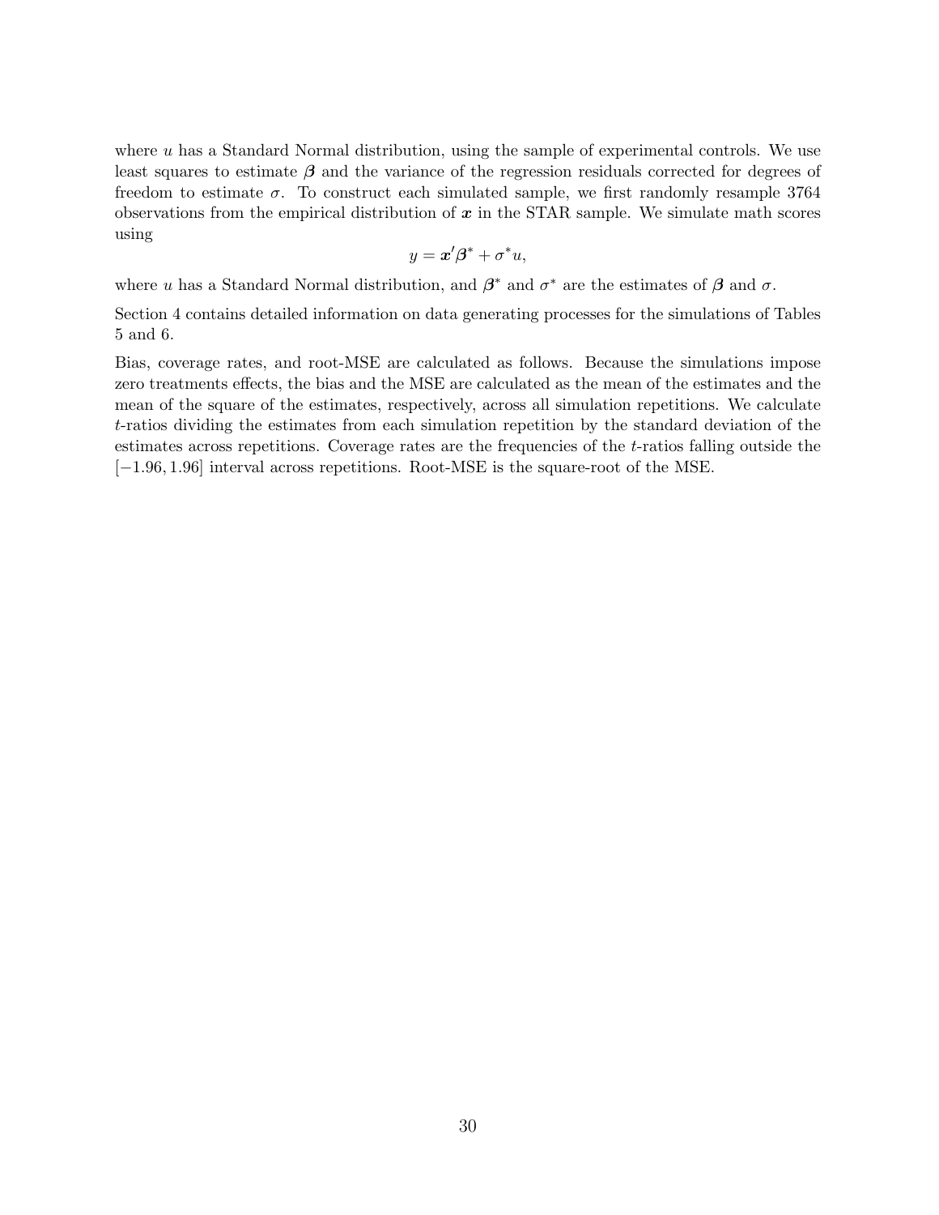where $u$ has a Standard Normal distribution, using the sample of experimental controls. We use least squares to estimate $\boldsymbol{\beta}$ and the variance of the regression residuals corrected for degrees of freedom to estimate $\sigma$. To construct each simulated sample, we first randomly resample 3764 observations from the empirical distribution of $\boldsymbol{x}$ in the STAR sample. We simulate math scores using

$$y = \boldsymbol{x}'\boldsymbol{\beta}^* + \sigma^* u,$$

where $u$ has a Standard Normal distribution, and $\boldsymbol{\beta}^*$ and $\sigma^*$ are the estimates of $\boldsymbol{\beta}$ and $\sigma$.

Section 4 contains detailed information on data generating processes for the simulations of Tables 5 and 6.

Bias, coverage rates, and root-MSE are calculated as follows. Because the simulations impose zero treatments effects, the bias and the MSE are calculated as the mean of the estimates and the mean of the square of the estimates, respectively, across all simulation repetitions. We calculate $t$-ratios dividing the estimates from each simulation repetition by the standard deviation of the estimates across repetitions. Coverage rates are the frequencies of the $t$-ratios falling outside the $[-1.96, 1.96]$ interval across repetitions. Root-MSE is the square-root of the MSE.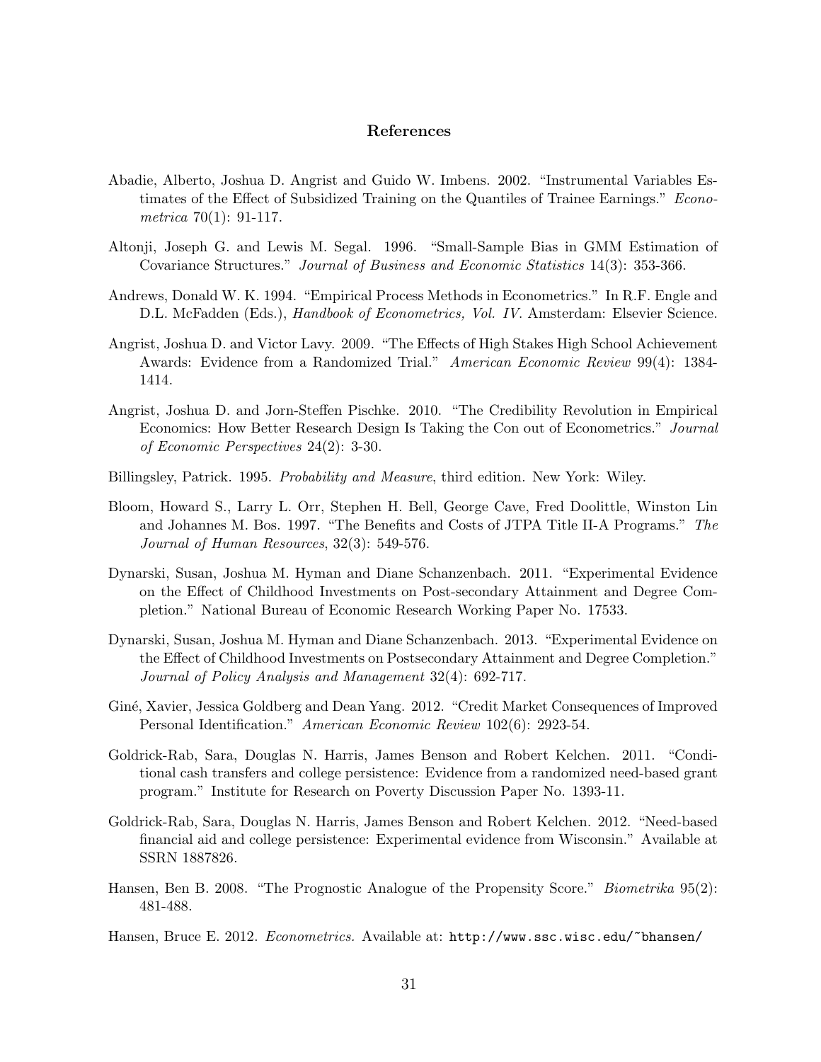## References

Abadie, Alberto, Joshua D. Angrist and Guido W. Imbens. 2002. "Instrumental Variables Estimates of the Effect of Subsidized Training on the Quantiles of Trainee Earnings." *Econometrica* 70(1): 91-117.

Altonji, Joseph G. and Lewis M. Segal. 1996. "Small-Sample Bias in GMM Estimation of Covariance Structures." *Journal of Business and Economic Statistics* 14(3): 353-366.

Andrews, Donald W. K. 1994. "Empirical Process Methods in Econometrics." In R.F. Engle and D.L. McFadden (Eds.), *Handbook of Econometrics, Vol. IV*. Amsterdam: Elsevier Science.

Angrist, Joshua D. and Victor Lavy. 2009. "The Effects of High Stakes High School Achievement Awards: Evidence from a Randomized Trial." *American Economic Review* 99(4): 1384-1414.

Angrist, Joshua D. and Jorn-Steffen Pischke. 2010. "The Credibility Revolution in Empirical Economics: How Better Research Design Is Taking the Con out of Econometrics." *Journal of Economic Perspectives* 24(2): 3-30.

Billingsley, Patrick. 1995. *Probability and Measure*, third edition. New York: Wiley.

Bloom, Howard S., Larry L. Orr, Stephen H. Bell, George Cave, Fred Doolittle, Winston Lin and Johannes M. Bos. 1997. "The Benefits and Costs of JTPA Title II-A Programs." *The Journal of Human Resources*, 32(3): 549-576.

Dynarski, Susan, Joshua M. Hyman and Diane Schanzenbach. 2011. "Experimental Evidence on the Effect of Childhood Investments on Post-secondary Attainment and Degree Completion." National Bureau of Economic Research Working Paper No. 17533.

Dynarski, Susan, Joshua M. Hyman and Diane Schanzenbach. 2013. "Experimental Evidence on the Effect of Childhood Investments on Postsecondary Attainment and Degree Completion." *Journal of Policy Analysis and Management* 32(4): 692-717.

Giné, Xavier, Jessica Goldberg and Dean Yang. 2012. "Credit Market Consequences of Improved Personal Identification." *American Economic Review* 102(6): 2923-54.

Goldrick-Rab, Sara, Douglas N. Harris, James Benson and Robert Kelchen. 2011. "Conditional cash transfers and college persistence: Evidence from a randomized need-based grant program." Institute for Research on Poverty Discussion Paper No. 1393-11.

Goldrick-Rab, Sara, Douglas N. Harris, James Benson and Robert Kelchen. 2012. "Need-based financial aid and college persistence: Experimental evidence from Wisconsin." Available at SSRN 1887826.

Hansen, Ben B. 2008. "The Prognostic Analogue of the Propensity Score." *Biometrika* 95(2): 481-488.

Hansen, Bruce E. 2012. *Econometrics.* Available at: `http://www.ssc.wisc.edu/~bhansen/`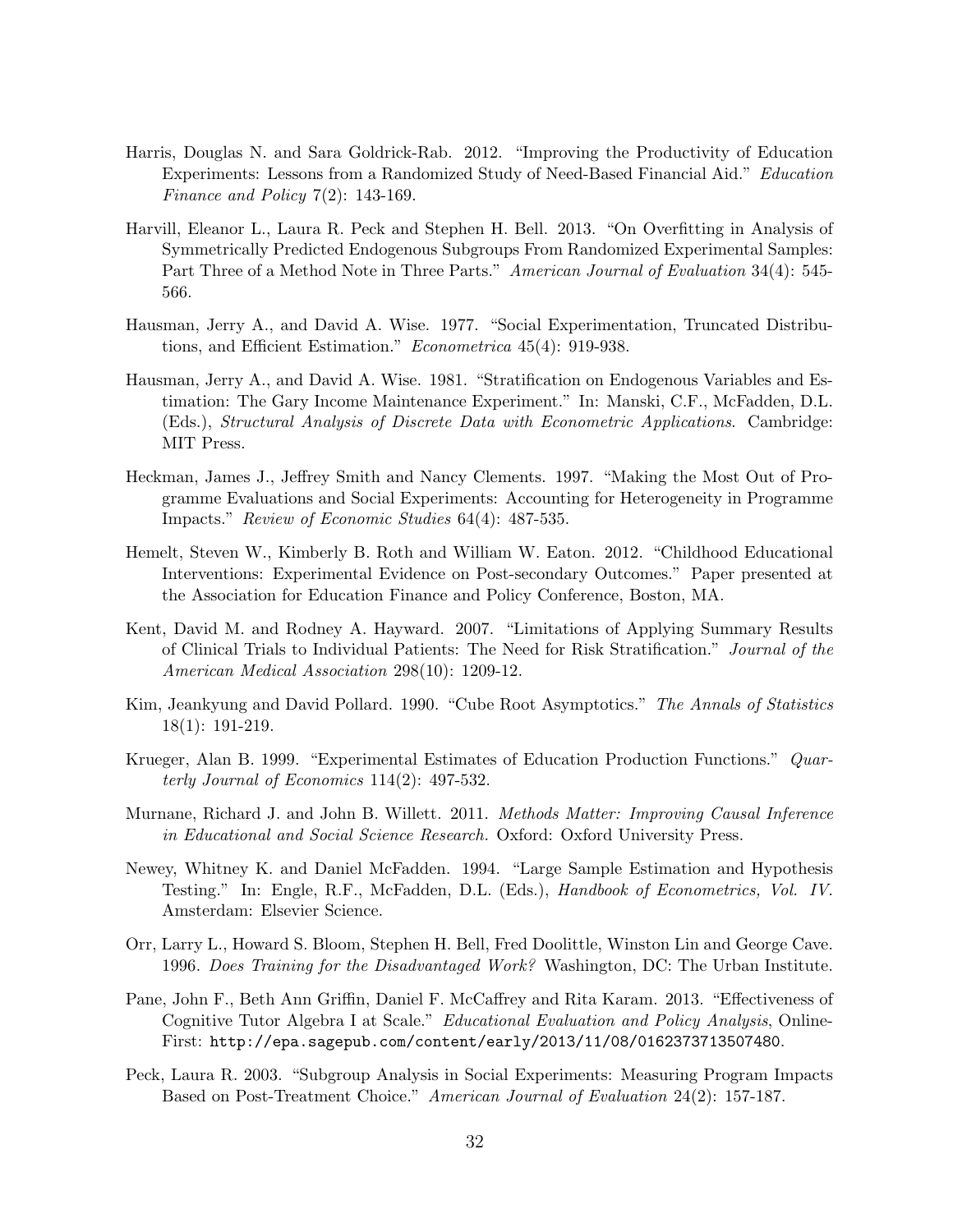Harris, Douglas N. and Sara Goldrick-Rab. 2012. "Improving the Productivity of Education Experiments: Lessons from a Randomized Study of Need-Based Financial Aid." *Education Finance and Policy* 7(2): 143-169.

Harvill, Eleanor L., Laura R. Peck and Stephen H. Bell. 2013. "On Overfitting in Analysis of Symmetrically Predicted Endogenous Subgroups From Randomized Experimental Samples: Part Three of a Method Note in Three Parts." *American Journal of Evaluation* 34(4): 545-566.

Hausman, Jerry A., and David A. Wise. 1977. "Social Experimentation, Truncated Distributions, and Efficient Estimation." *Econometrica* 45(4): 919-938.

Hausman, Jerry A., and David A. Wise. 1981. "Stratification on Endogenous Variables and Estimation: The Gary Income Maintenance Experiment." In: Manski, C.F., McFadden, D.L. (Eds.), *Structural Analysis of Discrete Data with Econometric Applications*. Cambridge: MIT Press.

Heckman, James J., Jeffrey Smith and Nancy Clements. 1997. "Making the Most Out of Programme Evaluations and Social Experiments: Accounting for Heterogeneity in Programme Impacts." *Review of Economic Studies* 64(4): 487-535.

Hemelt, Steven W., Kimberly B. Roth and William W. Eaton. 2012. "Childhood Educational Interventions: Experimental Evidence on Post-secondary Outcomes." Paper presented at the Association for Education Finance and Policy Conference, Boston, MA.

Kent, David M. and Rodney A. Hayward. 2007. "Limitations of Applying Summary Results of Clinical Trials to Individual Patients: The Need for Risk Stratification." *Journal of the American Medical Association* 298(10): 1209-12.

Kim, Jeankyung and David Pollard. 1990. "Cube Root Asymptotics." *The Annals of Statistics* 18(1): 191-219.

Krueger, Alan B. 1999. "Experimental Estimates of Education Production Functions." *Quarterly Journal of Economics* 114(2): 497-532.

Murnane, Richard J. and John B. Willett. 2011. *Methods Matter: Improving Causal Inference in Educational and Social Science Research.* Oxford: Oxford University Press.

Newey, Whitney K. and Daniel McFadden. 1994. "Large Sample Estimation and Hypothesis Testing." In: Engle, R.F., McFadden, D.L. (Eds.), *Handbook of Econometrics, Vol. IV*. Amsterdam: Elsevier Science.

Orr, Larry L., Howard S. Bloom, Stephen H. Bell, Fred Doolittle, Winston Lin and George Cave. 1996. *Does Training for the Disadvantaged Work?* Washington, DC: The Urban Institute.

Pane, John F., Beth Ann Griffin, Daniel F. McCaffrey and Rita Karam. 2013. "Effectiveness of Cognitive Tutor Algebra I at Scale." *Educational Evaluation and Policy Analysis*, Online-First: http://epa.sagepub.com/content/early/2013/11/08/0162373713507480.

Peck, Laura R. 2003. "Subgroup Analysis in Social Experiments: Measuring Program Impacts Based on Post-Treatment Choice." *American Journal of Evaluation* 24(2): 157-187.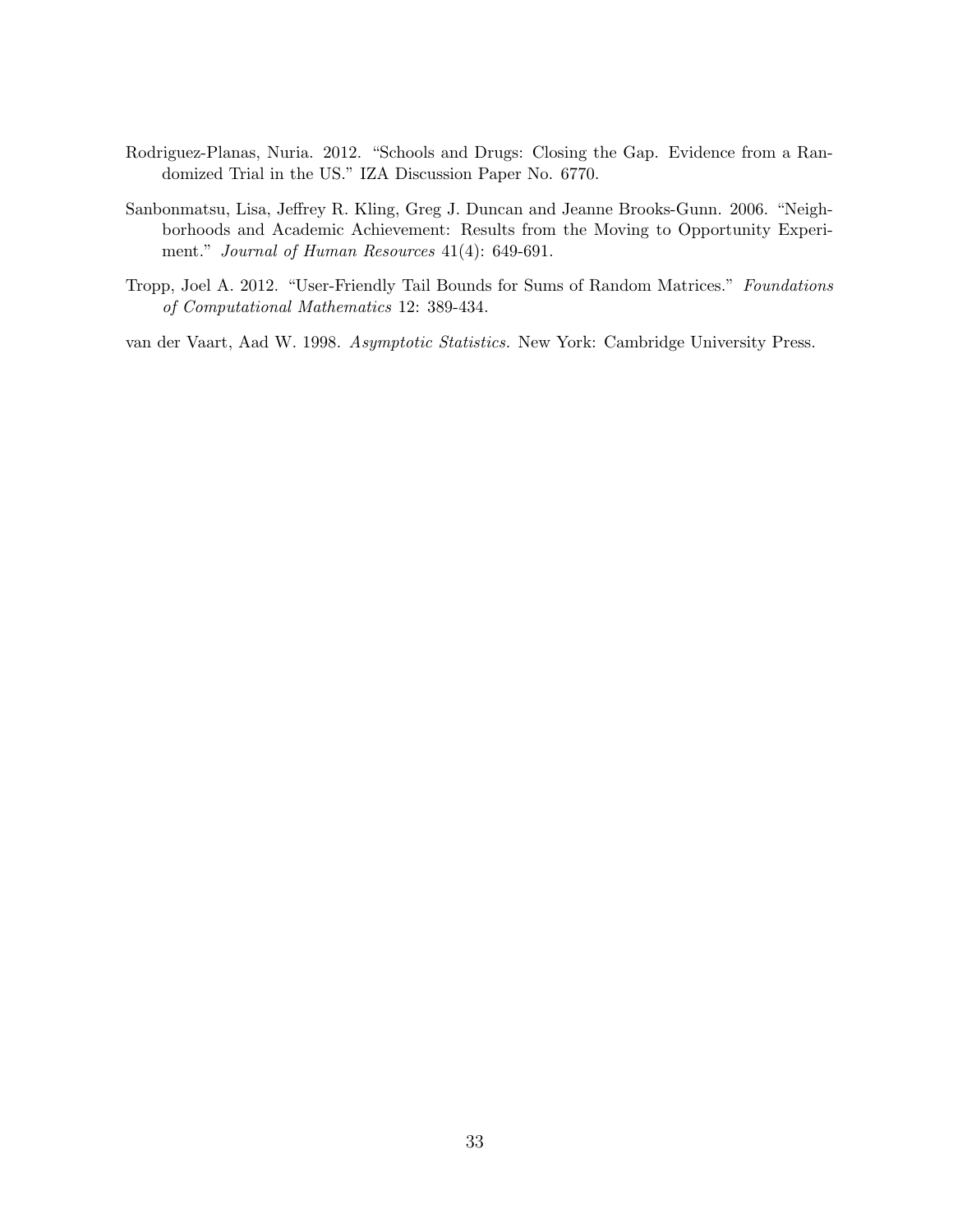Rodriguez-Planas, Nuria. 2012. "Schools and Drugs: Closing the Gap. Evidence from a Randomized Trial in the US." IZA Discussion Paper No. 6770.

Sanbonmatsu, Lisa, Jeffrey R. Kling, Greg J. Duncan and Jeanne Brooks-Gunn. 2006. "Neighborhoods and Academic Achievement: Results from the Moving to Opportunity Experiment." *Journal of Human Resources* 41(4): 649-691.

Tropp, Joel A. 2012. "User-Friendly Tail Bounds for Sums of Random Matrices." *Foundations of Computational Mathematics* 12: 389-434.

van der Vaart, Aad W. 1998. *Asymptotic Statistics.* New York: Cambridge University Press.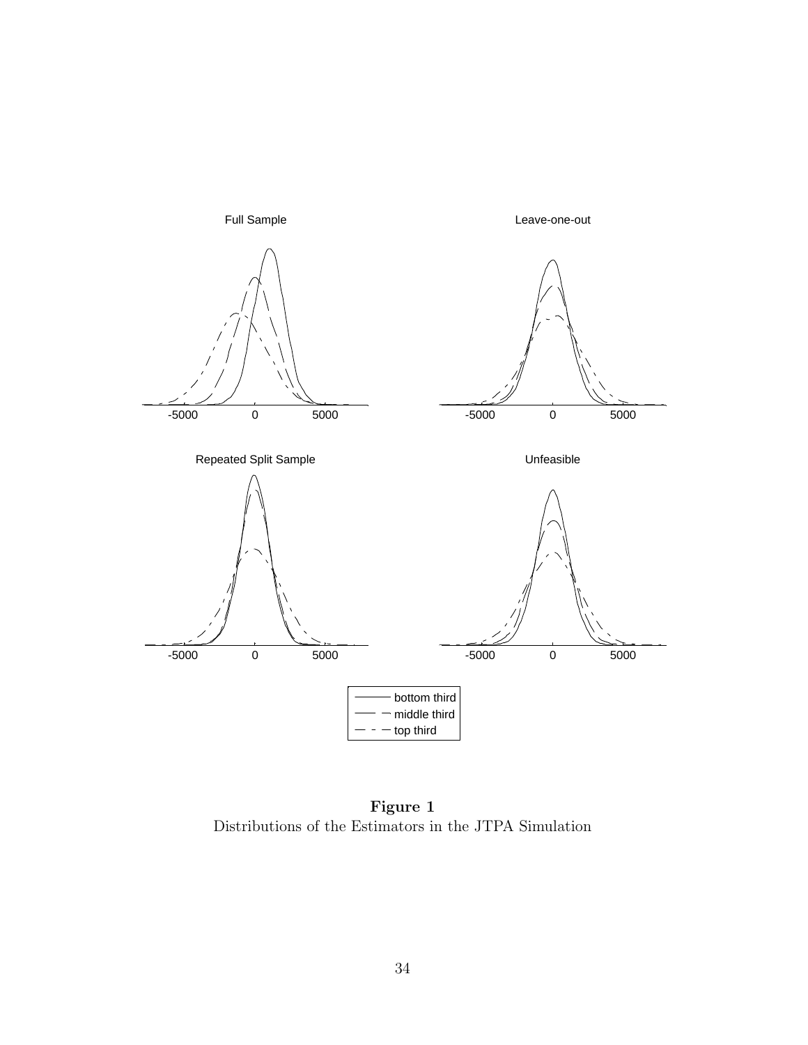**Figure 1**
Distributions of the Estimators in the JTPA Simulation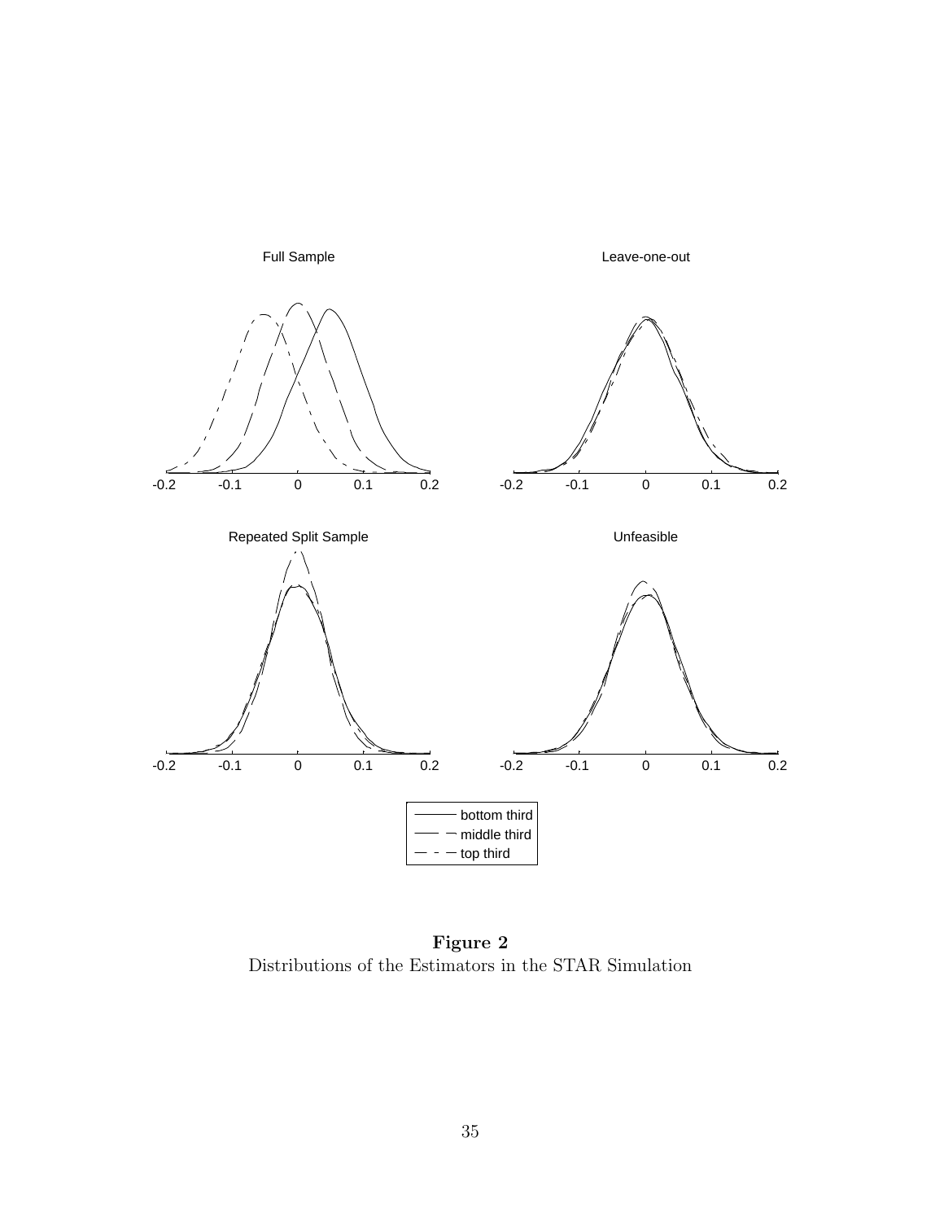**Figure 2**
Distributions of the Estimators in the STAR Simulation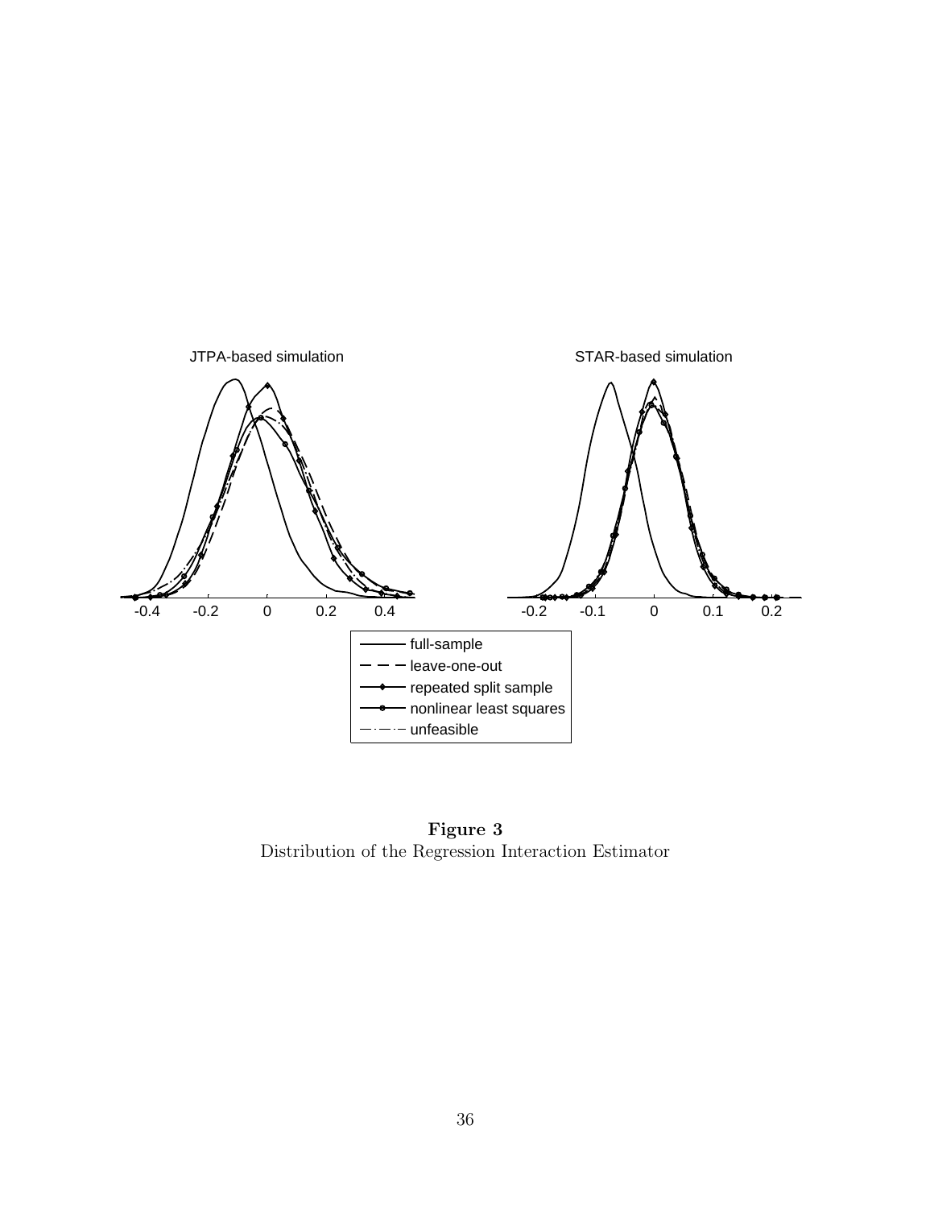**Figure 3**
Distribution of the Regression Interaction Estimator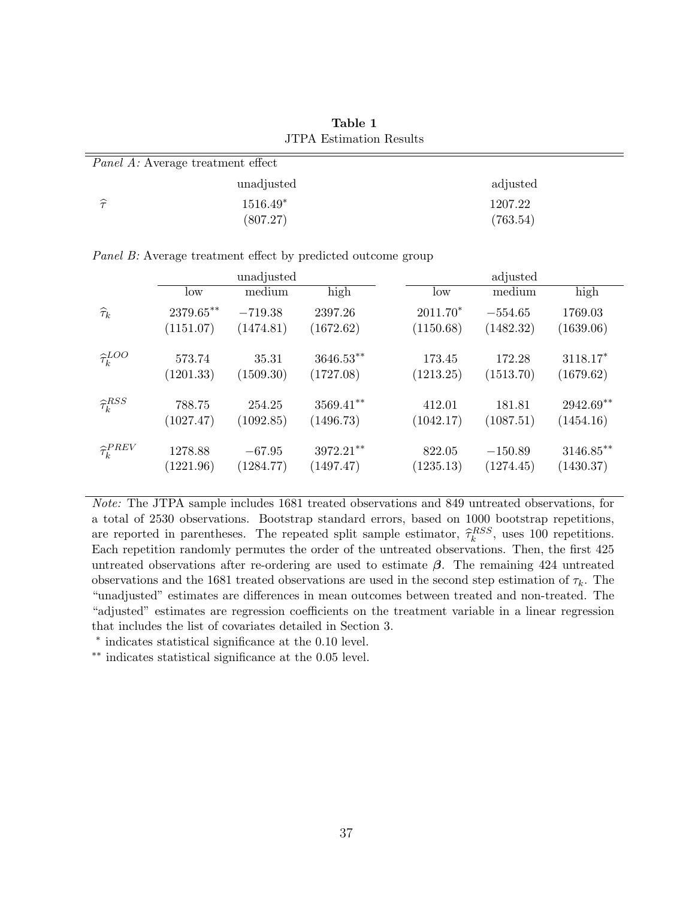**Table 1**

JTPA Estimation Results

*Panel A:* Average treatment effect

| | unadjusted | adjusted |
|---|---|---|
| $\widehat{\tau}$ | 1516.49* | 1207.22 |
| | (807.27) | (763.54) |

*Panel B:* Average treatment effect by predicted outcome group

| | unadjusted | | | adjusted | | |
|---|---|---|---|---|---|---|
| | low | medium | high | low | medium | high |
| $\widehat{\tau}_k$ | 2379.65** | −719.38 | 2397.26 | 2011.70* | −554.65 | 1769.03 |
| | (1151.07) | (1474.81) | (1672.62) | (1150.68) | (1482.32) | (1639.06) |
| $\widehat{\tau}_k^{LOO}$ | 573.74 | 35.31 | 3646.53** | 173.45 | 172.28 | 3118.17* |
| | (1201.33) | (1509.30) | (1727.08) | (1213.25) | (1513.70) | (1679.62) |
| $\widehat{\tau}_k^{RSS}$ | 788.75 | 254.25 | 3569.41** | 412.01 | 181.81 | 2942.69** |
| | (1027.47) | (1092.85) | (1496.73) | (1042.17) | (1087.51) | (1454.16) |
| $\widehat{\tau}_k^{PREV}$ | 1278.88 | −67.95 | 3972.21** | 822.05 | −150.89 | 3146.85** |
| | (1221.96) | (1284.77) | (1497.47) | (1235.13) | (1274.45) | (1430.37) |

*Note:* The JTPA sample includes 1681 treated observations and 849 untreated observations, for a total of 2530 observations. Bootstrap standard errors, based on 1000 bootstrap repetitions, are reported in parentheses. The repeated split sample estimator, $\widehat{\tau}_k^{RSS}$, uses 100 repetitions. Each repetition randomly permutes the order of the untreated observations. Then, the first 425 untreated observations after re-ordering are used to estimate $\boldsymbol{\beta}$. The remaining 424 untreated observations and the 1681 treated observations are used in the second step estimation of $\tau_k$. The "unadjusted" estimates are differences in mean outcomes between treated and non-treated. The "adjusted" estimates are regression coefficients on the treatment variable in a linear regression that includes the list of covariates detailed in Section 3.

* indicates statistical significance at the 0.10 level.

** indicates statistical significance at the 0.05 level.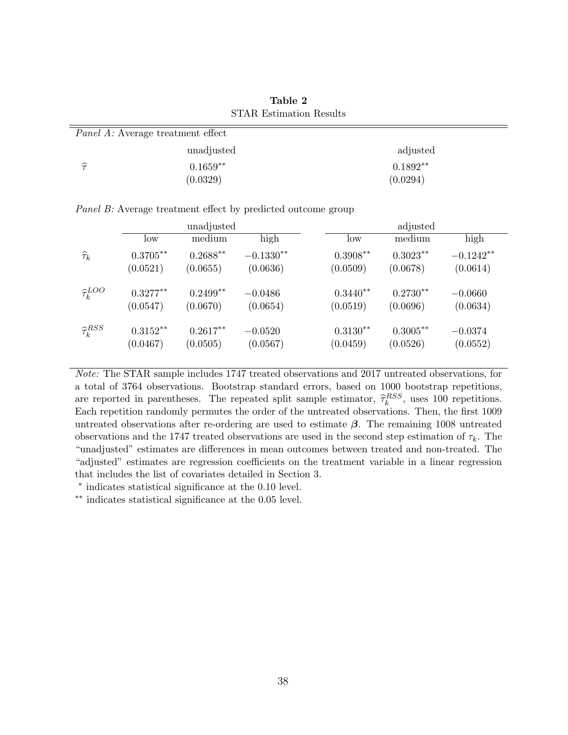**Table 2**
STAR Estimation Results

*Panel A:* Average treatment effect

| | unadjusted | adjusted |
|---|---|---|
| $\widehat{\tau}$ | $0.1659^{**}$ | $0.1892^{**}$ |
| | (0.0329) | (0.0294) |

*Panel B:* Average treatment effect by predicted outcome group

| | unadjusted | | | adjusted | | |
|---|---|---|---|---|---|---|
| | low | medium | high | low | medium | high |
| $\widehat{\tau}_k$ | $0.3705^{**}$ | $0.2688^{**}$ | $-0.1330^{**}$ | $0.3908^{**}$ | $0.3023^{**}$ | $-0.1242^{**}$ |
| | (0.0521) | (0.0655) | (0.0636) | (0.0509) | (0.0678) | (0.0614) |
| $\widehat{\tau}_k^{LOO}$ | $0.3277^{**}$ | $0.2499^{**}$ | $-0.0486$ | $0.3440^{**}$ | $0.2730^{**}$ | $-0.0660$ |
| | (0.0547) | (0.0670) | (0.0654) | (0.0519) | (0.0696) | (0.0634) |
| $\widehat{\tau}_k^{RSS}$ | $0.3152^{**}$ | $0.2617^{**}$ | $-0.0520$ | $0.3130^{**}$ | $0.3005^{**}$ | $-0.0374$ |
| | (0.0467) | (0.0505) | (0.0567) | (0.0459) | (0.0526) | (0.0552) |

*Note:* The STAR sample includes 1747 treated observations and 2017 untreated observations, for a total of 3764 observations. Bootstrap standard errors, based on 1000 bootstrap repetitions, are reported in parentheses. The repeated split sample estimator, $\widehat{\tau}_k^{RSS}$, uses 100 repetitions. Each repetition randomly permutes the order of the untreated observations. Then, the first 1009 untreated observations after re-ordering are used to estimate $\boldsymbol{\beta}$. The remaining 1008 untreated observations and the 1747 treated observations are used in the second step estimation of $\tau_k$. The "unadjusted" estimates are differences in mean outcomes between treated and non-treated. The "adjusted" estimates are regression coefficients on the treatment variable in a linear regression that includes the list of covariates detailed in Section 3.

$^{*}$ indicates statistical significance at the 0.10 level.

$^{**}$ indicates statistical significance at the 0.05 level.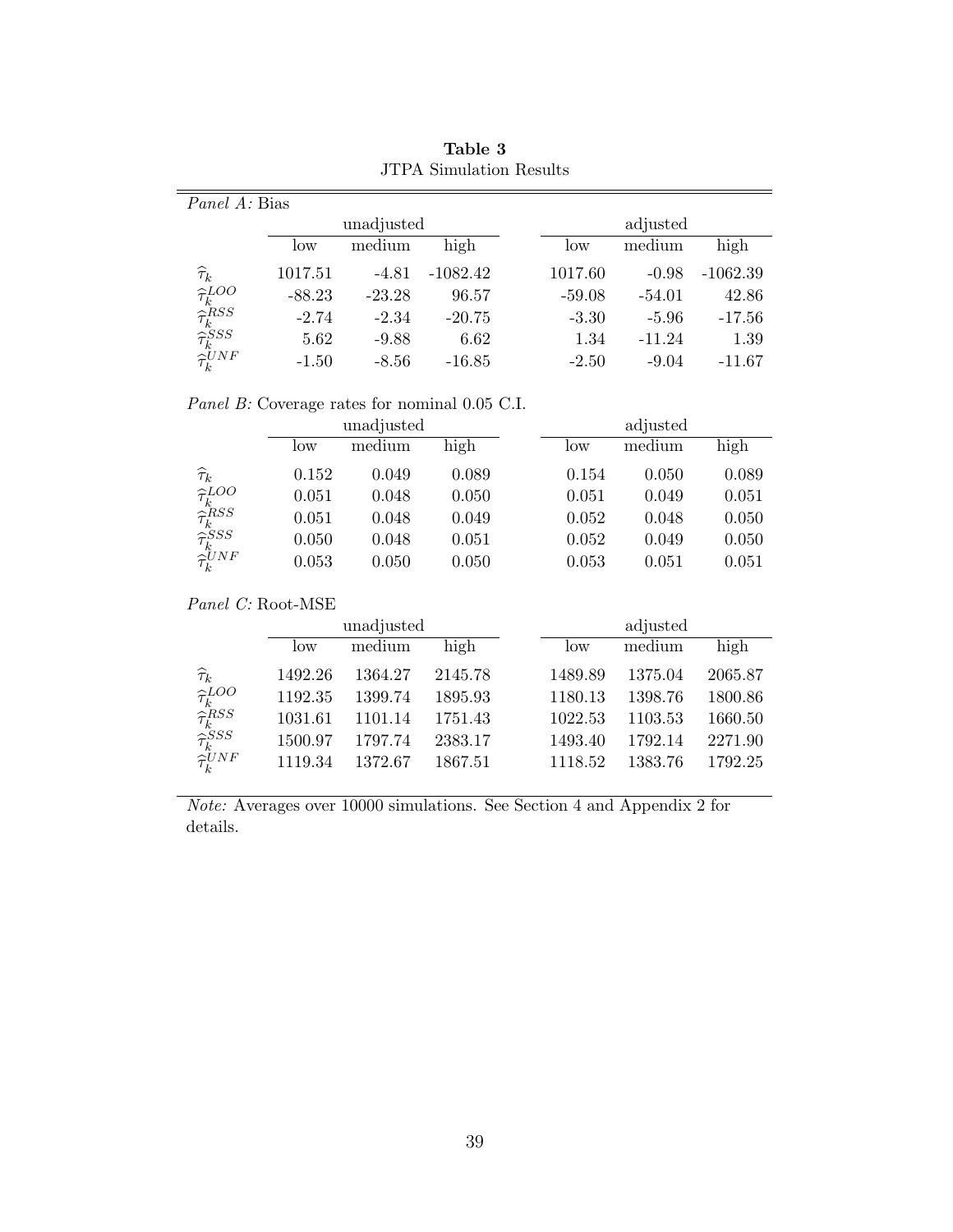**Table 3**
JTPA Simulation Results

*Panel A:* Bias

| | unadjusted | | | adjusted | | |
|---|---|---|---|---|---|---|
| | low | medium | high | low | medium | high |
| $\widehat{\tau}_k$ | 1017.51 | -4.81 | -1082.42 | 1017.60 | -0.98 | -1062.39 |
| $\widehat{\tau}_k^{LOO}$ | -88.23 | -23.28 | 96.57 | -59.08 | -54.01 | 42.86 |
| $\widehat{\tau}_k^{RSS}$ | -2.74 | -2.34 | -20.75 | -3.30 | -5.96 | -17.56 |
| $\widehat{\tau}_k^{SSS}$ | 5.62 | -9.88 | 6.62 | 1.34 | -11.24 | 1.39 |
| $\widehat{\tau}_k^{UNF}$ | -1.50 | -8.56 | -16.85 | -2.50 | -9.04 | -11.67 |

*Panel B:* Coverage rates for nominal 0.05 C.I.

| | unadjusted | | | adjusted | | |
|---|---|---|---|---|---|---|
| | low | medium | high | low | medium | high |
| $\widehat{\tau}_k$ | 0.152 | 0.049 | 0.089 | 0.154 | 0.050 | 0.089 |
| $\widehat{\tau}_k^{LOO}$ | 0.051 | 0.048 | 0.050 | 0.051 | 0.049 | 0.051 |
| $\widehat{\tau}_k^{RSS}$ | 0.051 | 0.048 | 0.049 | 0.052 | 0.048 | 0.050 |
| $\widehat{\tau}_k^{SSS}$ | 0.050 | 0.048 | 0.051 | 0.052 | 0.049 | 0.050 |
| $\widehat{\tau}_k^{UNF}$ | 0.053 | 0.050 | 0.050 | 0.053 | 0.051 | 0.051 |

*Panel C:* Root-MSE

| | unadjusted | | | adjusted | | |
|---|---|---|---|---|---|---|
| | low | medium | high | low | medium | high |
| $\widehat{\tau}_k$ | 1492.26 | 1364.27 | 2145.78 | 1489.89 | 1375.04 | 2065.87 |
| $\widehat{\tau}_k^{LOO}$ | 1192.35 | 1399.74 | 1895.93 | 1180.13 | 1398.76 | 1800.86 |
| $\widehat{\tau}_k^{RSS}$ | 1031.61 | 1101.14 | 1751.43 | 1022.53 | 1103.53 | 1660.50 |
| $\widehat{\tau}_k^{SSS}$ | 1500.97 | 1797.74 | 2383.17 | 1493.40 | 1792.14 | 2271.90 |
| $\widehat{\tau}_k^{UNF}$ | 1119.34 | 1372.67 | 1867.51 | 1118.52 | 1383.76 | 1792.25 |

*Note:* Averages over 10000 simulations. See Section 4 and Appendix 2 for details.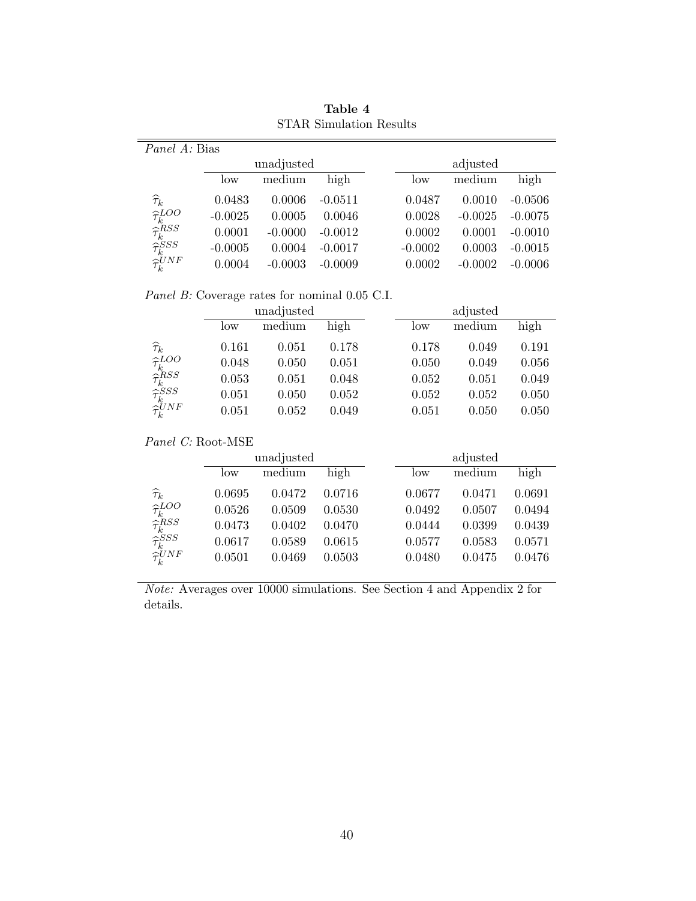**Table 4**
STAR Simulation Results

*Panel A:* Bias

| | unadjusted | | | adjusted | | |
|---|---|---|---|---|---|---|
| | low | medium | high | low | medium | high |
| $\widehat{\tau}_k$ | 0.0483 | 0.0006 | -0.0511 | 0.0487 | 0.0010 | -0.0506 |
| $\widehat{\tau}_k^{LOO}$ | -0.0025 | 0.0005 | 0.0046 | 0.0028 | -0.0025 | -0.0075 |
| $\widehat{\tau}_k^{RSS}$ | 0.0001 | -0.0000 | -0.0012 | 0.0002 | 0.0001 | -0.0010 |
| $\widehat{\tau}_k^{SSS}$ | -0.0005 | 0.0004 | -0.0017 | -0.0002 | 0.0003 | -0.0015 |
| $\widehat{\tau}_k^{UNF}$ | 0.0004 | -0.0003 | -0.0009 | 0.0002 | -0.0002 | -0.0006 |

*Panel B:* Coverage rates for nominal 0.05 C.I.

| | unadjusted | | | adjusted | | |
|---|---|---|---|---|---|---|
| | low | medium | high | low | medium | high |
| $\widehat{\tau}_k$ | 0.161 | 0.051 | 0.178 | 0.178 | 0.049 | 0.191 |
| $\widehat{\tau}_k^{LOO}$ | 0.048 | 0.050 | 0.051 | 0.050 | 0.049 | 0.056 |
| $\widehat{\tau}_k^{RSS}$ | 0.053 | 0.051 | 0.048 | 0.052 | 0.051 | 0.049 |
| $\widehat{\tau}_k^{SSS}$ | 0.051 | 0.050 | 0.052 | 0.052 | 0.052 | 0.050 |
| $\widehat{\tau}_k^{UNF}$ | 0.051 | 0.052 | 0.049 | 0.051 | 0.050 | 0.050 |

*Panel C:* Root-MSE

| | unadjusted | | | adjusted | | |
|---|---|---|---|---|---|---|
| | low | medium | high | low | medium | high |
| $\widehat{\tau}_k$ | 0.0695 | 0.0472 | 0.0716 | 0.0677 | 0.0471 | 0.0691 |
| $\widehat{\tau}_k^{LOO}$ | 0.0526 | 0.0509 | 0.0530 | 0.0492 | 0.0507 | 0.0494 |
| $\widehat{\tau}_k^{RSS}$ | 0.0473 | 0.0402 | 0.0470 | 0.0444 | 0.0399 | 0.0439 |
| $\widehat{\tau}_k^{SSS}$ | 0.0617 | 0.0589 | 0.0615 | 0.0577 | 0.0583 | 0.0571 |
| $\widehat{\tau}_k^{UNF}$ | 0.0501 | 0.0469 | 0.0503 | 0.0480 | 0.0475 | 0.0476 |

*Note:* Averages over 10000 simulations. See Section 4 and Appendix 2 for details.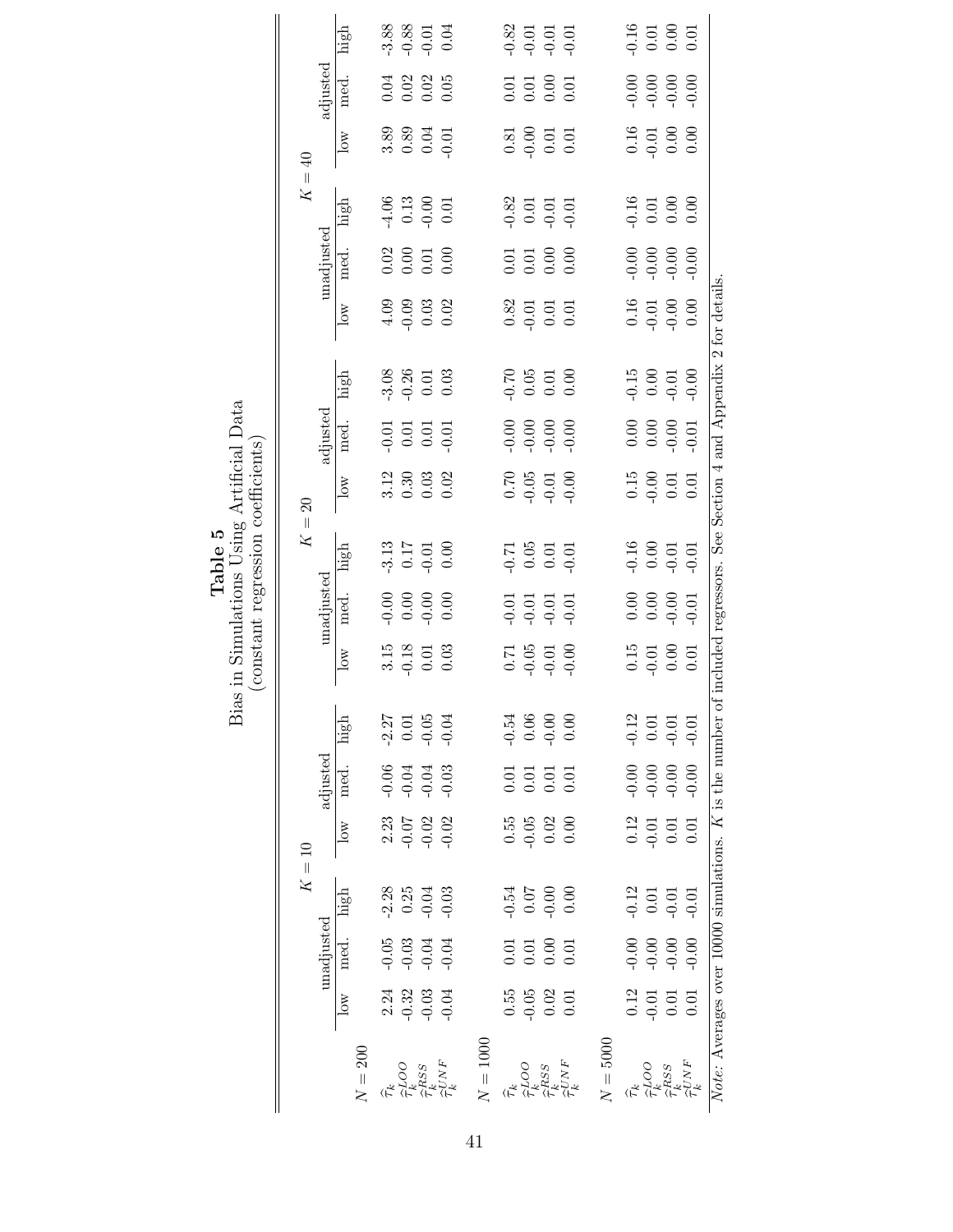**Table 5**
Bias in Simulations Using Artificial Data
(constant regression coefficients)

| | $K=10$ | | | | | | $K=20$ | | | | | | $K=40$ | | | | | |
|---|---|---|---|---|---|---|---|---|---|---|---|---|---|---|---|---|---|---|
| | unadjusted | | | adjusted | | | unadjusted | | | adjusted | | | unadjusted | | | adjusted | | |
| | low | med. | high | low | med. | high | low | med. | high | low | med. | high | low | med. | high | low | med. | high |
| $N=200$ | | | | | | | | | | | | | | | | | | |
| $\widehat{\tau}_k$ | 2.24 | -0.05 | -2.28 | 2.23 | -0.06 | -2.27 | 3.15 | -0.00 | -3.13 | 3.12 | -0.01 | -3.08 | 4.09 | 0.02 | -4.06 | 3.89 | 0.04 | -3.88 |
| $\widehat{\tau}_k^{LOO}$ | -0.32 | -0.03 | 0.25 | -0.07 | -0.04 | 0.01 | -0.18 | 0.00 | 0.17 | 0.30 | 0.01 | -0.26 | -0.09 | 0.00 | 0.13 | 0.89 | 0.02 | -0.88 |
| $\widehat{\tau}_k^{RSS}$ | -0.03 | -0.04 | -0.04 | -0.02 | -0.04 | -0.05 | 0.01 | -0.00 | -0.01 | 0.03 | 0.01 | 0.01 | 0.03 | 0.01 | -0.00 | 0.04 | 0.02 | -0.01 |
| $\widehat{\tau}_k^{UNF}$ | -0.04 | -0.04 | -0.03 | -0.02 | -0.03 | -0.04 | 0.03 | 0.00 | 0.00 | 0.02 | -0.01 | 0.03 | 0.02 | 0.00 | 0.01 | -0.01 | 0.05 | 0.04 |
| $N=1000$ | | | | | | | | | | | | | | | | | | |
| $\widehat{\tau}_k$ | 0.55 | 0.01 | -0.54 | 0.55 | 0.01 | -0.54 | 0.71 | -0.01 | -0.71 | 0.70 | -0.00 | -0.70 | 0.82 | 0.01 | -0.82 | 0.81 | 0.01 | -0.82 |
| $\widehat{\tau}_k^{LOO}$ | -0.05 | 0.01 | 0.07 | -0.05 | 0.01 | 0.06 | -0.05 | -0.01 | 0.05 | -0.05 | -0.00 | 0.05 | -0.01 | 0.01 | 0.01 | -0.00 | 0.01 | -0.01 |
| $\widehat{\tau}_k^{RSS}$ | 0.02 | 0.00 | -0.00 | 0.02 | 0.01 | -0.00 | -0.01 | -0.01 | 0.01 | -0.01 | -0.00 | 0.01 | 0.01 | 0.00 | -0.01 | 0.01 | 0.00 | -0.01 |
| $\widehat{\tau}_k^{UNF}$ | 0.01 | 0.01 | 0.00 | 0.00 | 0.01 | 0.00 | -0.00 | -0.01 | -0.01 | -0.00 | -0.00 | 0.00 | 0.01 | 0.00 | -0.01 | 0.01 | 0.01 | -0.01 |
| $N=5000$ | | | | | | | | | | | | | | | | | | |
| $\widehat{\tau}_k$ | 0.12 | -0.00 | -0.12 | 0.12 | -0.00 | -0.12 | 0.15 | 0.00 | -0.16 | 0.15 | 0.00 | -0.15 | 0.16 | -0.00 | -0.16 | 0.16 | -0.00 | -0.16 |
| $\widehat{\tau}_k^{LOO}$ | -0.01 | -0.00 | 0.01 | -0.01 | -0.00 | 0.01 | -0.01 | 0.00 | 0.00 | -0.00 | 0.00 | 0.00 | -0.01 | -0.00 | 0.01 | -0.01 | -0.00 | 0.01 |
| $\widehat{\tau}_k^{RSS}$ | 0.01 | -0.00 | -0.01 | 0.01 | -0.00 | -0.01 | 0.00 | -0.00 | -0.01 | 0.01 | -0.00 | -0.01 | -0.00 | -0.00 | 0.00 | 0.00 | -0.00 | 0.00 |
| $\widehat{\tau}_k^{UNF}$ | 0.01 | -0.00 | -0.01 | 0.01 | -0.00 | -0.01 | 0.01 | -0.01 | -0.01 | 0.01 | -0.01 | -0.00 | 0.00 | -0.00 | 0.00 | 0.00 | -0.00 | 0.01 |

*Note:* Averages over 10000 simulations. $K$ is the number of included regressors. See Section 4 and Appendix 2 for details.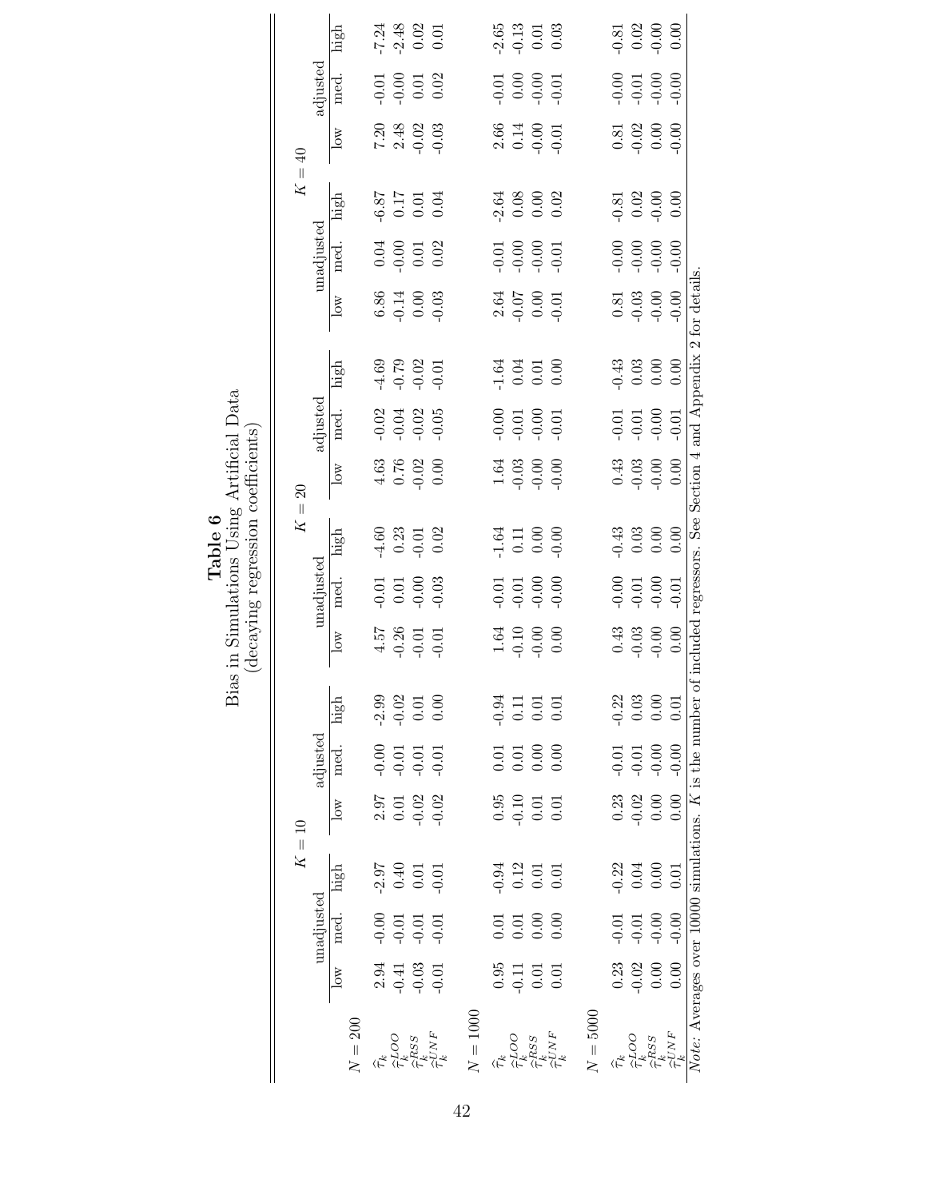**Table 6**
Bias in Simulations Using Artificial Data
(decaying regression coefficients)

| | $K = 10$ | | | | | | $K = 20$ | | | | | | $K = 40$ | | | | | |
|---|---|---|---|---|---|---|---|---|---|---|---|---|---|---|---|---|---|---|
| | unadjusted | | | adjusted | | | unadjusted | | | adjusted | | | unadjusted | | | adjusted | | |
| | low | med. | high | low | med. | high | low | med. | high | low | med. | high | low | med. | high | low | med. | high |
| $N = 200$ | | | | | | | | | | | | | | | | | | |
| $\widehat{\tau}_k$ | 2.94 | -0.00 | -2.97 | 2.97 | -0.00 | -2.99 | 4.57 | -0.01 | -4.60 | 4.63 | -0.02 | -4.69 | 6.86 | 0.04 | -6.87 | 7.20 | -0.01 | -7.24 |
| $\widehat{\tau}_k^{LOO}$ | -0.41 | -0.01 | 0.40 | 0.01 | -0.01 | -0.02 | -0.26 | 0.01 | 0.23 | 0.76 | -0.04 | -0.79 | -0.14 | -0.00 | 0.17 | 2.48 | -0.00 | -2.48 |
| $\widehat{\tau}_k^{RSS}$ | -0.03 | -0.01 | 0.01 | -0.02 | -0.01 | 0.01 | -0.01 | -0.00 | -0.01 | -0.02 | -0.02 | -0.02 | 0.00 | 0.01 | 0.01 | -0.02 | 0.01 | 0.02 |
| $\widehat{\tau}_k^{UNF}$ | -0.01 | -0.01 | -0.01 | -0.02 | -0.01 | 0.00 | -0.01 | -0.03 | 0.02 | 0.00 | -0.05 | -0.01 | -0.03 | 0.02 | 0.04 | -0.03 | 0.02 | 0.01 |
| $N = 1000$ | | | | | | | | | | | | | | | | | | |
| $\widehat{\tau}_k$ | 0.95 | 0.01 | -0.94 | 0.95 | 0.01 | -0.94 | 1.64 | -0.01 | -1.64 | 1.64 | -0.00 | -1.64 | 2.64 | -0.01 | -2.64 | 2.66 | -0.01 | -2.65 |
| $\widehat{\tau}_k^{LOO}$ | -0.11 | 0.01 | 0.12 | -0.10 | 0.01 | 0.11 | -0.10 | -0.01 | 0.11 | -0.03 | -0.01 | 0.04 | -0.07 | -0.00 | 0.08 | 0.14 | 0.00 | -0.13 |
| $\widehat{\tau}_k^{RSS}$ | 0.01 | 0.00 | 0.01 | 0.01 | 0.00 | 0.01 | -0.00 | -0.00 | 0.00 | -0.00 | -0.00 | 0.01 | 0.00 | -0.00 | 0.00 | -0.00 | -0.00 | 0.01 |
| $\widehat{\tau}_k^{UNF}$ | 0.01 | 0.00 | 0.01 | 0.01 | 0.00 | 0.01 | 0.00 | -0.00 | -0.00 | -0.00 | -0.01 | 0.00 | -0.01 | -0.01 | 0.02 | -0.01 | -0.01 | 0.03 |
| $N = 5000$ | | | | | | | | | | | | | | | | | | |
| $\widehat{\tau}_k$ | 0.23 | -0.01 | -0.22 | 0.23 | -0.01 | -0.22 | 0.43 | -0.00 | -0.43 | 0.43 | -0.01 | -0.43 | 0.81 | -0.00 | -0.81 | 0.81 | -0.00 | -0.81 |
| $\widehat{\tau}_k^{LOO}$ | -0.02 | -0.01 | 0.04 | -0.02 | -0.01 | 0.03 | -0.03 | -0.01 | 0.03 | -0.03 | -0.01 | 0.03 | -0.03 | -0.00 | 0.02 | -0.02 | -0.01 | 0.02 |
| $\widehat{\tau}_k^{RSS}$ | 0.00 | -0.00 | 0.00 | 0.00 | -0.00 | 0.00 | -0.00 | -0.00 | 0.00 | -0.00 | -0.00 | 0.00 | -0.00 | -0.00 | -0.00 | 0.00 | -0.00 | -0.00 |
| $\widehat{\tau}_k^{UNF}$ | 0.00 | -0.00 | 0.01 | 0.00 | -0.00 | 0.01 | 0.00 | -0.01 | 0.00 | 0.00 | -0.01 | 0.00 | -0.00 | -0.00 | 0.00 | -0.00 | -0.00 | 0.00 |

*Note:* Averages over 10000 simulations. $K$ is the number of included regressors. See Section 4 and Appendix 2 for details.